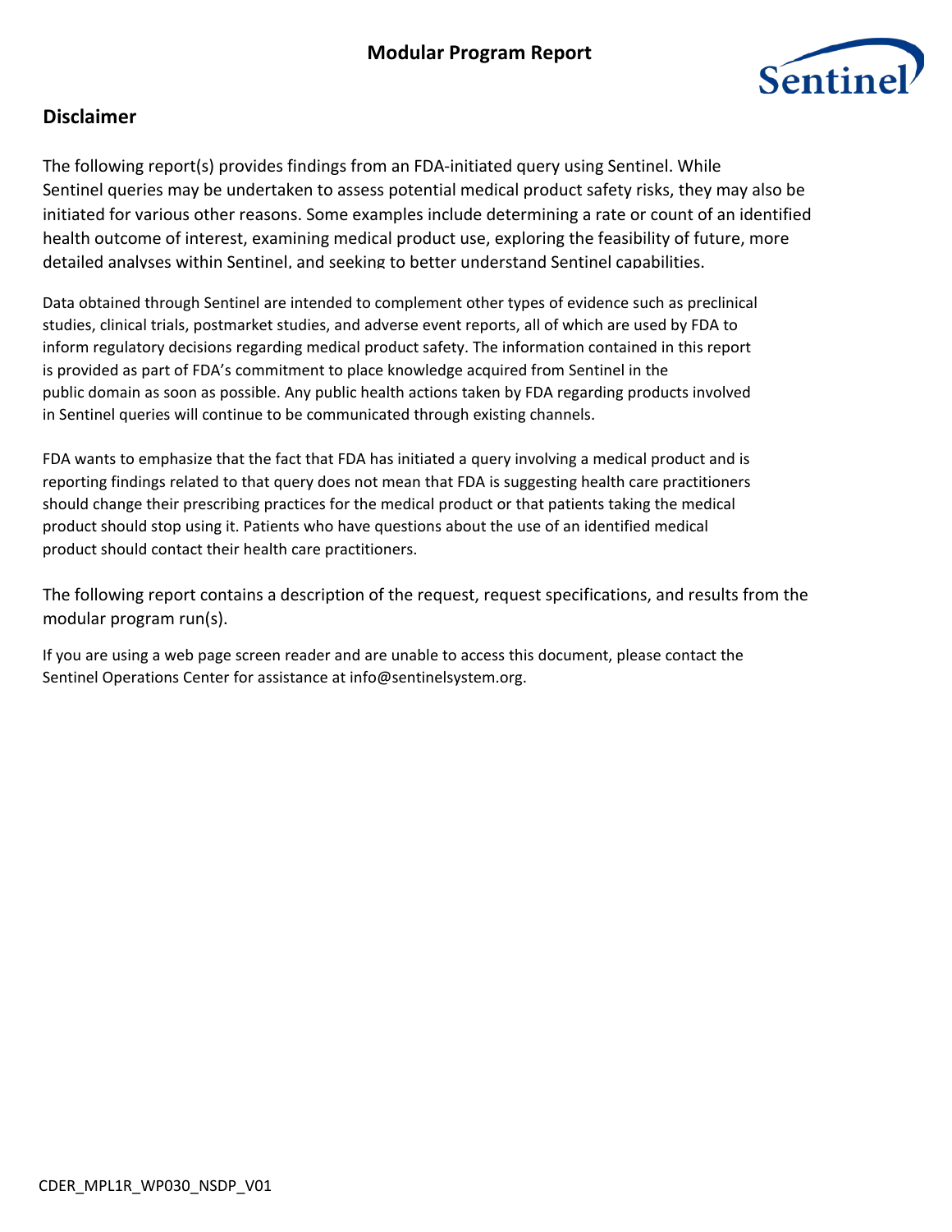# Modular Program Report

## Disclaimer

The following report(s) provides findings from an FDA-initiated query using Sentinel. While Sentinel queries may be undertaken to assess potential medical product safety risks, they may also be initiated for various other reasons. Some examples include determining a rate or count of an identified health outcome of interest, examining medical product use, exploring the feasibility of future, more detailed analyses within Sentinel, and seeking to better understand Sentinel capabilities.

Data obtained through Sentinel are intended to complement other types of evidence such as preclinical studies, clinical trials, postmarket studies, and adverse event reports, all of which are used by FDA to inform regulatory decisions regarding medical product safety. The information contained in this report is provided as part of FDA's commitment to place knowledge acquired from Sentinel in the public domain as soon as possible. Any public health actions taken by FDA regarding products involved in Sentinel queries will continue to be communicated through existing channels.

FDA wants to emphasize that the fact that FDA has initiated a query involving a medical product and is reporting findings related to that query does not mean that FDA is suggesting health care practitioners should change their prescribing practices for the medical product or that patients taking the medical product should stop using it. Patients who have questions about the use of an identified medical product should contact their health care practitioners.

The following report contains a description of the request, request specifications, and results from the modular program run(s).

If you are using a web page screen reader and are unable to access this document, please contact the Sentinel Operations Center for assistance at info@sentinelsystem.org.

CDER_MPL1R_WP030_NSDP_V01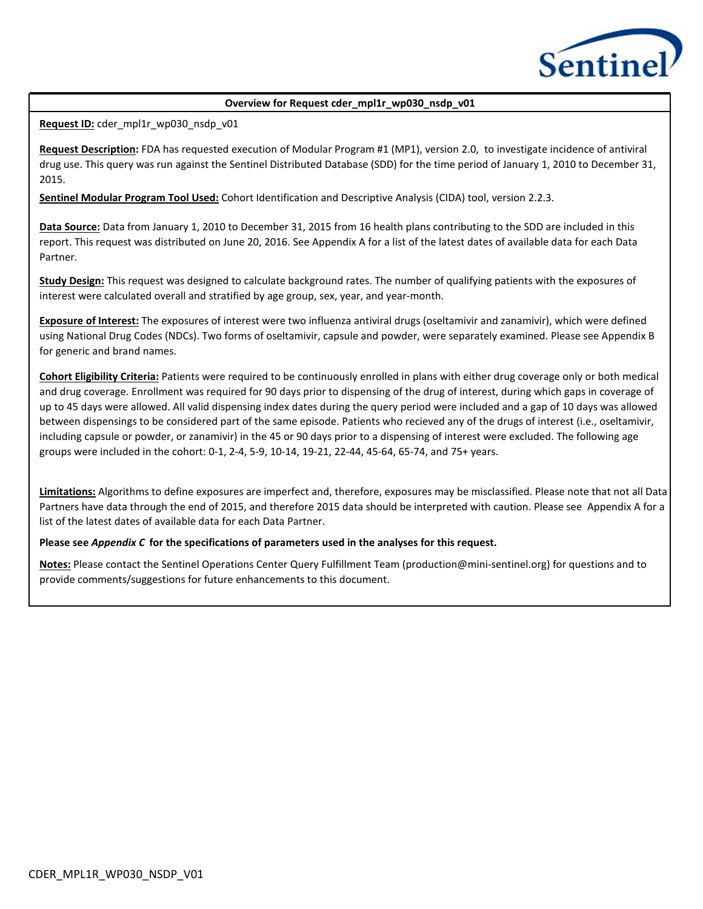## Overview for Request cder_mpl1r_wp030_nsdp_v01

**Request ID:** cder_mpl1r_wp030_nsdp_v01

**Request Description:** FDA has requested execution of Modular Program #1 (MP1), version 2.0, to investigate incidence of antiviral drug use. This query was run against the Sentinel Distributed Database (SDD) for the time period of January 1, 2010 to December 31, 2015.

**Sentinel Modular Program Tool Used:** Cohort Identification and Descriptive Analysis (CIDA) tool, version 2.2.3.

**Data Source:** Data from January 1, 2010 to December 31, 2015 from 16 health plans contributing to the SDD are included in this report. This request was distributed on June 20, 2016. See Appendix A for a list of the latest dates of available data for each Data Partner.

**Study Design:** This request was designed to calculate background rates. The number of qualifying patients with the exposures of interest were calculated overall and stratified by age group, sex, year, and year-month.

**Exposure of Interest:** The exposures of interest were two influenza antiviral drugs (oseltamivir and zanamivir), which were defined using National Drug Codes (NDCs). Two forms of oseltamivir, capsule and powder, were separately examined. Please see Appendix B for generic and brand names.

**Cohort Eligibility Criteria:** Patients were required to be continuously enrolled in plans with either drug coverage only or both medical and drug coverage. Enrollment was required for 90 days prior to dispensing of the drug of interest, during which gaps in coverage of up to 45 days were allowed. All valid dispensing index dates during the query period were included and a gap of 10 days was allowed between dispensings to be considered part of the same episode. Patients who recieved any of the drugs of interest (i.e., oseltamivir, including capsule or powder, or zanamivir) in the 45 or 90 days prior to a dispensing of interest were excluded. The following age groups were included in the cohort: 0-1, 2-4, 5-9, 10-14, 19-21, 22-44, 45-64, 65-74, and 75+ years.

**Limitations:** Algorithms to define exposures are imperfect and, therefore, exposures may be misclassified. Please note that not all Data Partners have data through the end of 2015, and therefore 2015 data should be interpreted with caution. Please see Appendix A for a list of the latest dates of available data for each Data Partner.

**Please see *Appendix C* for the specifications of parameters used in the analyses for this request.**

**Notes:** Please contact the Sentinel Operations Center Query Fulfillment Team (production@mini-sentinel.org) for questions and to provide comments/suggestions for future enhancements to this document.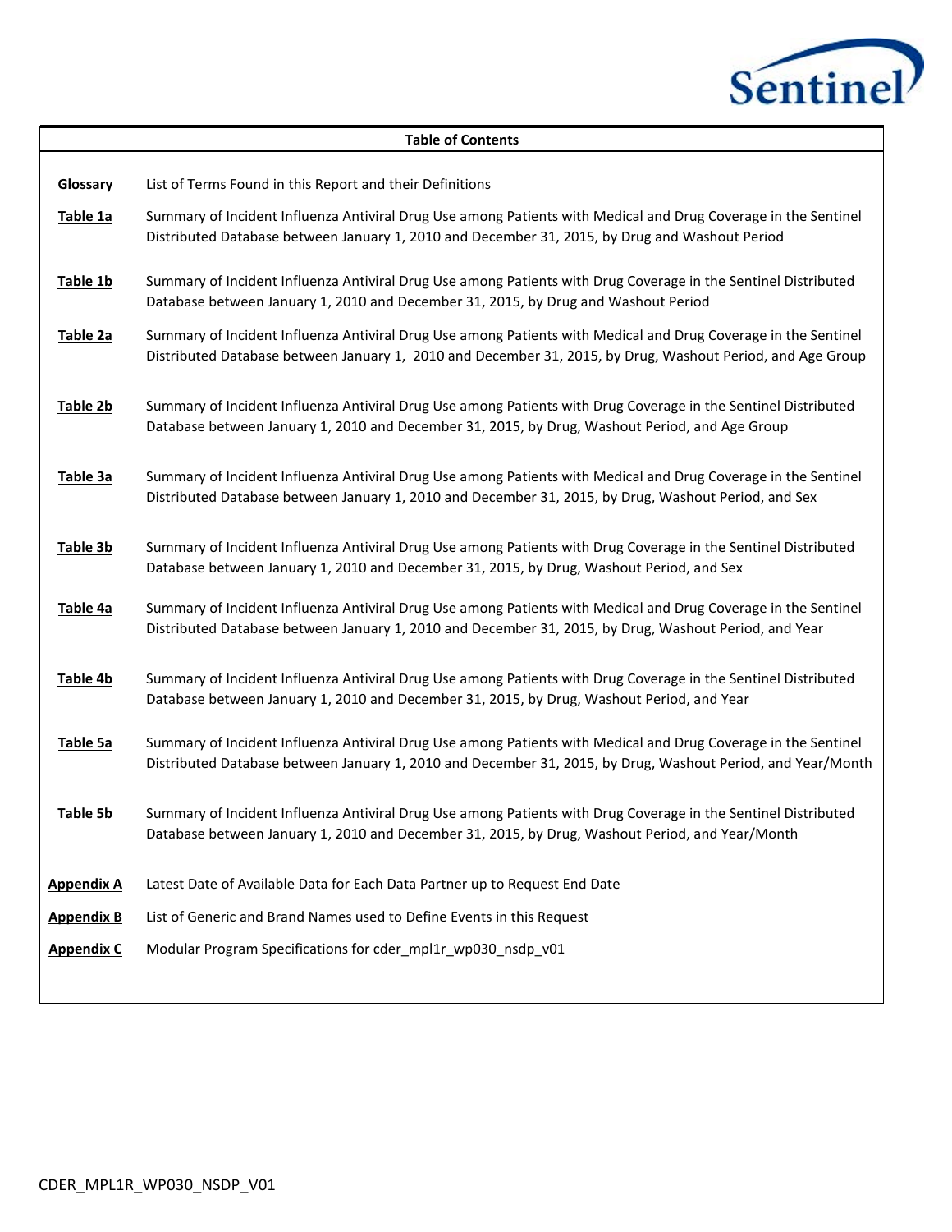## Table of Contents

| | |
|---|---|
| **Glossary** | List of Terms Found in this Report and their Definitions |
| **Table 1a** | Summary of Incident Influenza Antiviral Drug Use among Patients with Medical and Drug Coverage in the Sentinel Distributed Database between January 1, 2010 and December 31, 2015, by Drug and Washout Period |
| **Table 1b** | Summary of Incident Influenza Antiviral Drug Use among Patients with Drug Coverage in the Sentinel Distributed Database between January 1, 2010 and December 31, 2015, by Drug and Washout Period |
| **Table 2a** | Summary of Incident Influenza Antiviral Drug Use among Patients with Medical and Drug Coverage in the Sentinel Distributed Database between January 1, 2010 and December 31, 2015, by Drug, Washout Period, and Age Group |
| **Table 2b** | Summary of Incident Influenza Antiviral Drug Use among Patients with Drug Coverage in the Sentinel Distributed Database between January 1, 2010 and December 31, 2015, by Drug, Washout Period, and Age Group |
| **Table 3a** | Summary of Incident Influenza Antiviral Drug Use among Patients with Medical and Drug Coverage in the Sentinel Distributed Database between January 1, 2010 and December 31, 2015, by Drug, Washout Period, and Sex |
| **Table 3b** | Summary of Incident Influenza Antiviral Drug Use among Patients with Drug Coverage in the Sentinel Distributed Database between January 1, 2010 and December 31, 2015, by Drug, Washout Period, and Sex |
| **Table 4a** | Summary of Incident Influenza Antiviral Drug Use among Patients with Medical and Drug Coverage in the Sentinel Distributed Database between January 1, 2010 and December 31, 2015, by Drug, Washout Period, and Year |
| **Table 4b** | Summary of Incident Influenza Antiviral Drug Use among Patients with Drug Coverage in the Sentinel Distributed Database between January 1, 2010 and December 31, 2015, by Drug, Washout Period, and Year |
| **Table 5a** | Summary of Incident Influenza Antiviral Drug Use among Patients with Medical and Drug Coverage in the Sentinel Distributed Database between January 1, 2010 and December 31, 2015, by Drug, Washout Period, and Year/Month |
| **Table 5b** | Summary of Incident Influenza Antiviral Drug Use among Patients with Drug Coverage in the Sentinel Distributed Database between January 1, 2010 and December 31, 2015, by Drug, Washout Period, and Year/Month |
| **Appendix A** | Latest Date of Available Data for Each Data Partner up to Request End Date |
| **Appendix B** | List of Generic and Brand Names used to Define Events in this Request |
| **Appendix C** | Modular Program Specifications for cder_mpl1r_wp030_nsdp_v01 |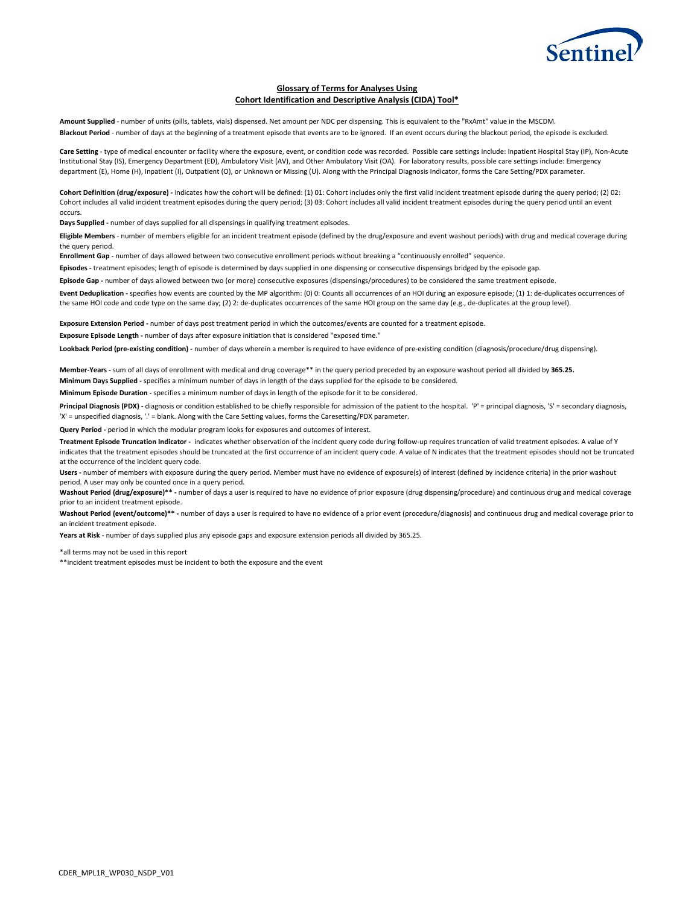## Glossary of Terms for Analyses Using Cohort Identification and Descriptive Analysis (CIDA) Tool*

**Amount Supplied** - number of units (pills, tablets, vials) dispensed. Net amount per NDC per dispensing. This is equivalent to the "RxAmt" value in the MSCDM.

**Blackout Period** - number of days at the beginning of a treatment episode that events are to be ignored. If an event occurs during the blackout period, the episode is excluded.

**Care Setting** - type of medical encounter or facility where the exposure, event, or condition code was recorded. Possible care settings include: Inpatient Hospital Stay (IP), Non-Acute Institutional Stay (IS), Emergency Department (ED), Ambulatory Visit (AV), and Other Ambulatory Visit (OA). For laboratory results, possible care settings include: Emergency department (E), Home (H), Inpatient (I), Outpatient (O), or Unknown or Missing (U). Along with the Principal Diagnosis Indicator, forms the Care Setting/PDX parameter.

**Cohort Definition (drug/exposure) -** indicates how the cohort will be defined: (1) 01: Cohort includes only the first valid incident treatment episode during the query period; (2) 02: Cohort includes all valid incident treatment episodes during the query period; (3) 03: Cohort includes all valid incident treatment episodes during the query period until an event occurs.

**Days Supplied -** number of days supplied for all dispensings in qualifying treatment episodes.

**Eligible Members** - number of members eligible for an incident treatment episode (defined by the drug/exposure and event washout periods) with drug and medical coverage during the query period.

**Enrollment Gap -** number of days allowed between two consecutive enrollment periods without breaking a "continuously enrolled" sequence.

**Episodes -** treatment episodes; length of episode is determined by days supplied in one dispensing or consecutive dispensings bridged by the episode gap.

**Episode Gap -** number of days allowed between two (or more) consecutive exposures (dispensings/procedures) to be considered the same treatment episode.

**Event Deduplication -** specifies how events are counted by the MP algorithm: (0) 0: Counts all occurrences of an HOI during an exposure episode; (1) 1: de-duplicates occurrences of the same HOI code and code type on the same day; (2) 2: de-duplicates occurrences of the same HOI group on the same day (e.g., de-duplicates at the group level).

**Exposure Extension Period -** number of days post treatment period in which the outcomes/events are counted for a treatment episode.

**Exposure Episode Length -** number of days after exposure initiation that is considered "exposed time."

**Lookback Period (pre-existing condition) -** number of days wherein a member is required to have evidence of pre-existing condition (diagnosis/procedure/drug dispensing).

**Member-Years -** sum of all days of enrollment with medical and drug coverage** in the query period preceded by an exposure washout period all divided by **365.25.**

**Minimum Days Supplied -** specifies a minimum number of days in length of the days supplied for the episode to be considered.

**Minimum Episode Duration -** specifies a minimum number of days in length of the episode for it to be considered.

**Principal Diagnosis (PDX) -** diagnosis or condition established to be chiefly responsible for admission of the patient to the hospital. 'P' = principal diagnosis, 'S' = secondary diagnosis, 'X' = unspecified diagnosis, '.' = blank. Along with the Care Setting values, forms the Caresetting/PDX parameter.

**Query Period -** period in which the modular program looks for exposures and outcomes of interest.

**Treatment Episode Truncation Indicator -** indicates whether observation of the incident query code during follow-up requires truncation of valid treatment episodes. A value of Y indicates that the treatment episodes should be truncated at the first occurrence of an incident query code. A value of N indicates that the treatment episodes should not be truncated at the occurrence of the incident query code.

**Users -** number of members with exposure during the query period. Member must have no evidence of exposure(s) of interest (defined by incidence criteria) in the prior washout period. A user may only be counted once in a query period.

**Washout Period (drug/exposure)** -** number of days a user is required to have no evidence of prior exposure (drug dispensing/procedure) and continuous drug and medical coverage prior to an incident treatment episode.

**Washout Period (event/outcome)** -** number of days a user is required to have no evidence of a prior event (procedure/diagnosis) and continuous drug and medical coverage prior to an incident treatment episode.

**Years at Risk** - number of days supplied plus any episode gaps and exposure extension periods all divided by 365.25.

*all terms may not be used in this report

**incident treatment episodes must be incident to both the exposure and the event

CDER_MPL1R_WP030_NSDP_V01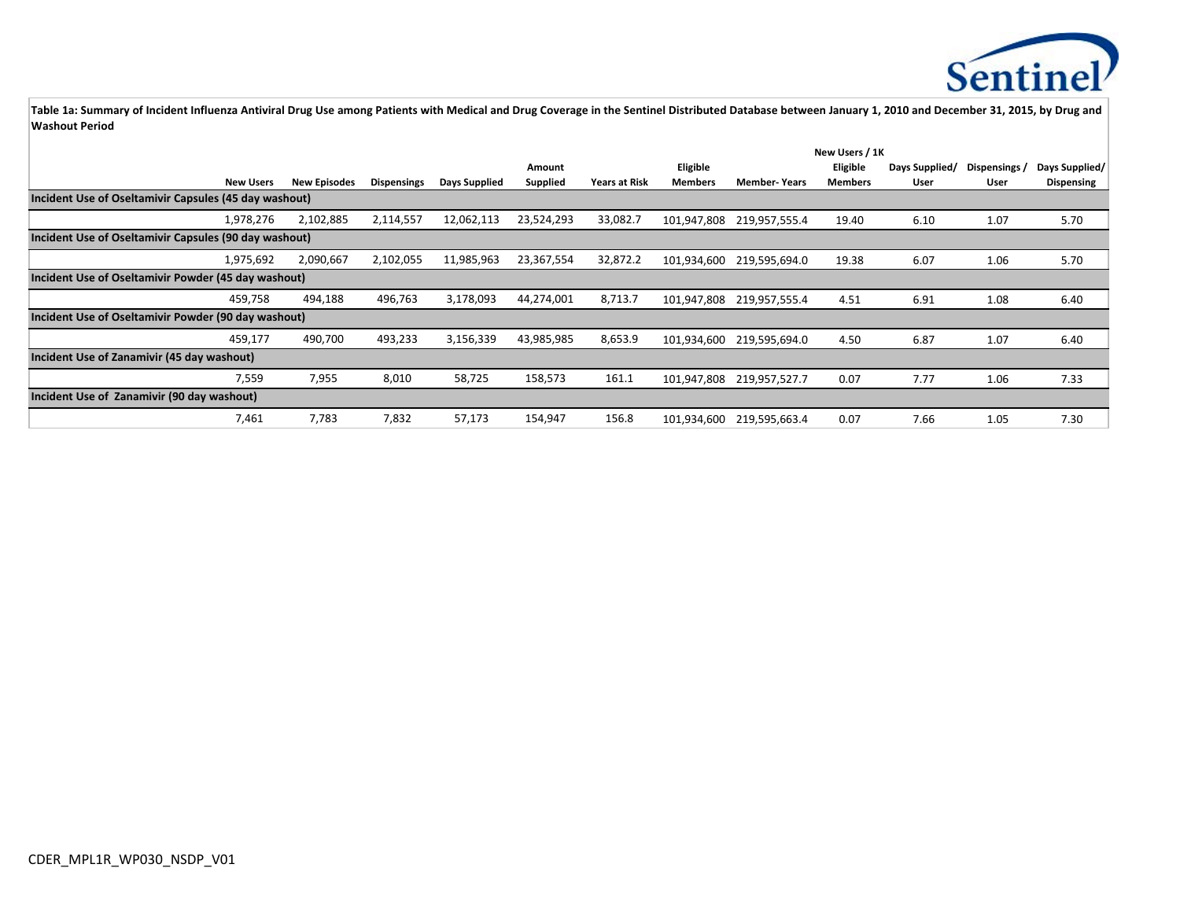**Table 1a: Summary of Incident Influenza Antiviral Drug Use among Patients with Medical and Drug Coverage in the Sentinel Distributed Database between January 1, 2010 and December 31, 2015, by Drug and Washout Period**

| | New Users | New Episodes | Dispensings | Days Supplied | Amount Supplied | Years at Risk | Eligible Members | Member- Years | New Users / 1K Eligible Members | Days Supplied/ User | Dispensings / User | Days Supplied/ Dispensing |
|---|---|---|---|---|---|---|---|---|---|---|---|---|
| **Incident Use of Oseltamivir Capsules (45 day washout)** | | | | | | | | | | | | |
| | 1,978,276 | 2,102,885 | 2,114,557 | 12,062,113 | 23,524,293 | 33,082.7 | 101,947,808 | 219,957,555.4 | 19.40 | 6.10 | 1.07 | 5.70 |
| **Incident Use of Oseltamivir Capsules (90 day washout)** | | | | | | | | | | | | |
| | 1,975,692 | 2,090,667 | 2,102,055 | 11,985,963 | 23,367,554 | 32,872.2 | 101,934,600 | 219,595,694.0 | 19.38 | 6.07 | 1.06 | 5.70 |
| **Incident Use of Oseltamivir Powder (45 day washout)** | | | | | | | | | | | | |
| | 459,758 | 494,188 | 496,763 | 3,178,093 | 44,274,001 | 8,713.7 | 101,947,808 | 219,957,555.4 | 4.51 | 6.91 | 1.08 | 6.40 |
| **Incident Use of Oseltamivir Powder (90 day washout)** | | | | | | | | | | | | |
| | 459,177 | 490,700 | 493,233 | 3,156,339 | 43,985,985 | 8,653.9 | 101,934,600 | 219,595,694.0 | 4.50 | 6.87 | 1.07 | 6.40 |
| **Incident Use of Zanamivir (45 day washout)** | | | | | | | | | | | | |
| | 7,559 | 7,955 | 8,010 | 58,725 | 158,573 | 161.1 | 101,947,808 | 219,957,527.7 | 0.07 | 7.77 | 1.06 | 7.33 |
| **Incident Use of Zanamivir (90 day washout)** | | | | | | | | | | | | |
| | 7,461 | 7,783 | 7,832 | 57,173 | 154,947 | 156.8 | 101,934,600 | 219,595,663.4 | 0.07 | 7.66 | 1.05 | 7.30 |

CDER_MPL1R_WP030_NSDP_V01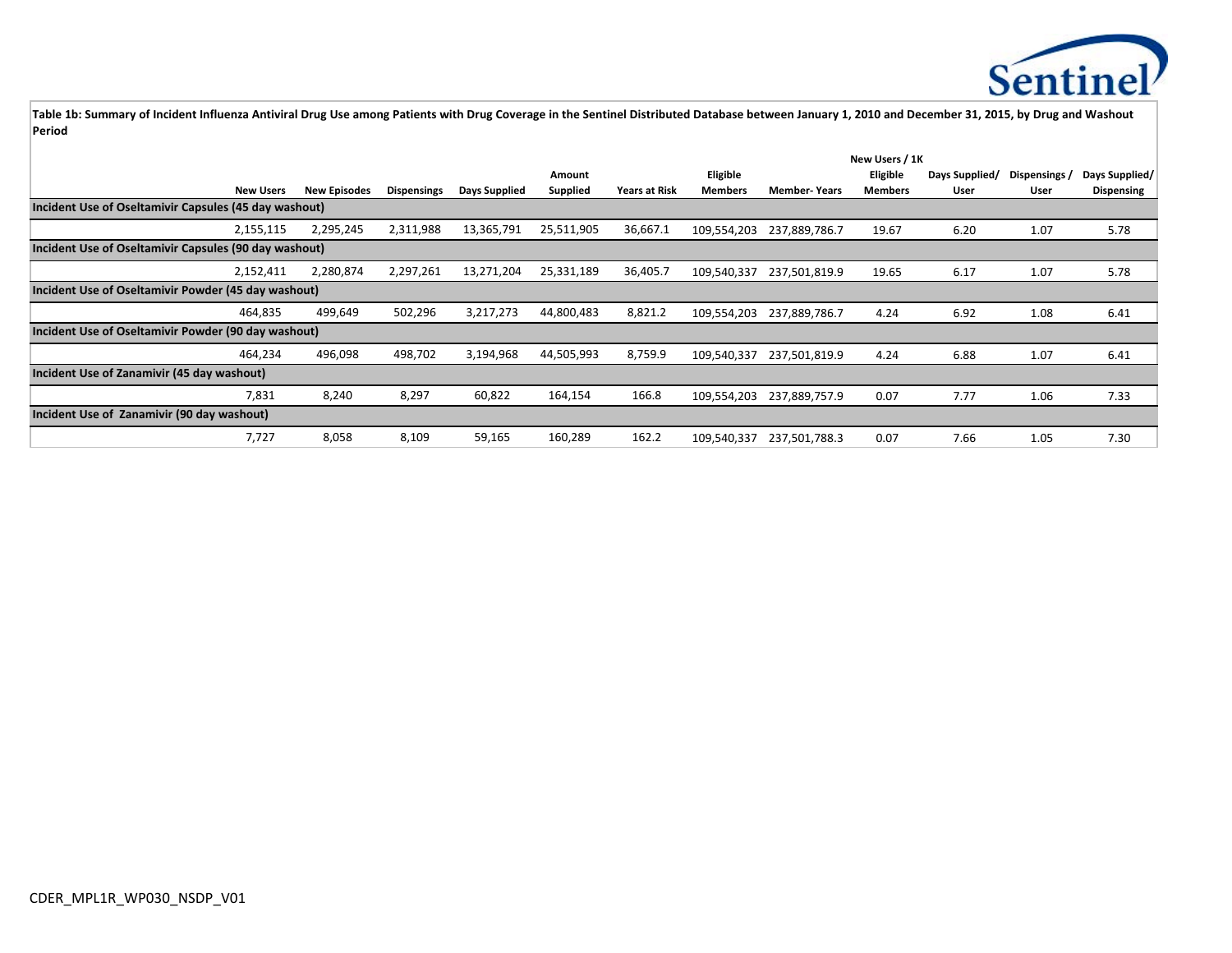**Table 1b: Summary of Incident Influenza Antiviral Drug Use among Patients with Drug Coverage in the Sentinel Distributed Database between January 1, 2010 and December 31, 2015, by Drug and Washout Period**

| | New Users | New Episodes | Dispensings | Days Supplied | Amount Supplied | Years at Risk | Eligible Members | Member- Years | New Users / 1K Eligible Members | Days Supplied/ User | Dispensings / User | Days Supplied/ Dispensing |
|---|---|---|---|---|---|---|---|---|---|---|---|---|
| **Incident Use of Oseltamivir Capsules (45 day washout)** | | | | | | | | | | | | |
| | 2,155,115 | 2,295,245 | 2,311,988 | 13,365,791 | 25,511,905 | 36,667.1 | 109,554,203 | 237,889,786.7 | 19.67 | 6.20 | 1.07 | 5.78 |
| **Incident Use of Oseltamivir Capsules (90 day washout)** | | | | | | | | | | | | |
| | 2,152,411 | 2,280,874 | 2,297,261 | 13,271,204 | 25,331,189 | 36,405.7 | 109,540,337 | 237,501,819.9 | 19.65 | 6.17 | 1.07 | 5.78 |
| **Incident Use of Oseltamivir Powder (45 day washout)** | | | | | | | | | | | | |
| | 464,835 | 499,649 | 502,296 | 3,217,273 | 44,800,483 | 8,821.2 | 109,554,203 | 237,889,786.7 | 4.24 | 6.92 | 1.08 | 6.41 |
| **Incident Use of Oseltamivir Powder (90 day washout)** | | | | | | | | | | | | |
| | 464,234 | 496,098 | 498,702 | 3,194,968 | 44,505,993 | 8,759.9 | 109,540,337 | 237,501,819.9 | 4.24 | 6.88 | 1.07 | 6.41 |
| **Incident Use of Zanamivir (45 day washout)** | | | | | | | | | | | | |
| | 7,831 | 8,240 | 8,297 | 60,822 | 164,154 | 166.8 | 109,554,203 | 237,889,757.9 | 0.07 | 7.77 | 1.06 | 7.33 |
| **Incident Use of Zanamivir (90 day washout)** | | | | | | | | | | | | |
| | 7,727 | 8,058 | 8,109 | 59,165 | 160,289 | 162.2 | 109,540,337 | 237,501,788.3 | 0.07 | 7.66 | 1.05 | 7.30 |

CDER_MPL1R_WP030_NSDP_V01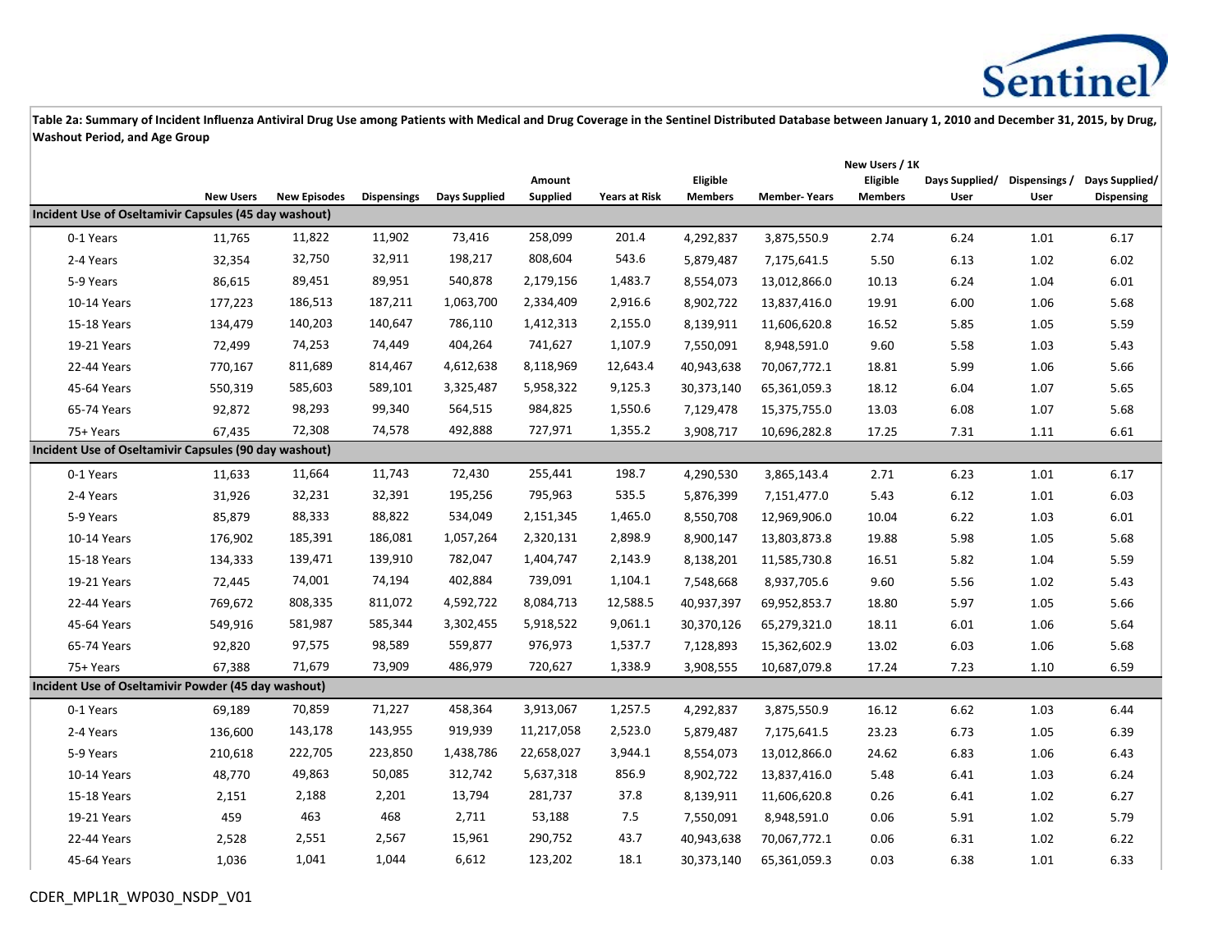Table 2a: Summary of Incident Influenza Antiviral Drug Use among Patients with Medical and Drug Coverage in the Sentinel Distributed Database between January 1, 2010 and December 31, 2015, by Drug, Washout Period, and Age Group

| | New Users | New Episodes | Dispensings | Days Supplied | Amount Supplied | Years at Risk | Eligible Members | Member- Years | New Users / 1K Eligible Members | Days Supplied/ User | Dispensings / User | Days Supplied/ Dispensing |
|---|---|---|---|---|---|---|---|---|---|---|---|---|
| **Incident Use of Oseltamivir Capsules (45 day washout)** | | | | | | | | | | | | |
| 0-1 Years | 11,765 | 11,822 | 11,902 | 73,416 | 258,099 | 201.4 | 4,292,837 | 3,875,550.9 | 2.74 | 6.24 | 1.01 | 6.17 |
| 2-4 Years | 32,354 | 32,750 | 32,911 | 198,217 | 808,604 | 543.6 | 5,879,487 | 7,175,641.5 | 5.50 | 6.13 | 1.02 | 6.02 |
| 5-9 Years | 86,615 | 89,451 | 89,951 | 540,878 | 2,179,156 | 1,483.7 | 8,554,073 | 13,012,866.0 | 10.13 | 6.24 | 1.04 | 6.01 |
| 10-14 Years | 177,223 | 186,513 | 187,211 | 1,063,700 | 2,334,409 | 2,916.6 | 8,902,722 | 13,837,416.0 | 19.91 | 6.00 | 1.06 | 5.68 |
| 15-18 Years | 134,479 | 140,203 | 140,647 | 786,110 | 1,412,313 | 2,155.0 | 8,139,911 | 11,606,620.8 | 16.52 | 5.85 | 1.05 | 5.59 |
| 19-21 Years | 72,499 | 74,253 | 74,449 | 404,264 | 741,627 | 1,107.9 | 7,550,091 | 8,948,591.0 | 9.60 | 5.58 | 1.03 | 5.43 |
| 22-44 Years | 770,167 | 811,689 | 814,467 | 4,612,638 | 8,118,969 | 12,643.4 | 40,943,638 | 70,067,772.1 | 18.81 | 5.99 | 1.06 | 5.66 |
| 45-64 Years | 550,319 | 585,603 | 589,101 | 3,325,487 | 5,958,322 | 9,125.3 | 30,373,140 | 65,361,059.3 | 18.12 | 6.04 | 1.07 | 5.65 |
| 65-74 Years | 92,872 | 98,293 | 99,340 | 564,515 | 984,825 | 1,550.6 | 7,129,478 | 15,375,755.0 | 13.03 | 6.08 | 1.07 | 5.68 |
| 75+ Years | 67,435 | 72,308 | 74,578 | 492,888 | 727,971 | 1,355.2 | 3,908,717 | 10,696,282.8 | 17.25 | 7.31 | 1.11 | 6.61 |
| **Incident Use of Oseltamivir Capsules (90 day washout)** | | | | | | | | | | | | |
| 0-1 Years | 11,633 | 11,664 | 11,743 | 72,430 | 255,441 | 198.7 | 4,290,530 | 3,865,143.4 | 2.71 | 6.23 | 1.01 | 6.17 |
| 2-4 Years | 31,926 | 32,231 | 32,391 | 195,256 | 795,963 | 535.5 | 5,876,399 | 7,151,477.0 | 5.43 | 6.12 | 1.01 | 6.03 |
| 5-9 Years | 85,879 | 88,333 | 88,822 | 534,049 | 2,151,345 | 1,465.0 | 8,550,708 | 12,969,906.0 | 10.04 | 6.22 | 1.03 | 6.01 |
| 10-14 Years | 176,902 | 185,391 | 186,081 | 1,057,264 | 2,320,131 | 2,898.9 | 8,900,147 | 13,803,873.8 | 19.88 | 5.98 | 1.05 | 5.68 |
| 15-18 Years | 134,333 | 139,471 | 139,910 | 782,047 | 1,404,747 | 2,143.9 | 8,138,201 | 11,585,730.8 | 16.51 | 5.82 | 1.04 | 5.59 |
| 19-21 Years | 72,445 | 74,001 | 74,194 | 402,884 | 739,091 | 1,104.1 | 7,548,668 | 8,937,705.6 | 9.60 | 5.56 | 1.02 | 5.43 |
| 22-44 Years | 769,672 | 808,335 | 811,072 | 4,592,722 | 8,084,713 | 12,588.5 | 40,937,397 | 69,952,853.7 | 18.80 | 5.97 | 1.05 | 5.66 |
| 45-64 Years | 549,916 | 581,987 | 585,344 | 3,302,455 | 5,918,522 | 9,061.1 | 30,370,126 | 65,279,321.0 | 18.11 | 6.01 | 1.06 | 5.64 |
| 65-74 Years | 92,820 | 97,575 | 98,589 | 559,877 | 976,973 | 1,537.7 | 7,128,893 | 15,362,602.9 | 13.02 | 6.03 | 1.06 | 5.68 |
| 75+ Years | 67,388 | 71,679 | 73,909 | 486,979 | 720,627 | 1,338.9 | 3,908,555 | 10,687,079.8 | 17.24 | 7.23 | 1.10 | 6.59 |
| **Incident Use of Oseltamivir Powder (45 day washout)** | | | | | | | | | | | | |
| 0-1 Years | 69,189 | 70,859 | 71,227 | 458,364 | 3,913,067 | 1,257.5 | 4,292,837 | 3,875,550.9 | 16.12 | 6.62 | 1.03 | 6.44 |
| 2-4 Years | 136,600 | 143,178 | 143,955 | 919,939 | 11,217,058 | 2,523.0 | 5,879,487 | 7,175,641.5 | 23.23 | 6.73 | 1.05 | 6.39 |
| 5-9 Years | 210,618 | 222,705 | 223,850 | 1,438,786 | 22,658,027 | 3,944.1 | 8,554,073 | 13,012,866.0 | 24.62 | 6.83 | 1.06 | 6.43 |
| 10-14 Years | 48,770 | 49,863 | 50,085 | 312,742 | 5,637,318 | 856.9 | 8,902,722 | 13,837,416.0 | 5.48 | 6.41 | 1.03 | 6.24 |
| 15-18 Years | 2,151 | 2,188 | 2,201 | 13,794 | 281,737 | 37.8 | 8,139,911 | 11,606,620.8 | 0.26 | 6.41 | 1.02 | 6.27 |
| 19-21 Years | 459 | 463 | 468 | 2,711 | 53,188 | 7.5 | 7,550,091 | 8,948,591.0 | 0.06 | 5.91 | 1.02 | 5.79 |
| 22-44 Years | 2,528 | 2,551 | 2,567 | 15,961 | 290,752 | 43.7 | 40,943,638 | 70,067,772.1 | 0.06 | 6.31 | 1.02 | 6.22 |
| 45-64 Years | 1,036 | 1,041 | 1,044 | 6,612 | 123,202 | 18.1 | 30,373,140 | 65,361,059.3 | 0.03 | 6.38 | 1.01 | 6.33 |

CDER_MPL1R_WP030_NSDP_V01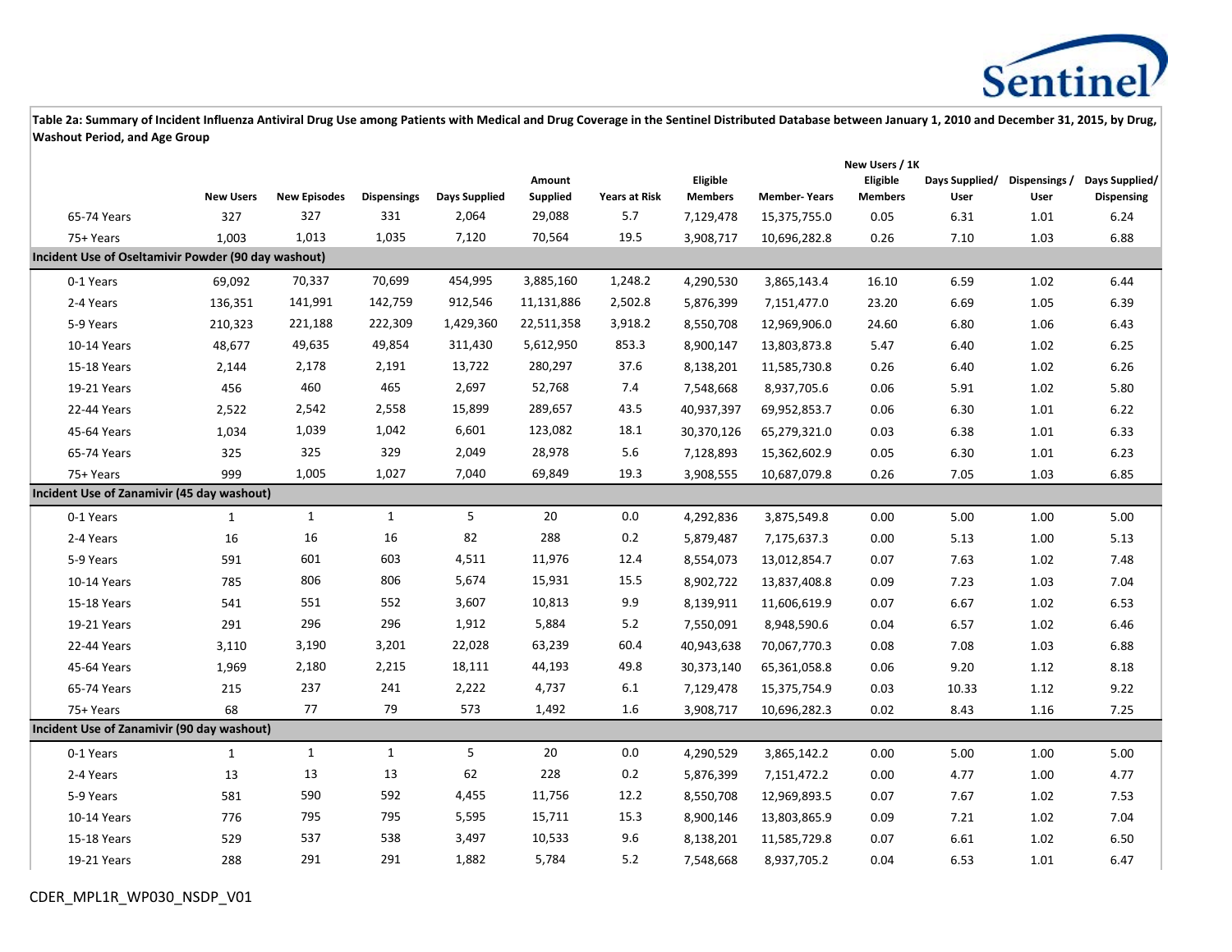Table 2a: Summary of Incident Influenza Antiviral Drug Use among Patients with Medical and Drug Coverage in the Sentinel Distributed Database between January 1, 2010 and December 31, 2015, by Drug, Washout Period, and Age Group

| | New Users | New Episodes | Dispensings | Days Supplied | Amount Supplied | Years at Risk | Eligible Members | Member- Years | New Users / 1K Eligible Members | Days Supplied/ User | Dispensings / User | Days Supplied/ Dispensing |
|---|---|---|---|---|---|---|---|---|---|---|---|---|
| 65-74 Years | 327 | 327 | 331 | 2,064 | 29,088 | 5.7 | 7,129,478 | 15,375,755.0 | 0.05 | 6.31 | 1.01 | 6.24 |
| 75+ Years | 1,003 | 1,013 | 1,035 | 7,120 | 70,564 | 19.5 | 3,908,717 | 10,696,282.8 | 0.26 | 7.10 | 1.03 | 6.88 |
| **Incident Use of Oseltamivir Powder (90 day washout)** | | | | | | | | | | | | |
| 0-1 Years | 69,092 | 70,337 | 70,699 | 454,995 | 3,885,160 | 1,248.2 | 4,290,530 | 3,865,143.4 | 16.10 | 6.59 | 1.02 | 6.44 |
| 2-4 Years | 136,351 | 141,991 | 142,759 | 912,546 | 11,131,886 | 2,502.8 | 5,876,399 | 7,151,477.0 | 23.20 | 6.69 | 1.05 | 6.39 |
| 5-9 Years | 210,323 | 221,188 | 222,309 | 1,429,360 | 22,511,358 | 3,918.2 | 8,550,708 | 12,969,906.0 | 24.60 | 6.80 | 1.06 | 6.43 |
| 10-14 Years | 48,677 | 49,635 | 49,854 | 311,430 | 5,612,950 | 853.3 | 8,900,147 | 13,803,873.8 | 5.47 | 6.40 | 1.02 | 6.25 |
| 15-18 Years | 2,144 | 2,178 | 2,191 | 13,722 | 280,297 | 37.6 | 8,138,201 | 11,585,730.8 | 0.26 | 6.40 | 1.02 | 6.26 |
| 19-21 Years | 456 | 460 | 465 | 2,697 | 52,768 | 7.4 | 7,548,668 | 8,937,705.6 | 0.06 | 5.91 | 1.02 | 5.80 |
| 22-44 Years | 2,522 | 2,542 | 2,558 | 15,899 | 289,657 | 43.5 | 40,937,397 | 69,952,853.7 | 0.06 | 6.30 | 1.01 | 6.22 |
| 45-64 Years | 1,034 | 1,039 | 1,042 | 6,601 | 123,082 | 18.1 | 30,370,126 | 65,279,321.0 | 0.03 | 6.38 | 1.01 | 6.33 |
| 65-74 Years | 325 | 325 | 329 | 2,049 | 28,978 | 5.6 | 7,128,893 | 15,362,602.9 | 0.05 | 6.30 | 1.01 | 6.23 |
| 75+ Years | 999 | 1,005 | 1,027 | 7,040 | 69,849 | 19.3 | 3,908,555 | 10,687,079.8 | 0.26 | 7.05 | 1.03 | 6.85 |
| **Incident Use of Zanamivir (45 day washout)** | | | | | | | | | | | | |
| 0-1 Years | 1 | 1 | 1 | 5 | 20 | 0.0 | 4,292,836 | 3,875,549.8 | 0.00 | 5.00 | 1.00 | 5.00 |
| 2-4 Years | 16 | 16 | 16 | 82 | 288 | 0.2 | 5,879,487 | 7,175,637.3 | 0.00 | 5.13 | 1.00 | 5.13 |
| 5-9 Years | 591 | 601 | 603 | 4,511 | 11,976 | 12.4 | 8,554,073 | 13,012,854.7 | 0.07 | 7.63 | 1.02 | 7.48 |
| 10-14 Years | 785 | 806 | 806 | 5,674 | 15,931 | 15.5 | 8,902,722 | 13,837,408.8 | 0.09 | 7.23 | 1.03 | 7.04 |
| 15-18 Years | 541 | 551 | 552 | 3,607 | 10,813 | 9.9 | 8,139,911 | 11,606,619.9 | 0.07 | 6.67 | 1.02 | 6.53 |
| 19-21 Years | 291 | 296 | 296 | 1,912 | 5,884 | 5.2 | 7,550,091 | 8,948,590.6 | 0.04 | 6.57 | 1.02 | 6.46 |
| 22-44 Years | 3,110 | 3,190 | 3,201 | 22,028 | 63,239 | 60.4 | 40,943,638 | 70,067,770.3 | 0.08 | 7.08 | 1.03 | 6.88 |
| 45-64 Years | 1,969 | 2,180 | 2,215 | 18,111 | 44,193 | 49.8 | 30,373,140 | 65,361,058.8 | 0.06 | 9.20 | 1.12 | 8.18 |
| 65-74 Years | 215 | 237 | 241 | 2,222 | 4,737 | 6.1 | 7,129,478 | 15,375,754.9 | 0.03 | 10.33 | 1.12 | 9.22 |
| 75+ Years | 68 | 77 | 79 | 573 | 1,492 | 1.6 | 3,908,717 | 10,696,282.3 | 0.02 | 8.43 | 1.16 | 7.25 |
| **Incident Use of Zanamivir (90 day washout)** | | | | | | | | | | | | |
| 0-1 Years | 1 | 1 | 1 | 5 | 20 | 0.0 | 4,290,529 | 3,865,142.2 | 0.00 | 5.00 | 1.00 | 5.00 |
| 2-4 Years | 13 | 13 | 13 | 62 | 228 | 0.2 | 5,876,399 | 7,151,472.2 | 0.00 | 4.77 | 1.00 | 4.77 |
| 5-9 Years | 581 | 590 | 592 | 4,455 | 11,756 | 12.2 | 8,550,708 | 12,969,893.5 | 0.07 | 7.67 | 1.02 | 7.53 |
| 10-14 Years | 776 | 795 | 795 | 5,595 | 15,711 | 15.3 | 8,900,146 | 13,803,865.9 | 0.09 | 7.21 | 1.02 | 7.04 |
| 15-18 Years | 529 | 537 | 538 | 3,497 | 10,533 | 9.6 | 8,138,201 | 11,585,729.8 | 0.07 | 6.61 | 1.02 | 6.50 |
| 19-21 Years | 288 | 291 | 291 | 1,882 | 5,784 | 5.2 | 7,548,668 | 8,937,705.2 | 0.04 | 6.53 | 1.01 | 6.47 |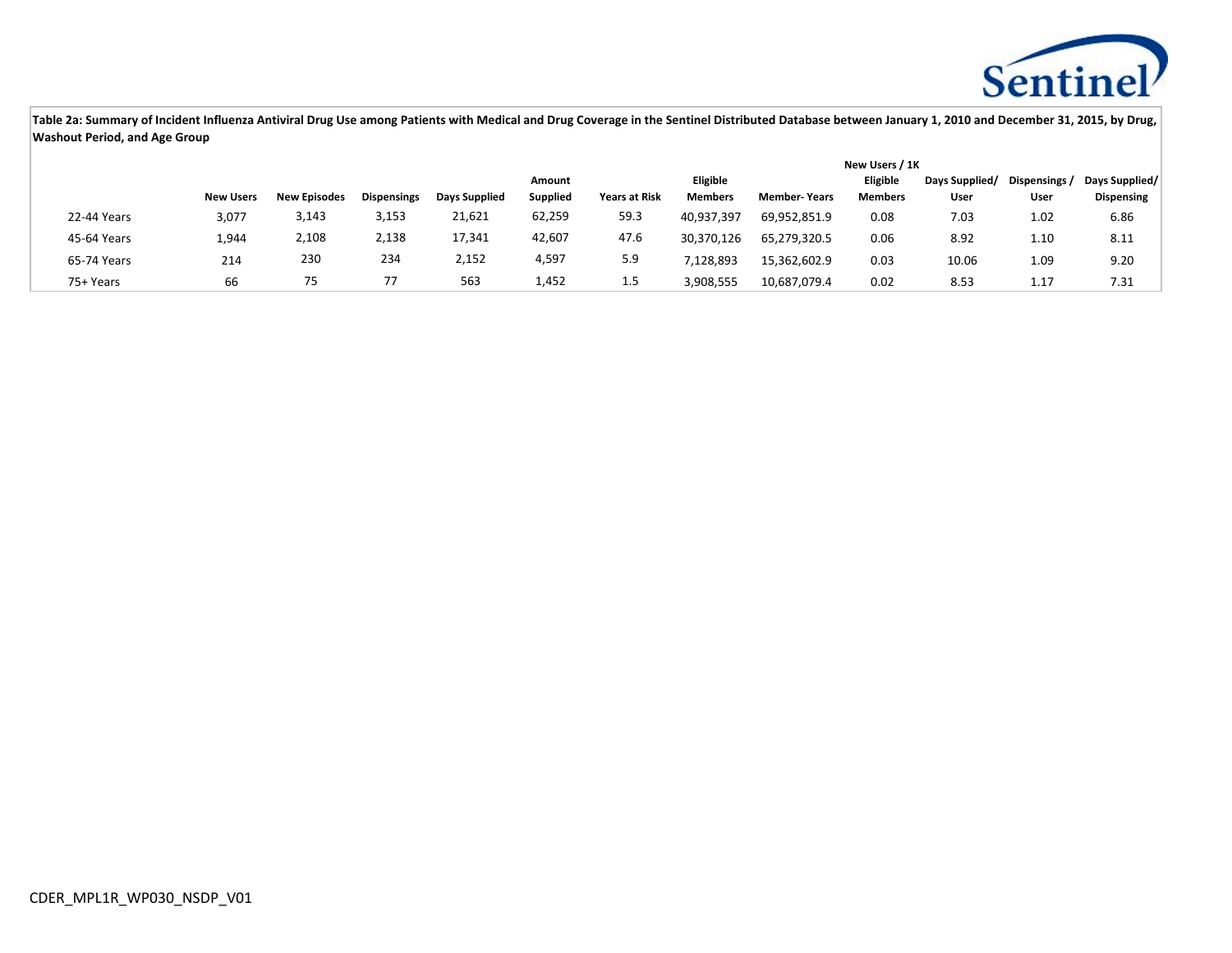**Table 2a: Summary of Incident Influenza Antiviral Drug Use among Patients with Medical and Drug Coverage in the Sentinel Distributed Database between January 1, 2010 and December 31, 2015, by Drug, Washout Period, and Age Group**

| | New Users | New Episodes | Dispensings | Days Supplied | Amount Supplied | Years at Risk | Eligible Members | Member- Years | New Users / 1K Eligible Members | Days Supplied/ User | Dispensings / User | Days Supplied/ Dispensing |
|---|---|---|---|---|---|---|---|---|---|---|---|---|
| 22-44 Years | 3,077 | 3,143 | 3,153 | 21,621 | 62,259 | 59.3 | 40,937,397 | 69,952,851.9 | 0.08 | 7.03 | 1.02 | 6.86 |
| 45-64 Years | 1,944 | 2,108 | 2,138 | 17,341 | 42,607 | 47.6 | 30,370,126 | 65,279,320.5 | 0.06 | 8.92 | 1.10 | 8.11 |
| 65-74 Years | 214 | 230 | 234 | 2,152 | 4,597 | 5.9 | 7,128,893 | 15,362,602.9 | 0.03 | 10.06 | 1.09 | 9.20 |
| 75+ Years | 66 | 75 | 77 | 563 | 1,452 | 1.5 | 3,908,555 | 10,687,079.4 | 0.02 | 8.53 | 1.17 | 7.31 |

CDER_MPL1R_WP030_NSDP_V01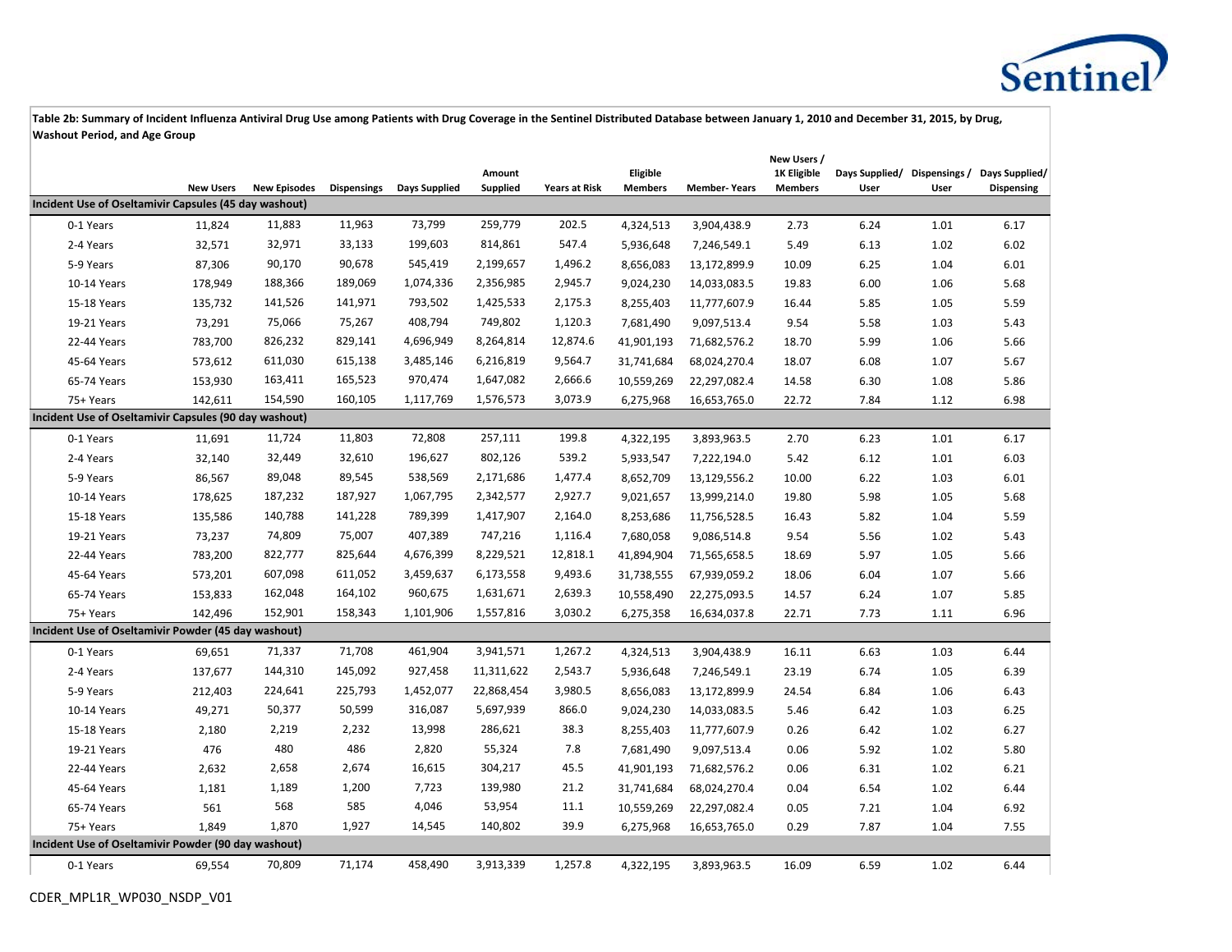**Table 2b: Summary of Incident Influenza Antiviral Drug Use among Patients with Drug Coverage in the Sentinel Distributed Database between January 1, 2010 and December 31, 2015, by Drug, Washout Period, and Age Group**

| | New Users | New Episodes | Dispensings | Days Supplied | Amount Supplied | Years at Risk | Eligible Members | Member- Years | New Users / 1K Eligible Members | Days Supplied/ User | Dispensings / User | Days Supplied/ Dispensing |
|---|---|---|---|---|---|---|---|---|---|---|---|---|
| **Incident Use of Oseltamivir Capsules (45 day washout)** | | | | | | | | | | | | |
| 0-1 Years | 11,824 | 11,883 | 11,963 | 73,799 | 259,779 | 202.5 | 4,324,513 | 3,904,438.9 | 2.73 | 6.24 | 1.01 | 6.17 |
| 2-4 Years | 32,571 | 32,971 | 33,133 | 199,603 | 814,861 | 547.4 | 5,936,648 | 7,246,549.1 | 5.49 | 6.13 | 1.02 | 6.02 |
| 5-9 Years | 87,306 | 90,170 | 90,678 | 545,419 | 2,199,657 | 1,496.2 | 8,656,083 | 13,172,899.9 | 10.09 | 6.25 | 1.04 | 6.01 |
| 10-14 Years | 178,949 | 188,366 | 189,069 | 1,074,336 | 2,356,985 | 2,945.7 | 9,024,230 | 14,033,083.5 | 19.83 | 6.00 | 1.06 | 5.68 |
| 15-18 Years | 135,732 | 141,526 | 141,971 | 793,502 | 1,425,533 | 2,175.3 | 8,255,403 | 11,777,607.9 | 16.44 | 5.85 | 1.05 | 5.59 |
| 19-21 Years | 73,291 | 75,066 | 75,267 | 408,794 | 749,802 | 1,120.3 | 7,681,490 | 9,097,513.4 | 9.54 | 5.58 | 1.03 | 5.43 |
| 22-44 Years | 783,700 | 826,232 | 829,141 | 4,696,949 | 8,264,814 | 12,874.6 | 41,901,193 | 71,682,576.2 | 18.70 | 5.99 | 1.06 | 5.66 |
| 45-64 Years | 573,612 | 611,030 | 615,138 | 3,485,146 | 6,216,819 | 9,564.7 | 31,741,684 | 68,024,270.4 | 18.07 | 6.08 | 1.07 | 5.67 |
| 65-74 Years | 153,930 | 163,411 | 165,523 | 970,474 | 1,647,082 | 2,666.6 | 10,559,269 | 22,297,082.4 | 14.58 | 6.30 | 1.08 | 5.86 |
| 75+ Years | 142,611 | 154,590 | 160,105 | 1,117,769 | 1,576,573 | 3,073.9 | 6,275,968 | 16,653,765.0 | 22.72 | 7.84 | 1.12 | 6.98 |
| **Incident Use of Oseltamivir Capsules (90 day washout)** | | | | | | | | | | | | |
| 0-1 Years | 11,691 | 11,724 | 11,803 | 72,808 | 257,111 | 199.8 | 4,322,195 | 3,893,963.5 | 2.70 | 6.23 | 1.01 | 6.17 |
| 2-4 Years | 32,140 | 32,449 | 32,610 | 196,627 | 802,126 | 539.2 | 5,933,547 | 7,222,194.0 | 5.42 | 6.12 | 1.01 | 6.03 |
| 5-9 Years | 86,567 | 89,048 | 89,545 | 538,569 | 2,171,686 | 1,477.4 | 8,652,709 | 13,129,556.2 | 10.00 | 6.22 | 1.03 | 6.01 |
| 10-14 Years | 178,625 | 187,232 | 187,927 | 1,067,795 | 2,342,577 | 2,927.7 | 9,021,657 | 13,999,214.0 | 19.80 | 5.98 | 1.05 | 5.68 |
| 15-18 Years | 135,586 | 140,788 | 141,228 | 789,399 | 1,417,907 | 2,164.0 | 8,253,686 | 11,756,528.5 | 16.43 | 5.82 | 1.04 | 5.59 |
| 19-21 Years | 73,237 | 74,809 | 75,007 | 407,389 | 747,216 | 1,116.4 | 7,680,058 | 9,086,514.8 | 9.54 | 5.56 | 1.02 | 5.43 |
| 22-44 Years | 783,200 | 822,777 | 825,644 | 4,676,399 | 8,229,521 | 12,818.1 | 41,894,904 | 71,565,658.5 | 18.69 | 5.97 | 1.05 | 5.66 |
| 45-64 Years | 573,201 | 607,098 | 611,052 | 3,459,637 | 6,173,558 | 9,493.6 | 31,738,555 | 67,939,059.2 | 18.06 | 6.04 | 1.07 | 5.66 |
| 65-74 Years | 153,833 | 162,048 | 164,102 | 960,675 | 1,631,671 | 2,639.3 | 10,558,490 | 22,275,093.5 | 14.57 | 6.24 | 1.07 | 5.85 |
| 75+ Years | 142,496 | 152,901 | 158,343 | 1,101,906 | 1,557,816 | 3,030.2 | 6,275,358 | 16,634,037.8 | 22.71 | 7.73 | 1.11 | 6.96 |
| **Incident Use of Oseltamivir Powder (45 day washout)** | | | | | | | | | | | | |
| 0-1 Years | 69,651 | 71,337 | 71,708 | 461,904 | 3,941,571 | 1,267.2 | 4,324,513 | 3,904,438.9 | 16.11 | 6.63 | 1.03 | 6.44 |
| 2-4 Years | 137,677 | 144,310 | 145,092 | 927,458 | 11,311,622 | 2,543.7 | 5,936,648 | 7,246,549.1 | 23.19 | 6.74 | 1.05 | 6.39 |
| 5-9 Years | 212,403 | 224,641 | 225,793 | 1,452,077 | 22,868,454 | 3,980.5 | 8,656,083 | 13,172,899.9 | 24.54 | 6.84 | 1.06 | 6.43 |
| 10-14 Years | 49,271 | 50,377 | 50,599 | 316,087 | 5,697,939 | 866.0 | 9,024,230 | 14,033,083.5 | 5.46 | 6.42 | 1.03 | 6.25 |
| 15-18 Years | 2,180 | 2,219 | 2,232 | 13,998 | 286,621 | 38.3 | 8,255,403 | 11,777,607.9 | 0.26 | 6.42 | 1.02 | 6.27 |
| 19-21 Years | 476 | 480 | 486 | 2,820 | 55,324 | 7.8 | 7,681,490 | 9,097,513.4 | 0.06 | 5.92 | 1.02 | 5.80 |
| 22-44 Years | 2,632 | 2,658 | 2,674 | 16,615 | 304,217 | 45.5 | 41,901,193 | 71,682,576.2 | 0.06 | 6.31 | 1.02 | 6.21 |
| 45-64 Years | 1,181 | 1,189 | 1,200 | 7,723 | 139,980 | 21.2 | 31,741,684 | 68,024,270.4 | 0.04 | 6.54 | 1.02 | 6.44 |
| 65-74 Years | 561 | 568 | 585 | 4,046 | 53,954 | 11.1 | 10,559,269 | 22,297,082.4 | 0.05 | 7.21 | 1.04 | 6.92 |
| 75+ Years | 1,849 | 1,870 | 1,927 | 14,545 | 140,802 | 39.9 | 6,275,968 | 16,653,765.0 | 0.29 | 7.87 | 1.04 | 7.55 |
| **Incident Use of Oseltamivir Powder (90 day washout)** | | | | | | | | | | | | |
| 0-1 Years | 69,554 | 70,809 | 71,174 | 458,490 | 3,913,339 | 1,257.8 | 4,322,195 | 3,893,963.5 | 16.09 | 6.59 | 1.02 | 6.44 |

CDER_MPL1R_WP030_NSDP_V01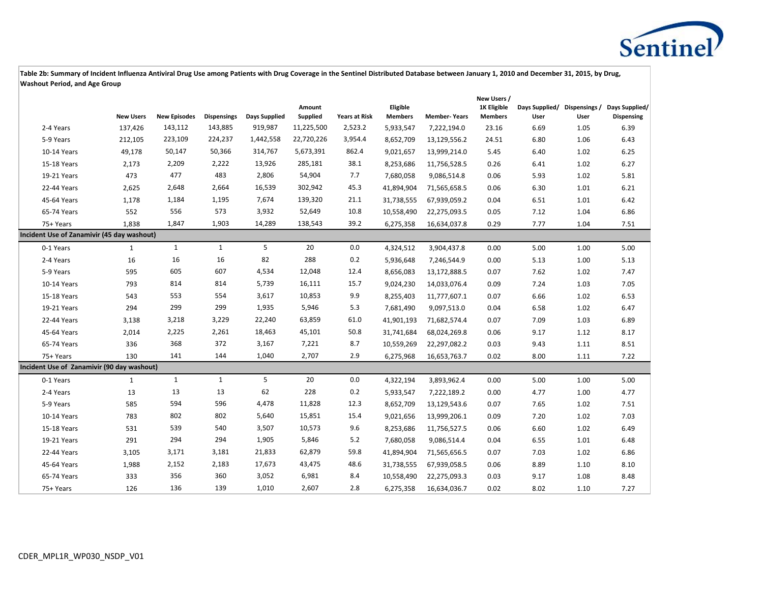**Table 2b: Summary of Incident Influenza Antiviral Drug Use among Patients with Drug Coverage in the Sentinel Distributed Database between January 1, 2010 and December 31, 2015, by Drug, Washout Period, and Age Group**

| | New Users | New Episodes | Dispensings | Days Supplied | Amount Supplied | Years at Risk | Eligible Members | Member- Years | New Users / 1K Eligible Members | Days Supplied/ User | Dispensings / User | Days Supplied/ Dispensing |
|---|---|---|---|---|---|---|---|---|---|---|---|---|
| 2-4 Years | 137,426 | 143,112 | 143,885 | 919,987 | 11,225,500 | 2,523.2 | 5,933,547 | 7,222,194.0 | 23.16 | 6.69 | 1.05 | 6.39 |
| 5-9 Years | 212,105 | 223,109 | 224,237 | 1,442,558 | 22,720,226 | 3,954.4 | 8,652,709 | 13,129,556.2 | 24.51 | 6.80 | 1.06 | 6.43 |
| 10-14 Years | 49,178 | 50,147 | 50,366 | 314,767 | 5,673,391 | 862.4 | 9,021,657 | 13,999,214.0 | 5.45 | 6.40 | 1.02 | 6.25 |
| 15-18 Years | 2,173 | 2,209 | 2,222 | 13,926 | 285,181 | 38.1 | 8,253,686 | 11,756,528.5 | 0.26 | 6.41 | 1.02 | 6.27 |
| 19-21 Years | 473 | 477 | 483 | 2,806 | 54,904 | 7.7 | 7,680,058 | 9,086,514.8 | 0.06 | 5.93 | 1.02 | 5.81 |
| 22-44 Years | 2,625 | 2,648 | 2,664 | 16,539 | 302,942 | 45.3 | 41,894,904 | 71,565,658.5 | 0.06 | 6.30 | 1.01 | 6.21 |
| 45-64 Years | 1,178 | 1,184 | 1,195 | 7,674 | 139,320 | 21.1 | 31,738,555 | 67,939,059.2 | 0.04 | 6.51 | 1.01 | 6.42 |
| 65-74 Years | 552 | 556 | 573 | 3,932 | 52,649 | 10.8 | 10,558,490 | 22,275,093.5 | 0.05 | 7.12 | 1.04 | 6.86 |
| 75+ Years | 1,838 | 1,847 | 1,903 | 14,289 | 138,543 | 39.2 | 6,275,358 | 16,634,037.8 | 0.29 | 7.77 | 1.04 | 7.51 |
| **Incident Use of Zanamivir (45 day washout)** | | | | | | | | | | | | |
| 0-1 Years | 1 | 1 | 1 | 5 | 20 | 0.0 | 4,324,512 | 3,904,437.8 | 0.00 | 5.00 | 1.00 | 5.00 |
| 2-4 Years | 16 | 16 | 16 | 82 | 288 | 0.2 | 5,936,648 | 7,246,544.9 | 0.00 | 5.13 | 1.00 | 5.13 |
| 5-9 Years | 595 | 605 | 607 | 4,534 | 12,048 | 12.4 | 8,656,083 | 13,172,888.5 | 0.07 | 7.62 | 1.02 | 7.47 |
| 10-14 Years | 793 | 814 | 814 | 5,739 | 16,111 | 15.7 | 9,024,230 | 14,033,076.4 | 0.09 | 7.24 | 1.03 | 7.05 |
| 15-18 Years | 543 | 553 | 554 | 3,617 | 10,853 | 9.9 | 8,255,403 | 11,777,607.1 | 0.07 | 6.66 | 1.02 | 6.53 |
| 19-21 Years | 294 | 299 | 299 | 1,935 | 5,946 | 5.3 | 7,681,490 | 9,097,513.0 | 0.04 | 6.58 | 1.02 | 6.47 |
| 22-44 Years | 3,138 | 3,218 | 3,229 | 22,240 | 63,859 | 61.0 | 41,901,193 | 71,682,574.4 | 0.07 | 7.09 | 1.03 | 6.89 |
| 45-64 Years | 2,014 | 2,225 | 2,261 | 18,463 | 45,101 | 50.8 | 31,741,684 | 68,024,269.8 | 0.06 | 9.17 | 1.12 | 8.17 |
| 65-74 Years | 336 | 368 | 372 | 3,167 | 7,221 | 8.7 | 10,559,269 | 22,297,082.2 | 0.03 | 9.43 | 1.11 | 8.51 |
| 75+ Years | 130 | 141 | 144 | 1,040 | 2,707 | 2.9 | 6,275,968 | 16,653,763.7 | 0.02 | 8.00 | 1.11 | 7.22 |
| **Incident Use of Zanamivir (90 day washout)** | | | | | | | | | | | | |
| 0-1 Years | 1 | 1 | 1 | 5 | 20 | 0.0 | 4,322,194 | 3,893,962.4 | 0.00 | 5.00 | 1.00 | 5.00 |
| 2-4 Years | 13 | 13 | 13 | 62 | 228 | 0.2 | 5,933,547 | 7,222,189.2 | 0.00 | 4.77 | 1.00 | 4.77 |
| 5-9 Years | 585 | 594 | 596 | 4,478 | 11,828 | 12.3 | 8,652,709 | 13,129,543.6 | 0.07 | 7.65 | 1.02 | 7.51 |
| 10-14 Years | 783 | 802 | 802 | 5,640 | 15,851 | 15.4 | 9,021,656 | 13,999,206.1 | 0.09 | 7.20 | 1.02 | 7.03 |
| 15-18 Years | 531 | 539 | 540 | 3,507 | 10,573 | 9.6 | 8,253,686 | 11,756,527.5 | 0.06 | 6.60 | 1.02 | 6.49 |
| 19-21 Years | 291 | 294 | 294 | 1,905 | 5,846 | 5.2 | 7,680,058 | 9,086,514.4 | 0.04 | 6.55 | 1.01 | 6.48 |
| 22-44 Years | 3,105 | 3,171 | 3,181 | 21,833 | 62,879 | 59.8 | 41,894,904 | 71,565,656.5 | 0.07 | 7.03 | 1.02 | 6.86 |
| 45-64 Years | 1,988 | 2,152 | 2,183 | 17,673 | 43,475 | 48.6 | 31,738,555 | 67,939,058.5 | 0.06 | 8.89 | 1.10 | 8.10 |
| 65-74 Years | 333 | 356 | 360 | 3,052 | 6,981 | 8.4 | 10,558,490 | 22,275,093.3 | 0.03 | 9.17 | 1.08 | 8.48 |
| 75+ Years | 126 | 136 | 139 | 1,010 | 2,607 | 2.8 | 6,275,358 | 16,634,036.7 | 0.02 | 8.02 | 1.10 | 7.27 |

CDER_MPL1R_WP030_NSDP_V01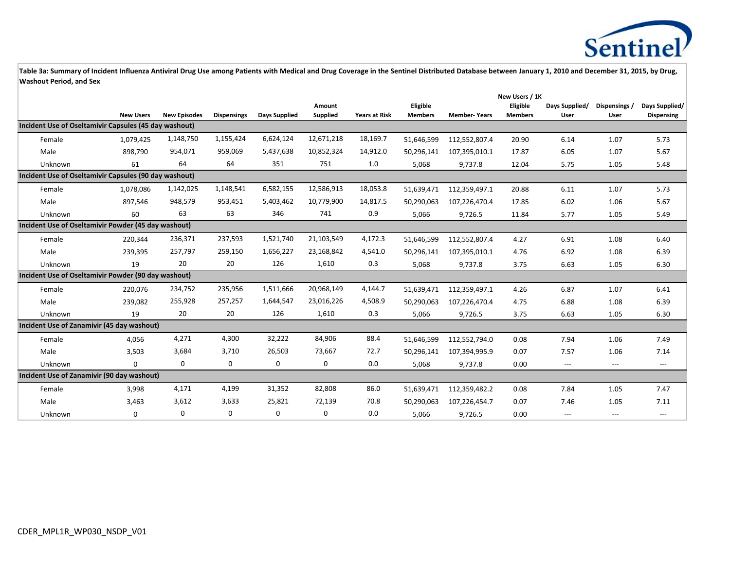**Table 3a: Summary of Incident Influenza Antiviral Drug Use among Patients with Medical and Drug Coverage in the Sentinel Distributed Database between January 1, 2010 and December 31, 2015, by Drug, Washout Period, and Sex**

| | New Users | New Episodes | Dispensings | Days Supplied | Amount Supplied | Years at Risk | Eligible Members | Member- Years | New Users / 1K Eligible Members | Days Supplied/ User | Dispensings / User | Days Supplied/ Dispensing |
|---|---|---|---|---|---|---|---|---|---|---|---|---|
| **Incident Use of Oseltamivir Capsules (45 day washout)** | | | | | | | | | | | | |
| Female | 1,079,425 | 1,148,750 | 1,155,424 | 6,624,124 | 12,671,218 | 18,169.7 | 51,646,599 | 112,552,807.4 | 20.90 | 6.14 | 1.07 | 5.73 |
| Male | 898,790 | 954,071 | 959,069 | 5,437,638 | 10,852,324 | 14,912.0 | 50,296,141 | 107,395,010.1 | 17.87 | 6.05 | 1.07 | 5.67 |
| Unknown | 61 | 64 | 64 | 351 | 751 | 1.0 | 5,068 | 9,737.8 | 12.04 | 5.75 | 1.05 | 5.48 |
| **Incident Use of Oseltamivir Capsules (90 day washout)** | | | | | | | | | | | | |
| Female | 1,078,086 | 1,142,025 | 1,148,541 | 6,582,155 | 12,586,913 | 18,053.8 | 51,639,471 | 112,359,497.1 | 20.88 | 6.11 | 1.07 | 5.73 |
| Male | 897,546 | 948,579 | 953,451 | 5,403,462 | 10,779,900 | 14,817.5 | 50,290,063 | 107,226,470.4 | 17.85 | 6.02 | 1.06 | 5.67 |
| Unknown | 60 | 63 | 63 | 346 | 741 | 0.9 | 5,066 | 9,726.5 | 11.84 | 5.77 | 1.05 | 5.49 |
| **Incident Use of Oseltamivir Powder (45 day washout)** | | | | | | | | | | | | |
| Female | 220,344 | 236,371 | 237,593 | 1,521,740 | 21,103,549 | 4,172.3 | 51,646,599 | 112,552,807.4 | 4.27 | 6.91 | 1.08 | 6.40 |
| Male | 239,395 | 257,797 | 259,150 | 1,656,227 | 23,168,842 | 4,541.0 | 50,296,141 | 107,395,010.1 | 4.76 | 6.92 | 1.08 | 6.39 |
| Unknown | 19 | 20 | 20 | 126 | 1,610 | 0.3 | 5,068 | 9,737.8 | 3.75 | 6.63 | 1.05 | 6.30 |
| **Incident Use of Oseltamivir Powder (90 day washout)** | | | | | | | | | | | | |
| Female | 220,076 | 234,752 | 235,956 | 1,511,666 | 20,968,149 | 4,144.7 | 51,639,471 | 112,359,497.1 | 4.26 | 6.87 | 1.07 | 6.41 |
| Male | 239,082 | 255,928 | 257,257 | 1,644,547 | 23,016,226 | 4,508.9 | 50,290,063 | 107,226,470.4 | 4.75 | 6.88 | 1.08 | 6.39 |
| Unknown | 19 | 20 | 20 | 126 | 1,610 | 0.3 | 5,066 | 9,726.5 | 3.75 | 6.63 | 1.05 | 6.30 |
| **Incident Use of Zanamivir (45 day washout)** | | | | | | | | | | | | |
| Female | 4,056 | 4,271 | 4,300 | 32,222 | 84,906 | 88.4 | 51,646,599 | 112,552,794.0 | 0.08 | 7.94 | 1.06 | 7.49 |
| Male | 3,503 | 3,684 | 3,710 | 26,503 | 73,667 | 72.7 | 50,296,141 | 107,394,995.9 | 0.07 | 7.57 | 1.06 | 7.14 |
| Unknown | 0 | 0 | 0 | 0 | 0 | 0.0 | 5,068 | 9,737.8 | 0.00 | --- | --- | --- |
| **Incident Use of Zanamivir (90 day washout)** | | | | | | | | | | | | |
| Female | 3,998 | 4,171 | 4,199 | 31,352 | 82,808 | 86.0 | 51,639,471 | 112,359,482.2 | 0.08 | 7.84 | 1.05 | 7.47 |
| Male | 3,463 | 3,612 | 3,633 | 25,821 | 72,139 | 70.8 | 50,290,063 | 107,226,454.7 | 0.07 | 7.46 | 1.05 | 7.11 |
| Unknown | 0 | 0 | 0 | 0 | 0 | 0.0 | 5,066 | 9,726.5 | 0.00 | --- | --- | --- |

CDER_MPL1R_WP030_NSDP_V01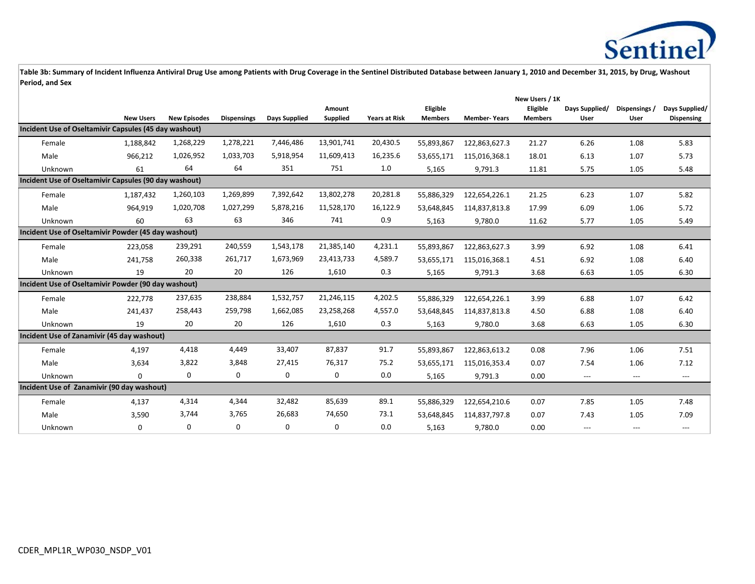**Table 3b: Summary of Incident Influenza Antiviral Drug Use among Patients with Drug Coverage in the Sentinel Distributed Database between January 1, 2010 and December 31, 2015, by Drug, Washout Period, and Sex**

| | New Users | New Episodes | Dispensings | Days Supplied | Amount Supplied | Years at Risk | Eligible Members | Member- Years | New Users / 1K Eligible Members | Days Supplied/ User | Dispensings / User | Days Supplied/ Dispensing |
|---|---|---|---|---|---|---|---|---|---|---|---|---|
| **Incident Use of Oseltamivir Capsules (45 day washout)** | | | | | | | | | | | | |
| Female | 1,188,842 | 1,268,229 | 1,278,221 | 7,446,486 | 13,901,741 | 20,430.5 | 55,893,867 | 122,863,627.3 | 21.27 | 6.26 | 1.08 | 5.83 |
| Male | 966,212 | 1,026,952 | 1,033,703 | 5,918,954 | 11,609,413 | 16,235.6 | 53,655,171 | 115,016,368.1 | 18.01 | 6.13 | 1.07 | 5.73 |
| Unknown | 61 | 64 | 64 | 351 | 751 | 1.0 | 5,165 | 9,791.3 | 11.81 | 5.75 | 1.05 | 5.48 |
| **Incident Use of Oseltamivir Capsules (90 day washout)** | | | | | | | | | | | | |
| Female | 1,187,432 | 1,260,103 | 1,269,899 | 7,392,642 | 13,802,278 | 20,281.8 | 55,886,329 | 122,654,226.1 | 21.25 | 6.23 | 1.07 | 5.82 |
| Male | 964,919 | 1,020,708 | 1,027,299 | 5,878,216 | 11,528,170 | 16,122.9 | 53,648,845 | 114,837,813.8 | 17.99 | 6.09 | 1.06 | 5.72 |
| Unknown | 60 | 63 | 63 | 346 | 741 | 0.9 | 5,163 | 9,780.0 | 11.62 | 5.77 | 1.05 | 5.49 |
| **Incident Use of Oseltamivir Powder (45 day washout)** | | | | | | | | | | | | |
| Female | 223,058 | 239,291 | 240,559 | 1,543,178 | 21,385,140 | 4,231.1 | 55,893,867 | 122,863,627.3 | 3.99 | 6.92 | 1.08 | 6.41 |
| Male | 241,758 | 260,338 | 261,717 | 1,673,969 | 23,413,733 | 4,589.7 | 53,655,171 | 115,016,368.1 | 4.51 | 6.92 | 1.08 | 6.40 |
| Unknown | 19 | 20 | 20 | 126 | 1,610 | 0.3 | 5,165 | 9,791.3 | 3.68 | 6.63 | 1.05 | 6.30 |
| **Incident Use of Oseltamivir Powder (90 day washout)** | | | | | | | | | | | | |
| Female | 222,778 | 237,635 | 238,884 | 1,532,757 | 21,246,115 | 4,202.5 | 55,886,329 | 122,654,226.1 | 3.99 | 6.88 | 1.07 | 6.42 |
| Male | 241,437 | 258,443 | 259,798 | 1,662,085 | 23,258,268 | 4,557.0 | 53,648,845 | 114,837,813.8 | 4.50 | 6.88 | 1.08 | 6.40 |
| Unknown | 19 | 20 | 20 | 126 | 1,610 | 0.3 | 5,163 | 9,780.0 | 3.68 | 6.63 | 1.05 | 6.30 |
| **Incident Use of Zanamivir (45 day washout)** | | | | | | | | | | | | |
| Female | 4,197 | 4,418 | 4,449 | 33,407 | 87,837 | 91.7 | 55,893,867 | 122,863,613.2 | 0.08 | 7.96 | 1.06 | 7.51 |
| Male | 3,634 | 3,822 | 3,848 | 27,415 | 76,317 | 75.2 | 53,655,171 | 115,016,353.4 | 0.07 | 7.54 | 1.06 | 7.12 |
| Unknown | 0 | 0 | 0 | 0 | 0 | 0.0 | 5,165 | 9,791.3 | 0.00 | --- | --- | --- |
| **Incident Use of Zanamivir (90 day washout)** | | | | | | | | | | | | |
| Female | 4,137 | 4,314 | 4,344 | 32,482 | 85,639 | 89.1 | 55,886,329 | 122,654,210.6 | 0.07 | 7.85 | 1.05 | 7.48 |
| Male | 3,590 | 3,744 | 3,765 | 26,683 | 74,650 | 73.1 | 53,648,845 | 114,837,797.8 | 0.07 | 7.43 | 1.05 | 7.09 |
| Unknown | 0 | 0 | 0 | 0 | 0 | 0.0 | 5,163 | 9,780.0 | 0.00 | --- | --- | --- |

CDER_MPL1R_WP030_NSDP_V01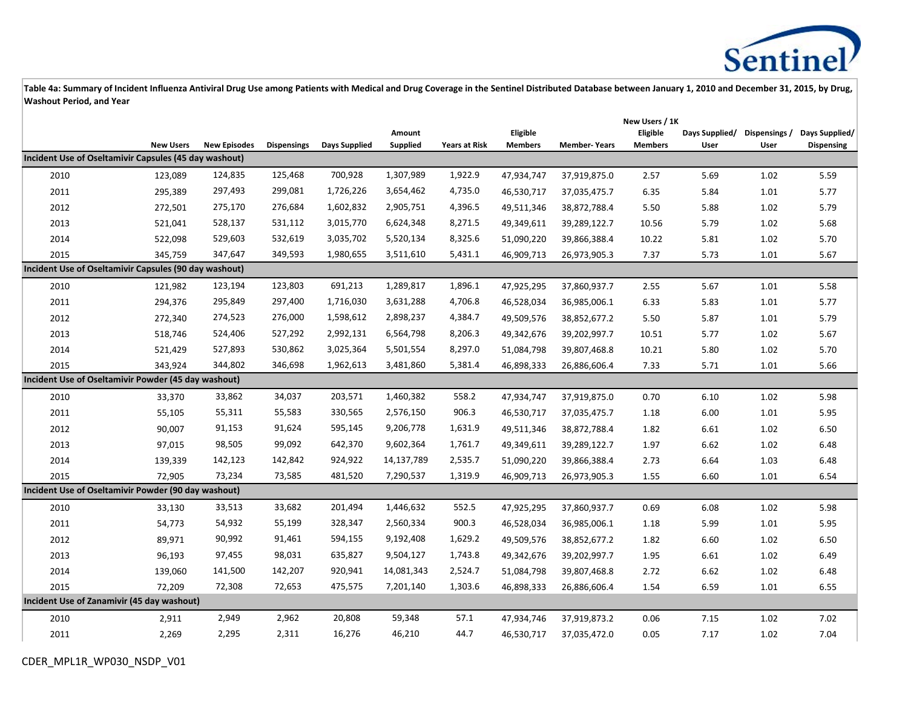**Table 4a: Summary of Incident Influenza Antiviral Drug Use among Patients with Medical and Drug Coverage in the Sentinel Distributed Database between January 1, 2010 and December 31, 2015, by Drug, Washout Period, and Year**

| | New Users | New Episodes | Dispensings | Days Supplied | Amount Supplied | Years at Risk | Eligible Members | Member- Years | New Users / 1K Eligible Members | Days Supplied/ User | Dispensings / User | Days Supplied/ Dispensing |
|---|---|---|---|---|---|---|---|---|---|---|---|---|
| **Incident Use of Oseltamivir Capsules (45 day washout)** | | | | | | | | | | | | |
| 2010 | 123,089 | 124,835 | 125,468 | 700,928 | 1,307,989 | 1,922.9 | 47,934,747 | 37,919,875.0 | 2.57 | 5.69 | 1.02 | 5.59 |
| 2011 | 295,389 | 297,493 | 299,081 | 1,726,226 | 3,654,462 | 4,735.0 | 46,530,717 | 37,035,475.7 | 6.35 | 5.84 | 1.01 | 5.77 |
| 2012 | 272,501 | 275,170 | 276,684 | 1,602,832 | 2,905,751 | 4,396.5 | 49,511,346 | 38,872,788.4 | 5.50 | 5.88 | 1.02 | 5.79 |
| 2013 | 521,041 | 528,137 | 531,112 | 3,015,770 | 6,624,348 | 8,271.5 | 49,349,611 | 39,289,122.7 | 10.56 | 5.79 | 1.02 | 5.68 |
| 2014 | 522,098 | 529,603 | 532,619 | 3,035,702 | 5,520,134 | 8,325.6 | 51,090,220 | 39,866,388.4 | 10.22 | 5.81 | 1.02 | 5.70 |
| 2015 | 345,759 | 347,647 | 349,593 | 1,980,655 | 3,511,610 | 5,431.1 | 46,909,713 | 26,973,905.3 | 7.37 | 5.73 | 1.01 | 5.67 |
| **Incident Use of Oseltamivir Capsules (90 day washout)** | | | | | | | | | | | | |
| 2010 | 121,982 | 123,194 | 123,803 | 691,213 | 1,289,817 | 1,896.1 | 47,925,295 | 37,860,937.7 | 2.55 | 5.67 | 1.01 | 5.58 |
| 2011 | 294,376 | 295,849 | 297,400 | 1,716,030 | 3,631,288 | 4,706.8 | 46,528,034 | 36,985,006.1 | 6.33 | 5.83 | 1.01 | 5.77 |
| 2012 | 272,340 | 274,523 | 276,000 | 1,598,612 | 2,898,237 | 4,384.7 | 49,509,576 | 38,852,677.2 | 5.50 | 5.87 | 1.01 | 5.79 |
| 2013 | 518,746 | 524,406 | 527,292 | 2,992,131 | 6,564,798 | 8,206.3 | 49,342,676 | 39,202,997.7 | 10.51 | 5.77 | 1.02 | 5.67 |
| 2014 | 521,429 | 527,893 | 530,862 | 3,025,364 | 5,501,554 | 8,297.0 | 51,084,798 | 39,807,468.8 | 10.21 | 5.80 | 1.02 | 5.70 |
| 2015 | 343,924 | 344,802 | 346,698 | 1,962,613 | 3,481,860 | 5,381.4 | 46,898,333 | 26,886,606.4 | 7.33 | 5.71 | 1.01 | 5.66 |
| **Incident Use of Oseltamivir Powder (45 day washout)** | | | | | | | | | | | | |
| 2010 | 33,370 | 33,862 | 34,037 | 203,571 | 1,460,382 | 558.2 | 47,934,747 | 37,919,875.0 | 0.70 | 6.10 | 1.02 | 5.98 |
| 2011 | 55,105 | 55,311 | 55,583 | 330,565 | 2,576,150 | 906.3 | 46,530,717 | 37,035,475.7 | 1.18 | 6.00 | 1.01 | 5.95 |
| 2012 | 90,007 | 91,153 | 91,624 | 595,145 | 9,206,778 | 1,631.9 | 49,511,346 | 38,872,788.4 | 1.82 | 6.61 | 1.02 | 6.50 |
| 2013 | 97,015 | 98,505 | 99,092 | 642,370 | 9,602,364 | 1,761.7 | 49,349,611 | 39,289,122.7 | 1.97 | 6.62 | 1.02 | 6.48 |
| 2014 | 139,339 | 142,123 | 142,842 | 924,922 | 14,137,789 | 2,535.7 | 51,090,220 | 39,866,388.4 | 2.73 | 6.64 | 1.03 | 6.48 |
| 2015 | 72,905 | 73,234 | 73,585 | 481,520 | 7,290,537 | 1,319.9 | 46,909,713 | 26,973,905.3 | 1.55 | 6.60 | 1.01 | 6.54 |
| **Incident Use of Oseltamivir Powder (90 day washout)** | | | | | | | | | | | | |
| 2010 | 33,130 | 33,513 | 33,682 | 201,494 | 1,446,632 | 552.5 | 47,925,295 | 37,860,937.7 | 0.69 | 6.08 | 1.02 | 5.98 |
| 2011 | 54,773 | 54,932 | 55,199 | 328,347 | 2,560,334 | 900.3 | 46,528,034 | 36,985,006.1 | 1.18 | 5.99 | 1.01 | 5.95 |
| 2012 | 89,971 | 90,992 | 91,461 | 594,155 | 9,192,408 | 1,629.2 | 49,509,576 | 38,852,677.2 | 1.82 | 6.60 | 1.02 | 6.50 |
| 2013 | 96,193 | 97,455 | 98,031 | 635,827 | 9,504,127 | 1,743.8 | 49,342,676 | 39,202,997.7 | 1.95 | 6.61 | 1.02 | 6.49 |
| 2014 | 139,060 | 141,500 | 142,207 | 920,941 | 14,081,343 | 2,524.7 | 51,084,798 | 39,807,468.8 | 2.72 | 6.62 | 1.02 | 6.48 |
| 2015 | 72,209 | 72,308 | 72,653 | 475,575 | 7,201,140 | 1,303.6 | 46,898,333 | 26,886,606.4 | 1.54 | 6.59 | 1.01 | 6.55 |
| **Incident Use of Zanamivir (45 day washout)** | | | | | | | | | | | | |
| 2010 | 2,911 | 2,949 | 2,962 | 20,808 | 59,348 | 57.1 | 47,934,746 | 37,919,873.2 | 0.06 | 7.15 | 1.02 | 7.02 |
| 2011 | 2,269 | 2,295 | 2,311 | 16,276 | 46,210 | 44.7 | 46,530,717 | 37,035,472.0 | 0.05 | 7.17 | 1.02 | 7.04 |

CDER_MPL1R_WP030_NSDP_V01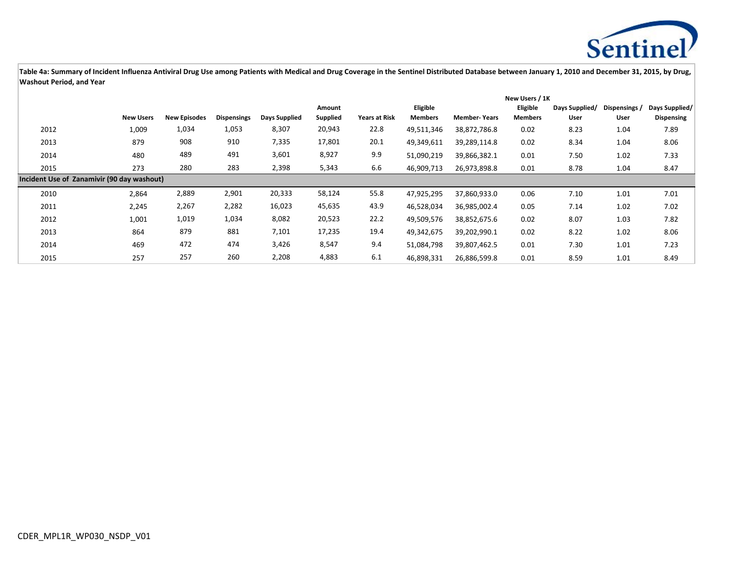**Table 4a: Summary of Incident Influenza Antiviral Drug Use among Patients with Medical and Drug Coverage in the Sentinel Distributed Database between January 1, 2010 and December 31, 2015, by Drug, Washout Period, and Year**

| | New Users | New Episodes | Dispensings | Days Supplied | Amount Supplied | Years at Risk | Eligible Members | Member- Years | New Users / 1K Eligible Members | Days Supplied/ User | Dispensings / User | Days Supplied/ Dispensing |
|---|---|---|---|---|---|---|---|---|---|---|---|---|
| 2012 | 1,009 | 1,034 | 1,053 | 8,307 | 20,943 | 22.8 | 49,511,346 | 38,872,786.8 | 0.02 | 8.23 | 1.04 | 7.89 |
| 2013 | 879 | 908 | 910 | 7,335 | 17,801 | 20.1 | 49,349,611 | 39,289,114.8 | 0.02 | 8.34 | 1.04 | 8.06 |
| 2014 | 480 | 489 | 491 | 3,601 | 8,927 | 9.9 | 51,090,219 | 39,866,382.1 | 0.01 | 7.50 | 1.02 | 7.33 |
| 2015 | 273 | 280 | 283 | 2,398 | 5,343 | 6.6 | 46,909,713 | 26,973,898.8 | 0.01 | 8.78 | 1.04 | 8.47 |
| **Incident Use of Zanamivir (90 day washout)** | | | | | | | | | | | | |
| 2010 | 2,864 | 2,889 | 2,901 | 20,333 | 58,124 | 55.8 | 47,925,295 | 37,860,933.0 | 0.06 | 7.10 | 1.01 | 7.01 |
| 2011 | 2,245 | 2,267 | 2,282 | 16,023 | 45,635 | 43.9 | 46,528,034 | 36,985,002.4 | 0.05 | 7.14 | 1.02 | 7.02 |
| 2012 | 1,001 | 1,019 | 1,034 | 8,082 | 20,523 | 22.2 | 49,509,576 | 38,852,675.6 | 0.02 | 8.07 | 1.03 | 7.82 |
| 2013 | 864 | 879 | 881 | 7,101 | 17,235 | 19.4 | 49,342,675 | 39,202,990.1 | 0.02 | 8.22 | 1.02 | 8.06 |
| 2014 | 469 | 472 | 474 | 3,426 | 8,547 | 9.4 | 51,084,798 | 39,807,462.5 | 0.01 | 7.30 | 1.01 | 7.23 |
| 2015 | 257 | 257 | 260 | 2,208 | 4,883 | 6.1 | 46,898,331 | 26,886,599.8 | 0.01 | 8.59 | 1.01 | 8.49 |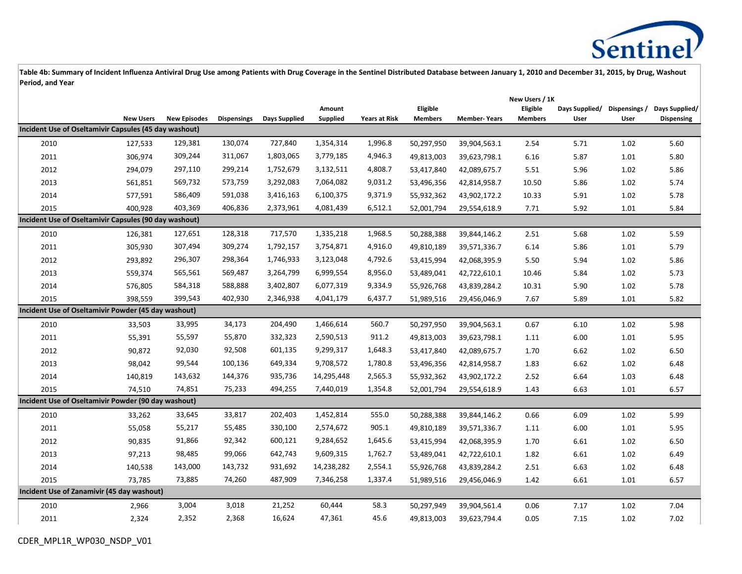**Table 4b: Summary of Incident Influenza Antiviral Drug Use among Patients with Drug Coverage in the Sentinel Distributed Database between January 1, 2010 and December 31, 2015, by Drug, Washout Period, and Year**

| | New Users | New Episodes | Dispensings | Days Supplied | Amount Supplied | Years at Risk | Eligible Members | Member- Years | New Users / 1K Eligible Members | Days Supplied/ User | Dispensings / User | Days Supplied/ Dispensing |
|---|---|---|---|---|---|---|---|---|---|---|---|---|
| **Incident Use of Oseltamivir Capsules (45 day washout)** | | | | | | | | | | | | |
| 2010 | 127,533 | 129,381 | 130,074 | 727,840 | 1,354,314 | 1,996.8 | 50,297,950 | 39,904,563.1 | 2.54 | 5.71 | 1.02 | 5.60 |
| 2011 | 306,974 | 309,244 | 311,067 | 1,803,065 | 3,779,185 | 4,946.3 | 49,813,003 | 39,623,798.1 | 6.16 | 5.87 | 1.01 | 5.80 |
| 2012 | 294,079 | 297,110 | 299,214 | 1,752,679 | 3,132,511 | 4,808.7 | 53,417,840 | 42,089,675.7 | 5.51 | 5.96 | 1.02 | 5.86 |
| 2013 | 561,851 | 569,732 | 573,759 | 3,292,083 | 7,064,082 | 9,031.2 | 53,496,356 | 42,814,958.7 | 10.50 | 5.86 | 1.02 | 5.74 |
| 2014 | 577,591 | 586,409 | 591,038 | 3,416,163 | 6,100,375 | 9,371.9 | 55,932,362 | 43,902,172.2 | 10.33 | 5.91 | 1.02 | 5.78 |
| 2015 | 400,928 | 403,369 | 406,836 | 2,373,961 | 4,081,439 | 6,512.1 | 52,001,794 | 29,554,618.9 | 7.71 | 5.92 | 1.01 | 5.84 |
| **Incident Use of Oseltamivir Capsules (90 day washout)** | | | | | | | | | | | | |
| 2010 | 126,381 | 127,651 | 128,318 | 717,570 | 1,335,218 | 1,968.5 | 50,288,388 | 39,844,146.2 | 2.51 | 5.68 | 1.02 | 5.59 |
| 2011 | 305,930 | 307,494 | 309,274 | 1,792,157 | 3,754,871 | 4,916.0 | 49,810,189 | 39,571,336.7 | 6.14 | 5.86 | 1.01 | 5.79 |
| 2012 | 293,892 | 296,307 | 298,364 | 1,746,933 | 3,123,048 | 4,792.6 | 53,415,994 | 42,068,395.9 | 5.50 | 5.94 | 1.02 | 5.86 |
| 2013 | 559,374 | 565,561 | 569,487 | 3,264,799 | 6,999,554 | 8,956.0 | 53,489,041 | 42,722,610.1 | 10.46 | 5.84 | 1.02 | 5.73 |
| 2014 | 576,805 | 584,318 | 588,888 | 3,402,807 | 6,077,319 | 9,334.9 | 55,926,768 | 43,839,284.2 | 10.31 | 5.90 | 1.02 | 5.78 |
| 2015 | 398,559 | 399,543 | 402,930 | 2,346,938 | 4,041,179 | 6,437.7 | 51,989,516 | 29,456,046.9 | 7.67 | 5.89 | 1.01 | 5.82 |
| **Incident Use of Oseltamivir Powder (45 day washout)** | | | | | | | | | | | | |
| 2010 | 33,503 | 33,995 | 34,173 | 204,490 | 1,466,614 | 560.7 | 50,297,950 | 39,904,563.1 | 0.67 | 6.10 | 1.02 | 5.98 |
| 2011 | 55,391 | 55,597 | 55,870 | 332,323 | 2,590,513 | 911.2 | 49,813,003 | 39,623,798.1 | 1.11 | 6.00 | 1.01 | 5.95 |
| 2012 | 90,872 | 92,030 | 92,508 | 601,135 | 9,299,317 | 1,648.3 | 53,417,840 | 42,089,675.7 | 1.70 | 6.62 | 1.02 | 6.50 |
| 2013 | 98,042 | 99,544 | 100,136 | 649,334 | 9,708,572 | 1,780.8 | 53,496,356 | 42,814,958.7 | 1.83 | 6.62 | 1.02 | 6.48 |
| 2014 | 140,819 | 143,632 | 144,376 | 935,736 | 14,295,448 | 2,565.3 | 55,932,362 | 43,902,172.2 | 2.52 | 6.64 | 1.03 | 6.48 |
| 2015 | 74,510 | 74,851 | 75,233 | 494,255 | 7,440,019 | 1,354.8 | 52,001,794 | 29,554,618.9 | 1.43 | 6.63 | 1.01 | 6.57 |
| **Incident Use of Oseltamivir Powder (90 day washout)** | | | | | | | | | | | | |
| 2010 | 33,262 | 33,645 | 33,817 | 202,403 | 1,452,814 | 555.0 | 50,288,388 | 39,844,146.2 | 0.66 | 6.09 | 1.02 | 5.99 |
| 2011 | 55,058 | 55,217 | 55,485 | 330,100 | 2,574,672 | 905.1 | 49,810,189 | 39,571,336.7 | 1.11 | 6.00 | 1.01 | 5.95 |
| 2012 | 90,835 | 91,866 | 92,342 | 600,121 | 9,284,652 | 1,645.6 | 53,415,994 | 42,068,395.9 | 1.70 | 6.61 | 1.02 | 6.50 |
| 2013 | 97,213 | 98,485 | 99,066 | 642,743 | 9,609,315 | 1,762.7 | 53,489,041 | 42,722,610.1 | 1.82 | 6.61 | 1.02 | 6.49 |
| 2014 | 140,538 | 143,000 | 143,732 | 931,692 | 14,238,282 | 2,554.1 | 55,926,768 | 43,839,284.2 | 2.51 | 6.63 | 1.02 | 6.48 |
| 2015 | 73,785 | 73,885 | 74,260 | 487,909 | 7,346,258 | 1,337.4 | 51,989,516 | 29,456,046.9 | 1.42 | 6.61 | 1.01 | 6.57 |
| **Incident Use of Zanamivir (45 day washout)** | | | | | | | | | | | | |
| 2010 | 2,966 | 3,004 | 3,018 | 21,252 | 60,444 | 58.3 | 50,297,949 | 39,904,561.4 | 0.06 | 7.17 | 1.02 | 7.04 |
| 2011 | 2,324 | 2,352 | 2,368 | 16,624 | 47,361 | 45.6 | 49,813,003 | 39,623,794.4 | 0.05 | 7.15 | 1.02 | 7.02 |

CDER_MPL1R_WP030_NSDP_V01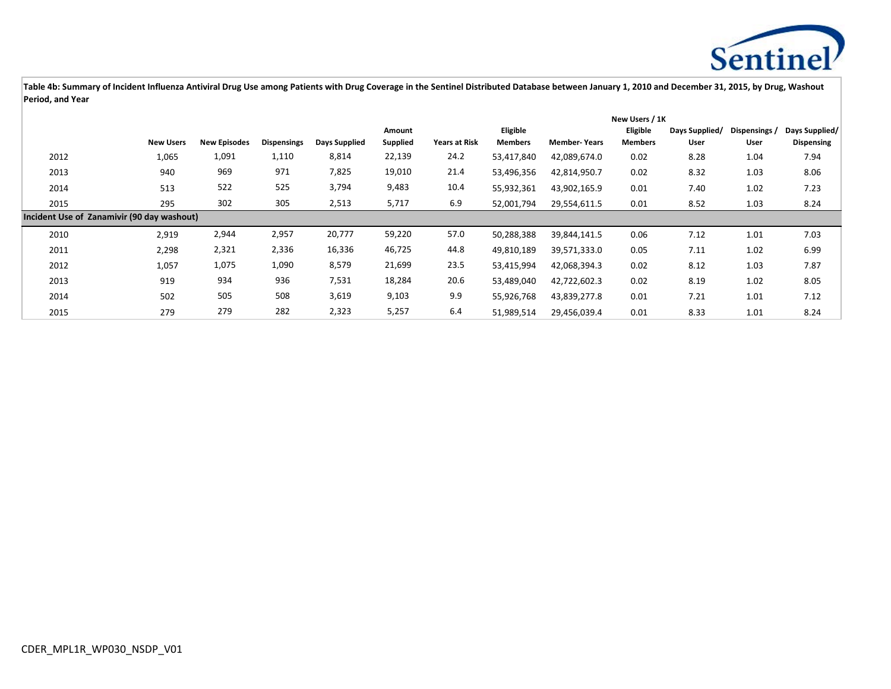**Table 4b: Summary of Incident Influenza Antiviral Drug Use among Patients with Drug Coverage in the Sentinel Distributed Database between January 1, 2010 and December 31, 2015, by Drug, Washout Period, and Year**

| | New Users | New Episodes | Dispensings | Days Supplied | Amount Supplied | Years at Risk | Eligible Members | Member- Years | New Users / 1K Eligible Members | Days Supplied/ User | Dispensings / User | Days Supplied/ Dispensing |
|---|---|---|---|---|---|---|---|---|---|---|---|---|
| 2012 | 1,065 | 1,091 | 1,110 | 8,814 | 22,139 | 24.2 | 53,417,840 | 42,089,674.0 | 0.02 | 8.28 | 1.04 | 7.94 |
| 2013 | 940 | 969 | 971 | 7,825 | 19,010 | 21.4 | 53,496,356 | 42,814,950.7 | 0.02 | 8.32 | 1.03 | 8.06 |
| 2014 | 513 | 522 | 525 | 3,794 | 9,483 | 10.4 | 55,932,361 | 43,902,165.9 | 0.01 | 7.40 | 1.02 | 7.23 |
| 2015 | 295 | 302 | 305 | 2,513 | 5,717 | 6.9 | 52,001,794 | 29,554,611.5 | 0.01 | 8.52 | 1.03 | 8.24 |
| **Incident Use of Zanamivir (90 day washout)** | | | | | | | | | | | | |
| 2010 | 2,919 | 2,944 | 2,957 | 20,777 | 59,220 | 57.0 | 50,288,388 | 39,844,141.5 | 0.06 | 7.12 | 1.01 | 7.03 |
| 2011 | 2,298 | 2,321 | 2,336 | 16,336 | 46,725 | 44.8 | 49,810,189 | 39,571,333.0 | 0.05 | 7.11 | 1.02 | 6.99 |
| 2012 | 1,057 | 1,075 | 1,090 | 8,579 | 21,699 | 23.5 | 53,415,994 | 42,068,394.3 | 0.02 | 8.12 | 1.03 | 7.87 |
| 2013 | 919 | 934 | 936 | 7,531 | 18,284 | 20.6 | 53,489,040 | 42,722,602.3 | 0.02 | 8.19 | 1.02 | 8.05 |
| 2014 | 502 | 505 | 508 | 3,619 | 9,103 | 9.9 | 55,926,768 | 43,839,277.8 | 0.01 | 7.21 | 1.01 | 7.12 |
| 2015 | 279 | 279 | 282 | 2,323 | 5,257 | 6.4 | 51,989,514 | 29,456,039.4 | 0.01 | 8.33 | 1.01 | 8.24 |

CDER_MPL1R_WP030_NSDP_V01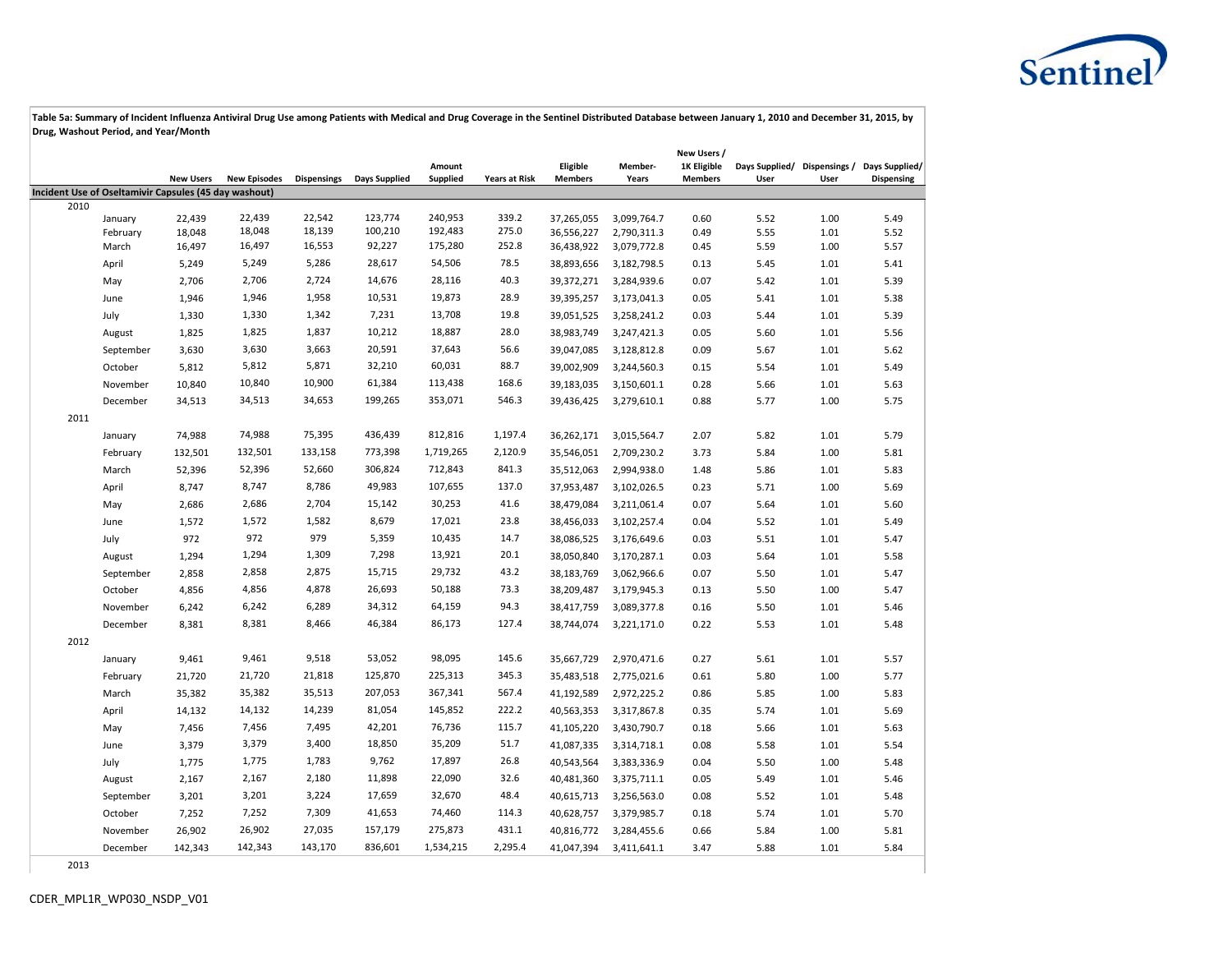**Table 5a: Summary of Incident Influenza Antiviral Drug Use among Patients with Medical and Drug Coverage in the Sentinel Distributed Database between January 1, 2010 and December 31, 2015, by Drug, Washout Period, and Year/Month**

| | | New Users | New Episodes | Dispensings | Days Supplied | Amount Supplied | Years at Risk | Eligible Members | Member-Years | New Users / 1K Eligible Members | Days Supplied/ User | Dispensings / User | Days Supplied/ Dispensing |
|---|---|---|---|---|---|---|---|---|---|---|---|---|---|
| **Incident Use of Oseltamivir Capsules (45 day washout)** | | | | | | | | | | | | | |
| 2010 | | | | | | | | | | | | | |
| | January | 22,439 | 22,439 | 22,542 | 123,774 | 240,953 | 339.2 | 37,265,055 | 3,099,764.7 | 0.60 | 5.52 | 1.00 | 5.49 |
| | February | 18,048 | 18,048 | 18,139 | 100,210 | 192,483 | 275.0 | 36,556,227 | 2,790,311.3 | 0.49 | 5.55 | 1.01 | 5.52 |
| | March | 16,497 | 16,497 | 16,553 | 92,227 | 175,280 | 252.8 | 36,438,922 | 3,079,772.8 | 0.45 | 5.59 | 1.00 | 5.57 |
| | April | 5,249 | 5,249 | 5,286 | 28,617 | 54,506 | 78.5 | 38,893,656 | 3,182,798.5 | 0.13 | 5.45 | 1.01 | 5.41 |
| | May | 2,706 | 2,706 | 2,724 | 14,676 | 28,116 | 40.3 | 39,372,271 | 3,284,939.6 | 0.07 | 5.42 | 1.01 | 5.39 |
| | June | 1,946 | 1,946 | 1,958 | 10,531 | 19,873 | 28.9 | 39,395,257 | 3,173,041.3 | 0.05 | 5.41 | 1.01 | 5.38 |
| | July | 1,330 | 1,330 | 1,342 | 7,231 | 13,708 | 19.8 | 39,051,525 | 3,258,241.2 | 0.03 | 5.44 | 1.01 | 5.39 |
| | August | 1,825 | 1,825 | 1,837 | 10,212 | 18,887 | 28.0 | 38,983,749 | 3,247,421.3 | 0.05 | 5.60 | 1.01 | 5.56 |
| | September | 3,630 | 3,630 | 3,663 | 20,591 | 37,643 | 56.6 | 39,047,085 | 3,128,812.8 | 0.09 | 5.67 | 1.01 | 5.62 |
| | October | 5,812 | 5,812 | 5,871 | 32,210 | 60,031 | 88.7 | 39,002,909 | 3,244,560.3 | 0.15 | 5.54 | 1.01 | 5.49 |
| | November | 10,840 | 10,840 | 10,900 | 61,384 | 113,438 | 168.6 | 39,183,035 | 3,150,601.1 | 0.28 | 5.66 | 1.01 | 5.63 |
| | December | 34,513 | 34,513 | 34,653 | 199,265 | 353,071 | 546.3 | 39,436,425 | 3,279,610.1 | 0.88 | 5.77 | 1.00 | 5.75 |
| 2011 | | | | | | | | | | | | | |
| | January | 74,988 | 74,988 | 75,395 | 436,439 | 812,816 | 1,197.4 | 36,262,171 | 3,015,564.7 | 2.07 | 5.82 | 1.01 | 5.79 |
| | February | 132,501 | 132,501 | 133,158 | 773,398 | 1,719,265 | 2,120.9 | 35,546,051 | 2,709,230.2 | 3.73 | 5.84 | 1.00 | 5.81 |
| | March | 52,396 | 52,396 | 52,660 | 306,824 | 712,843 | 841.3 | 35,512,063 | 2,994,938.0 | 1.48 | 5.86 | 1.01 | 5.83 |
| | April | 8,747 | 8,747 | 8,786 | 49,983 | 107,655 | 137.0 | 37,953,487 | 3,102,026.5 | 0.23 | 5.71 | 1.00 | 5.69 |
| | May | 2,686 | 2,686 | 2,704 | 15,142 | 30,253 | 41.6 | 38,479,084 | 3,211,061.4 | 0.07 | 5.64 | 1.01 | 5.60 |
| | June | 1,572 | 1,572 | 1,582 | 8,679 | 17,021 | 23.8 | 38,456,033 | 3,102,257.4 | 0.04 | 5.52 | 1.01 | 5.49 |
| | July | 972 | 972 | 979 | 5,359 | 10,435 | 14.7 | 38,086,525 | 3,176,649.6 | 0.03 | 5.51 | 1.01 | 5.47 |
| | August | 1,294 | 1,294 | 1,309 | 7,298 | 13,921 | 20.1 | 38,050,840 | 3,170,287.1 | 0.03 | 5.64 | 1.01 | 5.58 |
| | September | 2,858 | 2,858 | 2,875 | 15,715 | 29,732 | 43.2 | 38,183,769 | 3,062,966.6 | 0.07 | 5.50 | 1.01 | 5.47 |
| | October | 4,856 | 4,856 | 4,878 | 26,693 | 50,188 | 73.3 | 38,209,487 | 3,179,945.3 | 0.13 | 5.50 | 1.00 | 5.47 |
| | November | 6,242 | 6,242 | 6,289 | 34,312 | 64,159 | 94.3 | 38,417,759 | 3,089,377.8 | 0.16 | 5.50 | 1.01 | 5.46 |
| | December | 8,381 | 8,381 | 8,466 | 46,384 | 86,173 | 127.4 | 38,744,074 | 3,221,171.0 | 0.22 | 5.53 | 1.01 | 5.48 |
| 2012 | | | | | | | | | | | | | |
| | January | 9,461 | 9,461 | 9,518 | 53,052 | 98,095 | 145.6 | 35,667,729 | 2,970,471.6 | 0.27 | 5.61 | 1.01 | 5.57 |
| | February | 21,720 | 21,720 | 21,818 | 125,870 | 225,313 | 345.3 | 35,483,518 | 2,775,021.6 | 0.61 | 5.80 | 1.00 | 5.77 |
| | March | 35,382 | 35,382 | 35,513 | 207,053 | 367,341 | 567.4 | 41,192,589 | 2,972,225.2 | 0.86 | 5.85 | 1.00 | 5.83 |
| | April | 14,132 | 14,132 | 14,239 | 81,054 | 145,852 | 222.2 | 40,563,353 | 3,317,867.8 | 0.35 | 5.74 | 1.01 | 5.69 |
| | May | 7,456 | 7,456 | 7,495 | 42,201 | 76,736 | 115.7 | 41,105,220 | 3,430,790.7 | 0.18 | 5.66 | 1.01 | 5.63 |
| | June | 3,379 | 3,379 | 3,400 | 18,850 | 35,209 | 51.7 | 41,087,335 | 3,314,718.1 | 0.08 | 5.58 | 1.01 | 5.54 |
| | July | 1,775 | 1,775 | 1,783 | 9,762 | 17,897 | 26.8 | 40,543,564 | 3,383,336.9 | 0.04 | 5.50 | 1.00 | 5.48 |
| | August | 2,167 | 2,167 | 2,180 | 11,898 | 22,090 | 32.6 | 40,481,360 | 3,375,711.1 | 0.05 | 5.49 | 1.01 | 5.46 |
| | September | 3,201 | 3,201 | 3,224 | 17,659 | 32,670 | 48.4 | 40,615,713 | 3,256,563.0 | 0.08 | 5.52 | 1.01 | 5.48 |
| | October | 7,252 | 7,252 | 7,309 | 41,653 | 74,460 | 114.3 | 40,628,757 | 3,379,985.7 | 0.18 | 5.74 | 1.01 | 5.70 |
| | November | 26,902 | 26,902 | 27,035 | 157,179 | 275,873 | 431.1 | 40,816,772 | 3,284,455.6 | 0.66 | 5.84 | 1.00 | 5.81 |
| | December | 142,343 | 142,343 | 143,170 | 836,601 | 1,534,215 | 2,295.4 | 41,047,394 | 3,411,641.1 | 3.47 | 5.88 | 1.01 | 5.84 |
| 2013 | | | | | | | | | | | | | |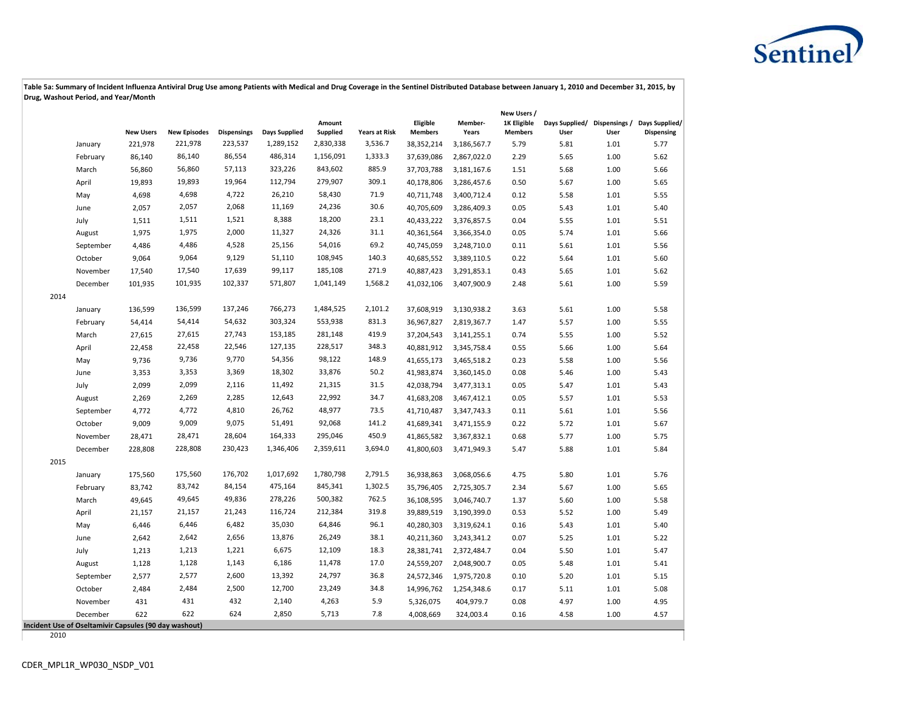**Table 5a: Summary of Incident Influenza Antiviral Drug Use among Patients with Medical and Drug Coverage in the Sentinel Distributed Database between January 1, 2010 and December 31, 2015, by Drug, Washout Period, and Year/Month**

| | | New Users | New Episodes | Dispensings | Days Supplied | Amount Supplied | Years at Risk | Eligible Members | Member-Years | New Users / 1K Eligible Members | Days Supplied/ User | Dispensings / User | Days Supplied/ Dispensing |
|---|---|---|---|---|---|---|---|---|---|---|---|---|---|
| | January | 221,978 | 221,978 | 223,537 | 1,289,152 | 2,830,338 | 3,536.7 | 38,352,214 | 3,186,567.7 | 5.79 | 5.81 | 1.01 | 5.77 |
| | February | 86,140 | 86,140 | 86,554 | 486,314 | 1,156,091 | 1,333.3 | 37,639,086 | 2,867,022.0 | 2.29 | 5.65 | 1.00 | 5.62 |
| | March | 56,860 | 56,860 | 57,113 | 323,226 | 843,602 | 885.9 | 37,703,788 | 3,181,167.6 | 1.51 | 5.68 | 1.00 | 5.66 |
| | April | 19,893 | 19,893 | 19,964 | 112,794 | 279,907 | 309.1 | 40,178,806 | 3,286,457.6 | 0.50 | 5.67 | 1.00 | 5.65 |
| | May | 4,698 | 4,698 | 4,722 | 26,210 | 58,430 | 71.9 | 40,711,748 | 3,400,712.4 | 0.12 | 5.58 | 1.01 | 5.55 |
| | June | 2,057 | 2,057 | 2,068 | 11,169 | 24,236 | 30.6 | 40,705,609 | 3,286,409.3 | 0.05 | 5.43 | 1.01 | 5.40 |
| | July | 1,511 | 1,511 | 1,521 | 8,388 | 18,200 | 23.1 | 40,433,222 | 3,376,857.5 | 0.04 | 5.55 | 1.01 | 5.51 |
| | August | 1,975 | 1,975 | 2,000 | 11,327 | 24,326 | 31.1 | 40,361,564 | 3,366,354.0 | 0.05 | 5.74 | 1.01 | 5.66 |
| | September | 4,486 | 4,486 | 4,528 | 25,156 | 54,016 | 69.2 | 40,745,059 | 3,248,710.0 | 0.11 | 5.61 | 1.01 | 5.56 |
| | October | 9,064 | 9,064 | 9,129 | 51,110 | 108,945 | 140.3 | 40,685,552 | 3,389,110.5 | 0.22 | 5.64 | 1.01 | 5.60 |
| | November | 17,540 | 17,540 | 17,639 | 99,117 | 185,108 | 271.9 | 40,887,423 | 3,291,853.1 | 0.43 | 5.65 | 1.01 | 5.62 |
| | December | 101,935 | 101,935 | 102,337 | 571,807 | 1,041,149 | 1,568.2 | 41,032,106 | 3,407,900.9 | 2.48 | 5.61 | 1.00 | 5.59 |
| 2014 | | | | | | | | | | | | | |
| | January | 136,599 | 136,599 | 137,246 | 766,273 | 1,484,525 | 2,101.2 | 37,608,919 | 3,130,938.2 | 3.63 | 5.61 | 1.00 | 5.58 |
| | February | 54,414 | 54,414 | 54,632 | 303,324 | 553,938 | 831.3 | 36,967,827 | 2,819,367.7 | 1.47 | 5.57 | 1.00 | 5.55 |
| | March | 27,615 | 27,615 | 27,743 | 153,185 | 281,148 | 419.9 | 37,204,543 | 3,141,255.1 | 0.74 | 5.55 | 1.00 | 5.52 |
| | April | 22,458 | 22,458 | 22,546 | 127,135 | 228,517 | 348.3 | 40,881,912 | 3,345,758.4 | 0.55 | 5.66 | 1.00 | 5.64 |
| | May | 9,736 | 9,736 | 9,770 | 54,356 | 98,122 | 148.9 | 41,655,173 | 3,465,518.2 | 0.23 | 5.58 | 1.00 | 5.56 |
| | June | 3,353 | 3,353 | 3,369 | 18,302 | 33,876 | 50.2 | 41,983,874 | 3,360,145.0 | 0.08 | 5.46 | 1.00 | 5.43 |
| | July | 2,099 | 2,099 | 2,116 | 11,492 | 21,315 | 31.5 | 42,038,794 | 3,477,313.1 | 0.05 | 5.47 | 1.01 | 5.43 |
| | August | 2,269 | 2,269 | 2,285 | 12,643 | 22,992 | 34.7 | 41,683,208 | 3,467,412.1 | 0.05 | 5.57 | 1.01 | 5.53 |
| | September | 4,772 | 4,772 | 4,810 | 26,762 | 48,977 | 73.5 | 41,710,487 | 3,347,743.3 | 0.11 | 5.61 | 1.01 | 5.56 |
| | October | 9,009 | 9,009 | 9,075 | 51,491 | 92,068 | 141.2 | 41,689,341 | 3,471,155.9 | 0.22 | 5.72 | 1.01 | 5.67 |
| | November | 28,471 | 28,471 | 28,604 | 164,333 | 295,046 | 450.9 | 41,865,582 | 3,367,832.1 | 0.68 | 5.77 | 1.00 | 5.75 |
| | December | 228,808 | 228,808 | 230,423 | 1,346,406 | 2,359,611 | 3,694.0 | 41,800,603 | 3,471,949.3 | 5.47 | 5.88 | 1.01 | 5.84 |
| 2015 | | | | | | | | | | | | | |
| | January | 175,560 | 175,560 | 176,702 | 1,017,692 | 1,780,798 | 2,791.5 | 36,938,863 | 3,068,056.6 | 4.75 | 5.80 | 1.01 | 5.76 |
| | February | 83,742 | 83,742 | 84,154 | 475,164 | 845,341 | 1,302.5 | 35,796,405 | 2,725,305.7 | 2.34 | 5.67 | 1.00 | 5.65 |
| | March | 49,645 | 49,645 | 49,836 | 278,226 | 500,382 | 762.5 | 36,108,595 | 3,046,740.7 | 1.37 | 5.60 | 1.00 | 5.58 |
| | April | 21,157 | 21,157 | 21,243 | 116,724 | 212,384 | 319.8 | 39,889,519 | 3,190,399.0 | 0.53 | 5.52 | 1.00 | 5.49 |
| | May | 6,446 | 6,446 | 6,482 | 35,030 | 64,846 | 96.1 | 40,280,303 | 3,319,624.1 | 0.16 | 5.43 | 1.01 | 5.40 |
| | June | 2,642 | 2,642 | 2,656 | 13,876 | 26,249 | 38.1 | 40,211,360 | 3,243,341.2 | 0.07 | 5.25 | 1.01 | 5.22 |
| | July | 1,213 | 1,213 | 1,221 | 6,675 | 12,109 | 18.3 | 28,381,741 | 2,372,484.7 | 0.04 | 5.50 | 1.01 | 5.47 |
| | August | 1,128 | 1,128 | 1,143 | 6,186 | 11,478 | 17.0 | 24,559,207 | 2,048,900.7 | 0.05 | 5.48 | 1.01 | 5.41 |
| | September | 2,577 | 2,577 | 2,600 | 13,392 | 24,797 | 36.8 | 24,572,346 | 1,975,720.8 | 0.10 | 5.20 | 1.01 | 5.15 |
| | October | 2,484 | 2,484 | 2,500 | 12,700 | 23,249 | 34.8 | 14,996,762 | 1,254,348.6 | 0.17 | 5.11 | 1.01 | 5.08 |
| | November | 431 | 431 | 432 | 2,140 | 4,263 | 5.9 | 5,326,075 | 404,979.7 | 0.08 | 4.97 | 1.00 | 4.95 |
| | December | 622 | 622 | 624 | 2,850 | 5,713 | 7.8 | 4,008,669 | 324,003.4 | 0.16 | 4.58 | 1.00 | 4.57 |
| **Incident Use of Oseltamivir Capsules (90 day washout)** | | | | | | | | | | | | | |
| 2010 | | | | | | | | | | | | | |

CDER_MPL1R_WP030_NSDP_V01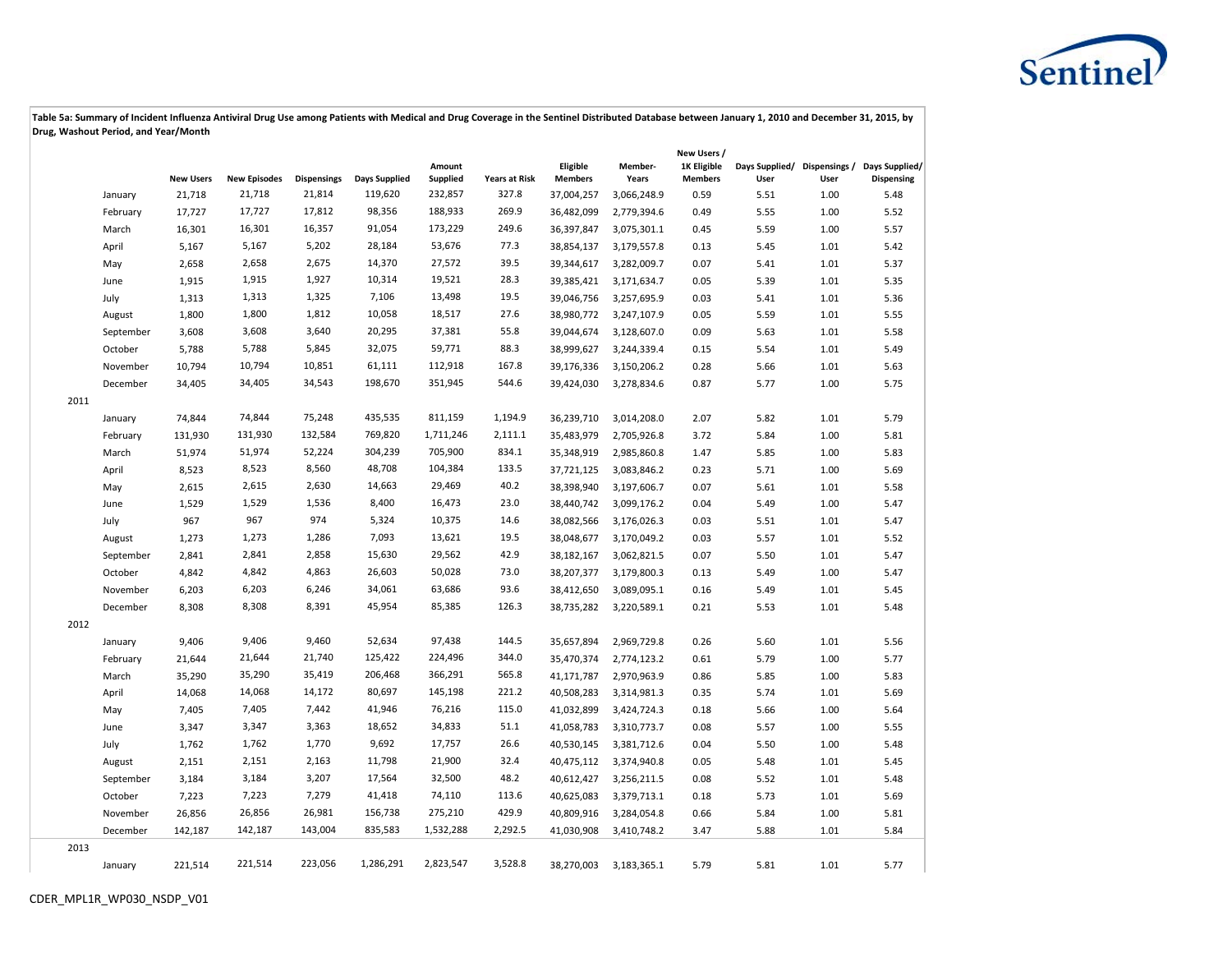**Table 5a: Summary of Incident Influenza Antiviral Drug Use among Patients with Medical and Drug Coverage in the Sentinel Distributed Database between January 1, 2010 and December 31, 2015, by Drug, Washout Period, and Year/Month**

| | | New Users | New Episodes | Dispensings | Days Supplied | Amount Supplied | Years at Risk | Eligible Members | Member-Years | New Users / 1K Eligible Members | Days Supplied/ User | Dispensings / User | Days Supplied/ Dispensing |
|---|---|---|---|---|---|---|---|---|---|---|---|---|---|
| | January | 21,718 | 21,718 | 21,814 | 119,620 | 232,857 | 327.8 | 37,004,257 | 3,066,248.9 | 0.59 | 5.51 | 1.00 | 5.48 |
| | February | 17,727 | 17,727 | 17,812 | 98,356 | 188,933 | 269.9 | 36,482,099 | 2,779,394.6 | 0.49 | 5.55 | 1.00 | 5.52 |
| | March | 16,301 | 16,301 | 16,357 | 91,054 | 173,229 | 249.6 | 36,397,847 | 3,075,301.1 | 0.45 | 5.59 | 1.00 | 5.57 |
| | April | 5,167 | 5,167 | 5,202 | 28,184 | 53,676 | 77.3 | 38,854,137 | 3,179,557.8 | 0.13 | 5.45 | 1.01 | 5.42 |
| | May | 2,658 | 2,658 | 2,675 | 14,370 | 27,572 | 39.5 | 39,344,617 | 3,282,009.7 | 0.07 | 5.41 | 1.01 | 5.37 |
| | June | 1,915 | 1,915 | 1,927 | 10,314 | 19,521 | 28.3 | 39,385,421 | 3,171,634.7 | 0.05 | 5.39 | 1.01 | 5.35 |
| | July | 1,313 | 1,313 | 1,325 | 7,106 | 13,498 | 19.5 | 39,046,756 | 3,257,695.9 | 0.03 | 5.41 | 1.01 | 5.36 |
| | August | 1,800 | 1,800 | 1,812 | 10,058 | 18,517 | 27.6 | 38,980,772 | 3,247,107.9 | 0.05 | 5.59 | 1.01 | 5.55 |
| | September | 3,608 | 3,608 | 3,640 | 20,295 | 37,381 | 55.8 | 39,044,674 | 3,128,607.0 | 0.09 | 5.63 | 1.01 | 5.58 |
| | October | 5,788 | 5,788 | 5,845 | 32,075 | 59,771 | 88.3 | 38,999,627 | 3,244,339.4 | 0.15 | 5.54 | 1.01 | 5.49 |
| | November | 10,794 | 10,794 | 10,851 | 61,111 | 112,918 | 167.8 | 39,176,336 | 3,150,206.2 | 0.28 | 5.66 | 1.01 | 5.63 |
| | December | 34,405 | 34,405 | 34,543 | 198,670 | 351,945 | 544.6 | 39,424,030 | 3,278,834.6 | 0.87 | 5.77 | 1.00 | 5.75 |
| 2011 | | | | | | | | | | | | | |
| | January | 74,844 | 74,844 | 75,248 | 435,535 | 811,159 | 1,194.9 | 36,239,710 | 3,014,208.0 | 2.07 | 5.82 | 1.01 | 5.79 |
| | February | 131,930 | 131,930 | 132,584 | 769,820 | 1,711,246 | 2,111.1 | 35,483,979 | 2,705,926.8 | 3.72 | 5.84 | 1.00 | 5.81 |
| | March | 51,974 | 51,974 | 52,224 | 304,239 | 705,900 | 834.1 | 35,348,919 | 2,985,860.8 | 1.47 | 5.85 | 1.00 | 5.83 |
| | April | 8,523 | 8,523 | 8,560 | 48,708 | 104,384 | 133.5 | 37,721,125 | 3,083,846.2 | 0.23 | 5.71 | 1.00 | 5.69 |
| | May | 2,615 | 2,615 | 2,630 | 14,663 | 29,469 | 40.2 | 38,398,940 | 3,197,606.7 | 0.07 | 5.61 | 1.01 | 5.58 |
| | June | 1,529 | 1,529 | 1,536 | 8,400 | 16,473 | 23.0 | 38,440,742 | 3,099,176.2 | 0.04 | 5.49 | 1.00 | 5.47 |
| | July | 967 | 967 | 974 | 5,324 | 10,375 | 14.6 | 38,082,566 | 3,176,026.3 | 0.03 | 5.51 | 1.01 | 5.47 |
| | August | 1,273 | 1,273 | 1,286 | 7,093 | 13,621 | 19.5 | 38,048,677 | 3,170,049.2 | 0.03 | 5.57 | 1.01 | 5.52 |
| | September | 2,841 | 2,841 | 2,858 | 15,630 | 29,562 | 42.9 | 38,182,167 | 3,062,821.5 | 0.07 | 5.50 | 1.01 | 5.47 |
| | October | 4,842 | 4,842 | 4,863 | 26,603 | 50,028 | 73.0 | 38,207,377 | 3,179,800.3 | 0.13 | 5.49 | 1.00 | 5.47 |
| | November | 6,203 | 6,203 | 6,246 | 34,061 | 63,686 | 93.6 | 38,412,650 | 3,089,095.1 | 0.16 | 5.49 | 1.01 | 5.45 |
| | December | 8,308 | 8,308 | 8,391 | 45,954 | 85,385 | 126.3 | 38,735,282 | 3,220,589.1 | 0.21 | 5.53 | 1.01 | 5.48 |
| 2012 | | | | | | | | | | | | | |
| | January | 9,406 | 9,406 | 9,460 | 52,634 | 97,438 | 144.5 | 35,657,894 | 2,969,729.8 | 0.26 | 5.60 | 1.01 | 5.56 |
| | February | 21,644 | 21,644 | 21,740 | 125,422 | 224,496 | 344.0 | 35,470,374 | 2,774,123.2 | 0.61 | 5.79 | 1.00 | 5.77 |
| | March | 35,290 | 35,290 | 35,419 | 206,468 | 366,291 | 565.8 | 41,171,787 | 2,970,963.9 | 0.86 | 5.85 | 1.00 | 5.83 |
| | April | 14,068 | 14,068 | 14,172 | 80,697 | 145,198 | 221.2 | 40,508,283 | 3,314,981.3 | 0.35 | 5.74 | 1.01 | 5.69 |
| | May | 7,405 | 7,405 | 7,442 | 41,946 | 76,216 | 115.0 | 41,032,899 | 3,424,724.3 | 0.18 | 5.66 | 1.00 | 5.64 |
| | June | 3,347 | 3,347 | 3,363 | 18,652 | 34,833 | 51.1 | 41,058,783 | 3,310,773.7 | 0.08 | 5.57 | 1.00 | 5.55 |
| | July | 1,762 | 1,762 | 1,770 | 9,692 | 17,757 | 26.6 | 40,530,145 | 3,381,712.6 | 0.04 | 5.50 | 1.00 | 5.48 |
| | August | 2,151 | 2,151 | 2,163 | 11,798 | 21,900 | 32.4 | 40,475,112 | 3,374,940.8 | 0.05 | 5.48 | 1.01 | 5.45 |
| | September | 3,184 | 3,184 | 3,207 | 17,564 | 32,500 | 48.2 | 40,612,427 | 3,256,211.5 | 0.08 | 5.52 | 1.01 | 5.48 |
| | October | 7,223 | 7,223 | 7,279 | 41,418 | 74,110 | 113.6 | 40,625,083 | 3,379,713.1 | 0.18 | 5.73 | 1.01 | 5.69 |
| | November | 26,856 | 26,856 | 26,981 | 156,738 | 275,210 | 429.9 | 40,809,916 | 3,284,054.8 | 0.66 | 5.84 | 1.00 | 5.81 |
| | December | 142,187 | 142,187 | 143,004 | 835,583 | 1,532,288 | 2,292.5 | 41,030,908 | 3,410,748.2 | 3.47 | 5.88 | 1.01 | 5.84 |
| 2013 | | | | | | | | | | | | | |
| | January | 221,514 | 221,514 | 223,056 | 1,286,291 | 2,823,547 | 3,528.8 | 38,270,003 | 3,183,365.1 | 5.79 | 5.81 | 1.01 | 5.77 |

CDER_MPL1R_WP030_NSDP_V01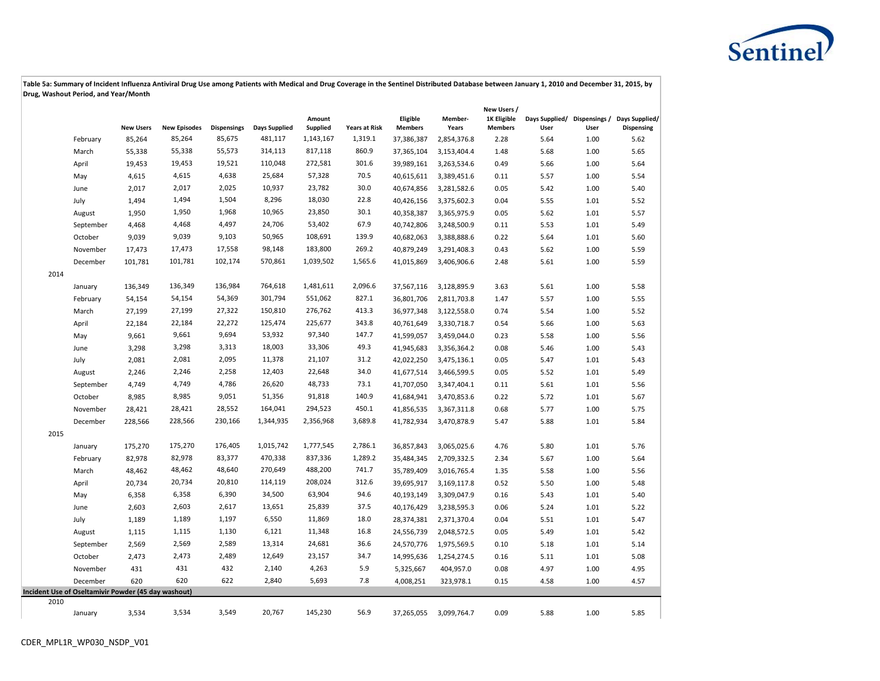**Table 5a: Summary of Incident Influenza Antiviral Drug Use among Patients with Medical and Drug Coverage in the Sentinel Distributed Database between January 1, 2010 and December 31, 2015, by Drug, Washout Period, and Year/Month**

| | | New Users | New Episodes | Dispensings | Days Supplied | Amount Supplied | Years at Risk | Eligible Members | Member-Years | New Users / 1K Eligible Members | Days Supplied/ User | Dispensings / User | Days Supplied/ Dispensing |
|---|---|---|---|---|---|---|---|---|---|---|---|---|---|
| | February | 85,264 | 85,264 | 85,675 | 481,117 | 1,143,167 | 1,319.1 | 37,386,387 | 2,854,376.8 | 2.28 | 5.64 | 1.00 | 5.62 |
| | March | 55,338 | 55,338 | 55,573 | 314,113 | 817,118 | 860.9 | 37,365,104 | 3,153,404.4 | 1.48 | 5.68 | 1.00 | 5.65 |
| | April | 19,453 | 19,453 | 19,521 | 110,048 | 272,581 | 301.6 | 39,989,161 | 3,263,534.6 | 0.49 | 5.66 | 1.00 | 5.64 |
| | May | 4,615 | 4,615 | 4,638 | 25,684 | 57,328 | 70.5 | 40,615,611 | 3,389,451.6 | 0.11 | 5.57 | 1.00 | 5.54 |
| | June | 2,017 | 2,017 | 2,025 | 10,937 | 23,782 | 30.0 | 40,674,856 | 3,281,582.6 | 0.05 | 5.42 | 1.00 | 5.40 |
| | July | 1,494 | 1,494 | 1,504 | 8,296 | 18,030 | 22.8 | 40,426,156 | 3,375,602.3 | 0.04 | 5.55 | 1.01 | 5.52 |
| | August | 1,950 | 1,950 | 1,968 | 10,965 | 23,850 | 30.1 | 40,358,387 | 3,365,975.9 | 0.05 | 5.62 | 1.01 | 5.57 |
| | September | 4,468 | 4,468 | 4,497 | 24,706 | 53,402 | 67.9 | 40,742,806 | 3,248,500.9 | 0.11 | 5.53 | 1.01 | 5.49 |
| | October | 9,039 | 9,039 | 9,103 | 50,965 | 108,691 | 139.9 | 40,682,063 | 3,388,888.6 | 0.22 | 5.64 | 1.01 | 5.60 |
| | November | 17,473 | 17,473 | 17,558 | 98,148 | 183,800 | 269.2 | 40,879,249 | 3,291,408.3 | 0.43 | 5.62 | 1.00 | 5.59 |
| | December | 101,781 | 101,781 | 102,174 | 570,861 | 1,039,502 | 1,565.6 | 41,015,869 | 3,406,906.6 | 2.48 | 5.61 | 1.00 | 5.59 |
| 2014 | | | | | | | | | | | | | |
| | January | 136,349 | 136,349 | 136,984 | 764,618 | 1,481,611 | 2,096.6 | 37,567,116 | 3,128,895.9 | 3.63 | 5.61 | 1.00 | 5.58 |
| | February | 54,154 | 54,154 | 54,369 | 301,794 | 551,062 | 827.1 | 36,801,706 | 2,811,703.8 | 1.47 | 5.57 | 1.00 | 5.55 |
| | March | 27,199 | 27,199 | 27,322 | 150,810 | 276,762 | 413.3 | 36,977,348 | 3,122,558.0 | 0.74 | 5.54 | 1.00 | 5.52 |
| | April | 22,184 | 22,184 | 22,272 | 125,474 | 225,677 | 343.8 | 40,761,649 | 3,330,718.7 | 0.54 | 5.66 | 1.00 | 5.63 |
| | May | 9,661 | 9,661 | 9,694 | 53,932 | 97,340 | 147.7 | 41,599,057 | 3,459,044.0 | 0.23 | 5.58 | 1.00 | 5.56 |
| | June | 3,298 | 3,298 | 3,313 | 18,003 | 33,306 | 49.3 | 41,945,683 | 3,356,364.2 | 0.08 | 5.46 | 1.00 | 5.43 |
| | July | 2,081 | 2,081 | 2,095 | 11,378 | 21,107 | 31.2 | 42,022,250 | 3,475,136.1 | 0.05 | 5.47 | 1.01 | 5.43 |
| | August | 2,246 | 2,246 | 2,258 | 12,403 | 22,648 | 34.0 | 41,677,514 | 3,466,599.5 | 0.05 | 5.52 | 1.01 | 5.49 |
| | September | 4,749 | 4,749 | 4,786 | 26,620 | 48,733 | 73.1 | 41,707,050 | 3,347,404.1 | 0.11 | 5.61 | 1.01 | 5.56 |
| | October | 8,985 | 8,985 | 9,051 | 51,356 | 91,818 | 140.9 | 41,684,941 | 3,470,853.6 | 0.22 | 5.72 | 1.01 | 5.67 |
| | November | 28,421 | 28,421 | 28,552 | 164,041 | 294,523 | 450.1 | 41,856,535 | 3,367,311.8 | 0.68 | 5.77 | 1.00 | 5.75 |
| | December | 228,566 | 228,566 | 230,166 | 1,344,935 | 2,356,968 | 3,689.8 | 41,782,934 | 3,470,878.9 | 5.47 | 5.88 | 1.01 | 5.84 |
| 2015 | | | | | | | | | | | | | |
| | January | 175,270 | 175,270 | 176,405 | 1,015,742 | 1,777,545 | 2,786.1 | 36,857,843 | 3,065,025.6 | 4.76 | 5.80 | 1.01 | 5.76 |
| | February | 82,978 | 82,978 | 83,377 | 470,338 | 837,336 | 1,289.2 | 35,484,345 | 2,709,332.5 | 2.34 | 5.67 | 1.00 | 5.64 |
| | March | 48,462 | 48,462 | 48,640 | 270,649 | 488,200 | 741.7 | 35,789,409 | 3,016,765.4 | 1.35 | 5.58 | 1.00 | 5.56 |
| | April | 20,734 | 20,734 | 20,810 | 114,119 | 208,024 | 312.6 | 39,695,917 | 3,169,117.8 | 0.52 | 5.50 | 1.00 | 5.48 |
| | May | 6,358 | 6,358 | 6,390 | 34,500 | 63,904 | 94.6 | 40,193,149 | 3,309,047.9 | 0.16 | 5.43 | 1.01 | 5.40 |
| | June | 2,603 | 2,603 | 2,617 | 13,651 | 25,839 | 37.5 | 40,176,429 | 3,238,595.3 | 0.06 | 5.24 | 1.01 | 5.22 |
| | July | 1,189 | 1,189 | 1,197 | 6,550 | 11,869 | 18.0 | 28,374,381 | 2,371,370.4 | 0.04 | 5.51 | 1.01 | 5.47 |
| | August | 1,115 | 1,115 | 1,130 | 6,121 | 11,348 | 16.8 | 24,556,739 | 2,048,572.5 | 0.05 | 5.49 | 1.01 | 5.42 |
| | September | 2,569 | 2,569 | 2,589 | 13,314 | 24,681 | 36.6 | 24,570,776 | 1,975,569.5 | 0.10 | 5.18 | 1.01 | 5.14 |
| | October | 2,473 | 2,473 | 2,489 | 12,649 | 23,157 | 34.7 | 14,995,636 | 1,254,274.5 | 0.16 | 5.11 | 1.01 | 5.08 |
| | November | 431 | 431 | 432 | 2,140 | 4,263 | 5.9 | 5,325,667 | 404,957.0 | 0.08 | 4.97 | 1.00 | 4.95 |
| | December | 620 | 620 | 622 | 2,840 | 5,693 | 7.8 | 4,008,251 | 323,978.1 | 0.15 | 4.58 | 1.00 | 4.57 |
| **Incident Use of Oseltamivir Powder (45 day washout)** | | | | | | | | | | | | | |
| 2010 | | | | | | | | | | | | | |
| | January | 3,534 | 3,534 | 3,549 | 20,767 | 145,230 | 56.9 | 37,265,055 | 3,099,764.7 | 0.09 | 5.88 | 1.00 | 5.85 |

CDER_MPL1R_WP030_NSDP_V01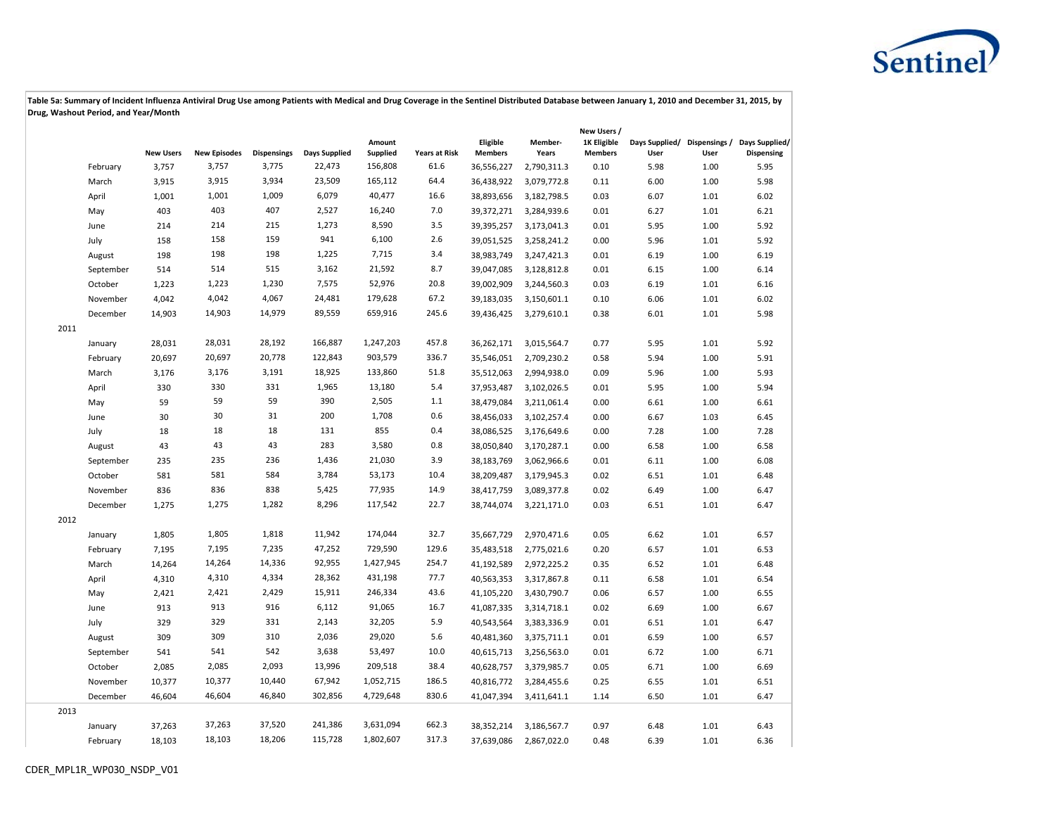**Table 5a: Summary of Incident Influenza Antiviral Drug Use among Patients with Medical and Drug Coverage in the Sentinel Distributed Database between January 1, 2010 and December 31, 2015, by Drug, Washout Period, and Year/Month**

| | | New Users | New Episodes | Dispensings | Days Supplied | Amount Supplied | Years at Risk | Eligible Members | Member-Years | New Users / 1K Eligible Members | Days Supplied/ User | Dispensings / User | Days Supplied/ Dispensing |
|---|---|---|---|---|---|---|---|---|---|---|---|---|---|
| | February | 3,757 | 3,757 | 3,775 | 22,473 | 156,808 | 61.6 | 36,556,227 | 2,790,311.3 | 0.10 | 5.98 | 1.00 | 5.95 |
| | March | 3,915 | 3,915 | 3,934 | 23,509 | 165,112 | 64.4 | 36,438,922 | 3,079,772.8 | 0.11 | 6.00 | 1.00 | 5.98 |
| | April | 1,001 | 1,001 | 1,009 | 6,079 | 40,477 | 16.6 | 38,893,656 | 3,182,798.5 | 0.03 | 6.07 | 1.01 | 6.02 |
| | May | 403 | 403 | 407 | 2,527 | 16,240 | 7.0 | 39,372,271 | 3,284,939.6 | 0.01 | 6.27 | 1.01 | 6.21 |
| | June | 214 | 214 | 215 | 1,273 | 8,590 | 3.5 | 39,395,257 | 3,173,041.3 | 0.01 | 5.95 | 1.00 | 5.92 |
| | July | 158 | 158 | 159 | 941 | 6,100 | 2.6 | 39,051,525 | 3,258,241.2 | 0.00 | 5.96 | 1.01 | 5.92 |
| | August | 198 | 198 | 198 | 1,225 | 7,715 | 3.4 | 38,983,749 | 3,247,421.3 | 0.01 | 6.19 | 1.00 | 6.19 |
| | September | 514 | 514 | 515 | 3,162 | 21,592 | 8.7 | 39,047,085 | 3,128,812.8 | 0.01 | 6.15 | 1.00 | 6.14 |
| | October | 1,223 | 1,223 | 1,230 | 7,575 | 52,976 | 20.8 | 39,002,909 | 3,244,560.3 | 0.03 | 6.19 | 1.01 | 6.16 |
| | November | 4,042 | 4,042 | 4,067 | 24,481 | 179,628 | 67.2 | 39,183,035 | 3,150,601.1 | 0.10 | 6.06 | 1.01 | 6.02 |
| | December | 14,903 | 14,903 | 14,979 | 89,559 | 659,916 | 245.6 | 39,436,425 | 3,279,610.1 | 0.38 | 6.01 | 1.01 | 5.98 |
| 2011 | | | | | | | | | | | | | |
| | January | 28,031 | 28,031 | 28,192 | 166,887 | 1,247,203 | 457.8 | 36,262,171 | 3,015,564.7 | 0.77 | 5.95 | 1.01 | 5.92 |
| | February | 20,697 | 20,697 | 20,778 | 122,843 | 903,579 | 336.7 | 35,546,051 | 2,709,230.2 | 0.58 | 5.94 | 1.00 | 5.91 |
| | March | 3,176 | 3,176 | 3,191 | 18,925 | 133,860 | 51.8 | 35,512,063 | 2,994,938.0 | 0.09 | 5.96 | 1.00 | 5.93 |
| | April | 330 | 330 | 331 | 1,965 | 13,180 | 5.4 | 37,953,487 | 3,102,026.5 | 0.01 | 5.95 | 1.00 | 5.94 |
| | May | 59 | 59 | 59 | 390 | 2,505 | 1.1 | 38,479,084 | 3,211,061.4 | 0.00 | 6.61 | 1.00 | 6.61 |
| | June | 30 | 30 | 31 | 200 | 1,708 | 0.6 | 38,456,033 | 3,102,257.4 | 0.00 | 6.67 | 1.03 | 6.45 |
| | July | 18 | 18 | 18 | 131 | 855 | 0.4 | 38,086,525 | 3,176,649.6 | 0.00 | 7.28 | 1.00 | 7.28 |
| | August | 43 | 43 | 43 | 283 | 3,580 | 0.8 | 38,050,840 | 3,170,287.1 | 0.00 | 6.58 | 1.00 | 6.58 |
| | September | 235 | 235 | 236 | 1,436 | 21,030 | 3.9 | 38,183,769 | 3,062,966.6 | 0.01 | 6.11 | 1.00 | 6.08 |
| | October | 581 | 581 | 584 | 3,784 | 53,173 | 10.4 | 38,209,487 | 3,179,945.3 | 0.02 | 6.51 | 1.01 | 6.48 |
| | November | 836 | 836 | 838 | 5,425 | 77,935 | 14.9 | 38,417,759 | 3,089,377.8 | 0.02 | 6.49 | 1.00 | 6.47 |
| | December | 1,275 | 1,275 | 1,282 | 8,296 | 117,542 | 22.7 | 38,744,074 | 3,221,171.0 | 0.03 | 6.51 | 1.01 | 6.47 |
| 2012 | | | | | | | | | | | | | |
| | January | 1,805 | 1,805 | 1,818 | 11,942 | 174,044 | 32.7 | 35,667,729 | 2,970,471.6 | 0.05 | 6.62 | 1.01 | 6.57 |
| | February | 7,195 | 7,195 | 7,235 | 47,252 | 729,590 | 129.6 | 35,483,518 | 2,775,021.6 | 0.20 | 6.57 | 1.01 | 6.53 |
| | March | 14,264 | 14,264 | 14,336 | 92,955 | 1,427,945 | 254.7 | 41,192,589 | 2,972,225.2 | 0.35 | 6.52 | 1.01 | 6.48 |
| | April | 4,310 | 4,310 | 4,334 | 28,362 | 431,198 | 77.7 | 40,563,353 | 3,317,867.8 | 0.11 | 6.58 | 1.01 | 6.54 |
| | May | 2,421 | 2,421 | 2,429 | 15,911 | 246,334 | 43.6 | 41,105,220 | 3,430,790.7 | 0.06 | 6.57 | 1.00 | 6.55 |
| | June | 913 | 913 | 916 | 6,112 | 91,065 | 16.7 | 41,087,335 | 3,314,718.1 | 0.02 | 6.69 | 1.00 | 6.67 |
| | July | 329 | 329 | 331 | 2,143 | 32,205 | 5.9 | 40,543,564 | 3,383,336.9 | 0.01 | 6.51 | 1.01 | 6.47 |
| | August | 309 | 309 | 310 | 2,036 | 29,020 | 5.6 | 40,481,360 | 3,375,711.1 | 0.01 | 6.59 | 1.00 | 6.57 |
| | September | 541 | 541 | 542 | 3,638 | 53,497 | 10.0 | 40,615,713 | 3,256,563.0 | 0.01 | 6.72 | 1.00 | 6.71 |
| | October | 2,085 | 2,085 | 2,093 | 13,996 | 209,518 | 38.4 | 40,628,757 | 3,379,985.7 | 0.05 | 6.71 | 1.00 | 6.69 |
| | November | 10,377 | 10,377 | 10,440 | 67,942 | 1,052,715 | 186.5 | 40,816,772 | 3,284,455.6 | 0.25 | 6.55 | 1.01 | 6.51 |
| | December | 46,604 | 46,604 | 46,840 | 302,856 | 4,729,648 | 830.6 | 41,047,394 | 3,411,641.1 | 1.14 | 6.50 | 1.01 | 6.47 |
| 2013 | | | | | | | | | | | | | |
| | January | 37,263 | 37,263 | 37,520 | 241,386 | 3,631,094 | 662.3 | 38,352,214 | 3,186,567.7 | 0.97 | 6.48 | 1.01 | 6.43 |
| | February | 18,103 | 18,103 | 18,206 | 115,728 | 1,802,607 | 317.3 | 37,639,086 | 2,867,022.0 | 0.48 | 6.39 | 1.01 | 6.36 |

CDER_MPL1R_WP030_NSDP_V01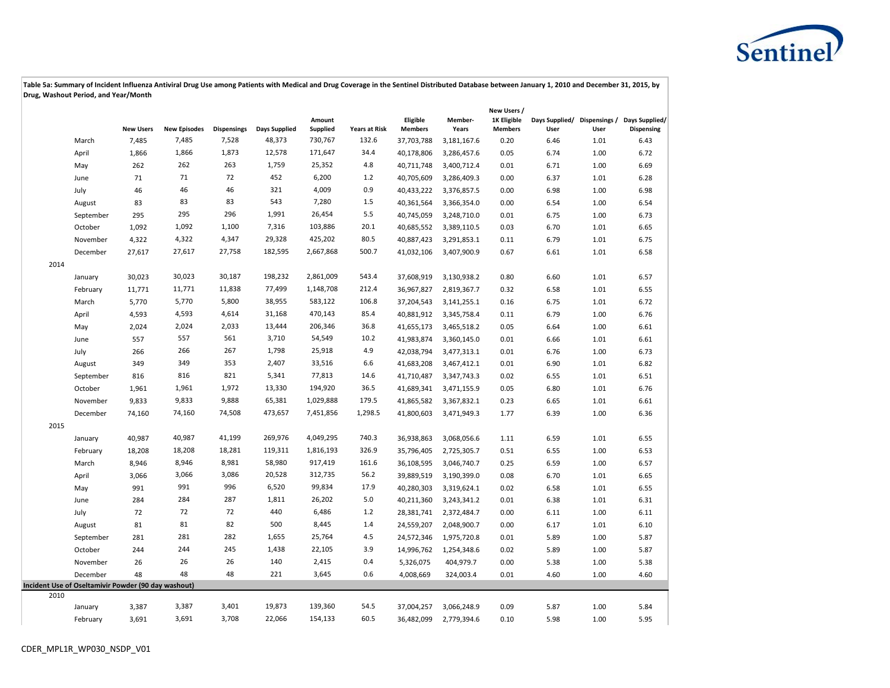**Table 5a: Summary of Incident Influenza Antiviral Drug Use among Patients with Medical and Drug Coverage in the Sentinel Distributed Database between January 1, 2010 and December 31, 2015, by Drug, Washout Period, and Year/Month**

| | | New Users | New Episodes | Dispensings | Days Supplied | Amount Supplied | Years at Risk | Eligible Members | Member-Years | New Users / 1K Eligible Members | Days Supplied/ User | Dispensings / User | Days Supplied/ Dispensing |
|---|---|---|---|---|---|---|---|---|---|---|---|---|---|
| | March | 7,485 | 7,485 | 7,528 | 48,373 | 730,767 | 132.6 | 37,703,788 | 3,181,167.6 | 0.20 | 6.46 | 1.01 | 6.43 |
| | April | 1,866 | 1,866 | 1,873 | 12,578 | 171,647 | 34.4 | 40,178,806 | 3,286,457.6 | 0.05 | 6.74 | 1.00 | 6.72 |
| | May | 262 | 262 | 263 | 1,759 | 25,352 | 4.8 | 40,711,748 | 3,400,712.4 | 0.01 | 6.71 | 1.00 | 6.69 |
| | June | 71 | 71 | 72 | 452 | 6,200 | 1.2 | 40,705,609 | 3,286,409.3 | 0.00 | 6.37 | 1.01 | 6.28 |
| | July | 46 | 46 | 46 | 321 | 4,009 | 0.9 | 40,433,222 | 3,376,857.5 | 0.00 | 6.98 | 1.00 | 6.98 |
| | August | 83 | 83 | 83 | 543 | 7,280 | 1.5 | 40,361,564 | 3,366,354.0 | 0.00 | 6.54 | 1.00 | 6.54 |
| | September | 295 | 295 | 296 | 1,991 | 26,454 | 5.5 | 40,745,059 | 3,248,710.0 | 0.01 | 6.75 | 1.00 | 6.73 |
| | October | 1,092 | 1,092 | 1,100 | 7,316 | 103,886 | 20.1 | 40,685,552 | 3,389,110.5 | 0.03 | 6.70 | 1.01 | 6.65 |
| | November | 4,322 | 4,322 | 4,347 | 29,328 | 425,202 | 80.5 | 40,887,423 | 3,291,853.1 | 0.11 | 6.79 | 1.01 | 6.75 |
| | December | 27,617 | 27,617 | 27,758 | 182,595 | 2,667,868 | 500.7 | 41,032,106 | 3,407,900.9 | 0.67 | 6.61 | 1.01 | 6.58 |
| 2014 | | | | | | | | | | | | | |
| | January | 30,023 | 30,023 | 30,187 | 198,232 | 2,861,009 | 543.4 | 37,608,919 | 3,130,938.2 | 0.80 | 6.60 | 1.01 | 6.57 |
| | February | 11,771 | 11,771 | 11,838 | 77,499 | 1,148,708 | 212.4 | 36,967,827 | 2,819,367.7 | 0.32 | 6.58 | 1.01 | 6.55 |
| | March | 5,770 | 5,770 | 5,800 | 38,955 | 583,122 | 106.8 | 37,204,543 | 3,141,255.1 | 0.16 | 6.75 | 1.01 | 6.72 |
| | April | 4,593 | 4,593 | 4,614 | 31,168 | 470,143 | 85.4 | 40,881,912 | 3,345,758.4 | 0.11 | 6.79 | 1.00 | 6.76 |
| | May | 2,024 | 2,024 | 2,033 | 13,444 | 206,346 | 36.8 | 41,655,173 | 3,465,518.2 | 0.05 | 6.64 | 1.00 | 6.61 |
| | June | 557 | 557 | 561 | 3,710 | 54,549 | 10.2 | 41,983,874 | 3,360,145.0 | 0.01 | 6.66 | 1.01 | 6.61 |
| | July | 266 | 266 | 267 | 1,798 | 25,918 | 4.9 | 42,038,794 | 3,477,313.1 | 0.01 | 6.76 | 1.00 | 6.73 |
| | August | 349 | 349 | 353 | 2,407 | 33,516 | 6.6 | 41,683,208 | 3,467,412.1 | 0.01 | 6.90 | 1.01 | 6.82 |
| | September | 816 | 816 | 821 | 5,341 | 77,813 | 14.6 | 41,710,487 | 3,347,743.3 | 0.02 | 6.55 | 1.01 | 6.51 |
| | October | 1,961 | 1,961 | 1,972 | 13,330 | 194,920 | 36.5 | 41,689,341 | 3,471,155.9 | 0.05 | 6.80 | 1.01 | 6.76 |
| | November | 9,833 | 9,833 | 9,888 | 65,381 | 1,029,888 | 179.5 | 41,865,582 | 3,367,832.1 | 0.23 | 6.65 | 1.01 | 6.61 |
| | December | 74,160 | 74,160 | 74,508 | 473,657 | 7,451,856 | 1,298.5 | 41,800,603 | 3,471,949.3 | 1.77 | 6.39 | 1.00 | 6.36 |
| 2015 | | | | | | | | | | | | | |
| | January | 40,987 | 40,987 | 41,199 | 269,976 | 4,049,295 | 740.3 | 36,938,863 | 3,068,056.6 | 1.11 | 6.59 | 1.01 | 6.55 |
| | February | 18,208 | 18,208 | 18,281 | 119,311 | 1,816,193 | 326.9 | 35,796,405 | 2,725,305.7 | 0.51 | 6.55 | 1.00 | 6.53 |
| | March | 8,946 | 8,946 | 8,981 | 58,980 | 917,419 | 161.6 | 36,108,595 | 3,046,740.7 | 0.25 | 6.59 | 1.00 | 6.57 |
| | April | 3,066 | 3,066 | 3,086 | 20,528 | 312,735 | 56.2 | 39,889,519 | 3,190,399.0 | 0.08 | 6.70 | 1.01 | 6.65 |
| | May | 991 | 991 | 996 | 6,520 | 99,834 | 17.9 | 40,280,303 | 3,319,624.1 | 0.02 | 6.58 | 1.01 | 6.55 |
| | June | 284 | 284 | 287 | 1,811 | 26,202 | 5.0 | 40,211,360 | 3,243,341.2 | 0.01 | 6.38 | 1.01 | 6.31 |
| | July | 72 | 72 | 72 | 440 | 6,486 | 1.2 | 28,381,741 | 2,372,484.7 | 0.00 | 6.11 | 1.00 | 6.11 |
| | August | 81 | 81 | 82 | 500 | 8,445 | 1.4 | 24,559,207 | 2,048,900.7 | 0.00 | 6.17 | 1.01 | 6.10 |
| | September | 281 | 281 | 282 | 1,655 | 25,764 | 4.5 | 24,572,346 | 1,975,720.8 | 0.01 | 5.89 | 1.00 | 5.87 |
| | October | 244 | 244 | 245 | 1,438 | 22,105 | 3.9 | 14,996,762 | 1,254,348.6 | 0.02 | 5.89 | 1.00 | 5.87 |
| | November | 26 | 26 | 26 | 140 | 2,415 | 0.4 | 5,326,075 | 404,979.7 | 0.00 | 5.38 | 1.00 | 5.38 |
| | December | 48 | 48 | 48 | 221 | 3,645 | 0.6 | 4,008,669 | 324,003.4 | 0.01 | 4.60 | 1.00 | 4.60 |
| **Incident Use of Oseltamivir Powder (90 day washout)** | | | | | | | | | | | | | |
| 2010 | | | | | | | | | | | | | |
| | January | 3,387 | 3,387 | 3,401 | 19,873 | 139,360 | 54.5 | 37,004,257 | 3,066,248.9 | 0.09 | 5.87 | 1.00 | 5.84 |
| | February | 3,691 | 3,691 | 3,708 | 22,066 | 154,133 | 60.5 | 36,482,099 | 2,779,394.6 | 0.10 | 5.98 | 1.00 | 5.95 |

CDER_MPL1R_WP030_NSDP_V01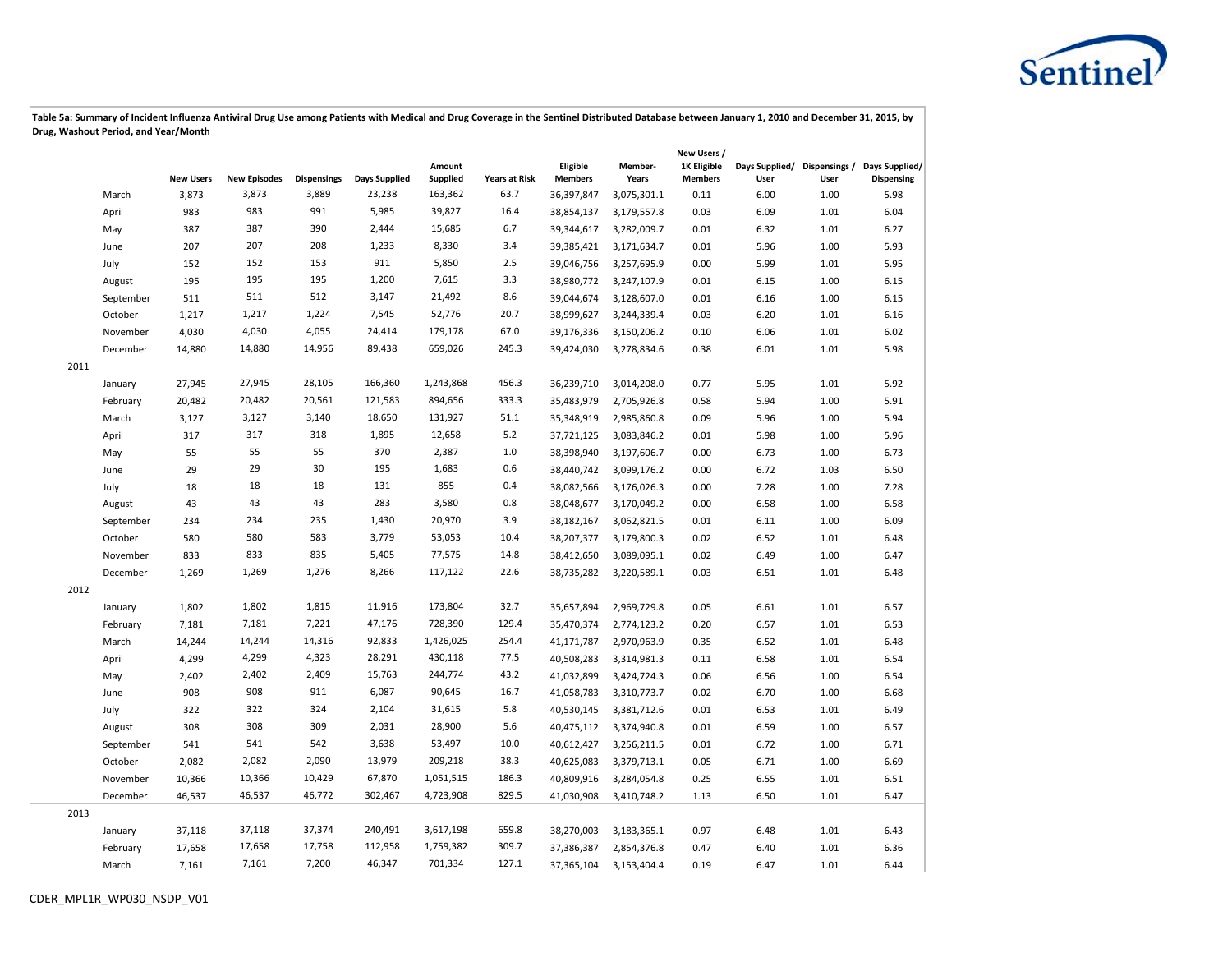**Table 5a: Summary of Incident Influenza Antiviral Drug Use among Patients with Medical and Drug Coverage in the Sentinel Distributed Database between January 1, 2010 and December 31, 2015, by Drug, Washout Period, and Year/Month**

| | | New Users | New Episodes | Dispensings | Days Supplied | Amount Supplied | Years at Risk | Eligible Members | Member-Years | New Users / 1K Eligible Members | Days Supplied/ User | Dispensings / User | Days Supplied/ Dispensing |
|---|---|---|---|---|---|---|---|---|---|---|---|---|---|
| | March | 3,873 | 3,873 | 3,889 | 23,238 | 163,362 | 63.7 | 36,397,847 | 3,075,301.1 | 0.11 | 6.00 | 1.00 | 5.98 |
| | April | 983 | 983 | 991 | 5,985 | 39,827 | 16.4 | 38,854,137 | 3,179,557.8 | 0.03 | 6.09 | 1.01 | 6.04 |
| | May | 387 | 387 | 390 | 2,444 | 15,685 | 6.7 | 39,344,617 | 3,282,009.7 | 0.01 | 6.32 | 1.01 | 6.27 |
| | June | 207 | 207 | 208 | 1,233 | 8,330 | 3.4 | 39,385,421 | 3,171,634.7 | 0.01 | 5.96 | 1.00 | 5.93 |
| | July | 152 | 152 | 153 | 911 | 5,850 | 2.5 | 39,046,756 | 3,257,695.9 | 0.00 | 5.99 | 1.01 | 5.95 |
| | August | 195 | 195 | 195 | 1,200 | 7,615 | 3.3 | 38,980,772 | 3,247,107.9 | 0.01 | 6.15 | 1.00 | 6.15 |
| | September | 511 | 511 | 512 | 3,147 | 21,492 | 8.6 | 39,044,674 | 3,128,607.0 | 0.01 | 6.16 | 1.00 | 6.15 |
| | October | 1,217 | 1,217 | 1,224 | 7,545 | 52,776 | 20.7 | 38,999,627 | 3,244,339.4 | 0.03 | 6.20 | 1.01 | 6.16 |
| | November | 4,030 | 4,030 | 4,055 | 24,414 | 179,178 | 67.0 | 39,176,336 | 3,150,206.2 | 0.10 | 6.06 | 1.01 | 6.02 |
| | December | 14,880 | 14,880 | 14,956 | 89,438 | 659,026 | 245.3 | 39,424,030 | 3,278,834.6 | 0.38 | 6.01 | 1.01 | 5.98 |
| 2011 | | | | | | | | | | | | | |
| | January | 27,945 | 27,945 | 28,105 | 166,360 | 1,243,868 | 456.3 | 36,239,710 | 3,014,208.0 | 0.77 | 5.95 | 1.01 | 5.92 |
| | February | 20,482 | 20,482 | 20,561 | 121,583 | 894,656 | 333.3 | 35,483,979 | 2,705,926.8 | 0.58 | 5.94 | 1.00 | 5.91 |
| | March | 3,127 | 3,127 | 3,140 | 18,650 | 131,927 | 51.1 | 35,348,919 | 2,985,860.8 | 0.09 | 5.96 | 1.00 | 5.94 |
| | April | 317 | 317 | 318 | 1,895 | 12,658 | 5.2 | 37,721,125 | 3,083,846.2 | 0.01 | 5.98 | 1.00 | 5.96 |
| | May | 55 | 55 | 55 | 370 | 2,387 | 1.0 | 38,398,940 | 3,197,606.7 | 0.00 | 6.73 | 1.00 | 6.73 |
| | June | 29 | 29 | 30 | 195 | 1,683 | 0.6 | 38,440,742 | 3,099,176.2 | 0.00 | 6.72 | 1.03 | 6.50 |
| | July | 18 | 18 | 18 | 131 | 855 | 0.4 | 38,082,566 | 3,176,026.3 | 0.00 | 7.28 | 1.00 | 7.28 |
| | August | 43 | 43 | 43 | 283 | 3,580 | 0.8 | 38,048,677 | 3,170,049.2 | 0.00 | 6.58 | 1.00 | 6.58 |
| | September | 234 | 234 | 235 | 1,430 | 20,970 | 3.9 | 38,182,167 | 3,062,821.5 | 0.01 | 6.11 | 1.00 | 6.09 |
| | October | 580 | 580 | 583 | 3,779 | 53,053 | 10.4 | 38,207,377 | 3,179,800.3 | 0.02 | 6.52 | 1.01 | 6.48 |
| | November | 833 | 833 | 835 | 5,405 | 77,575 | 14.8 | 38,412,650 | 3,089,095.1 | 0.02 | 6.49 | 1.00 | 6.47 |
| | December | 1,269 | 1,269 | 1,276 | 8,266 | 117,122 | 22.6 | 38,735,282 | 3,220,589.1 | 0.03 | 6.51 | 1.01 | 6.48 |
| 2012 | | | | | | | | | | | | | |
| | January | 1,802 | 1,802 | 1,815 | 11,916 | 173,804 | 32.7 | 35,657,894 | 2,969,729.8 | 0.05 | 6.61 | 1.01 | 6.57 |
| | February | 7,181 | 7,181 | 7,221 | 47,176 | 728,390 | 129.4 | 35,470,374 | 2,774,123.2 | 0.20 | 6.57 | 1.01 | 6.53 |
| | March | 14,244 | 14,244 | 14,316 | 92,833 | 1,426,025 | 254.4 | 41,171,787 | 2,970,963.9 | 0.35 | 6.52 | 1.01 | 6.48 |
| | April | 4,299 | 4,299 | 4,323 | 28,291 | 430,118 | 77.5 | 40,508,283 | 3,314,981.3 | 0.11 | 6.58 | 1.01 | 6.54 |
| | May | 2,402 | 2,402 | 2,409 | 15,763 | 244,774 | 43.2 | 41,032,899 | 3,424,724.3 | 0.06 | 6.56 | 1.00 | 6.54 |
| | June | 908 | 908 | 911 | 6,087 | 90,645 | 16.7 | 41,058,783 | 3,310,773.7 | 0.02 | 6.70 | 1.00 | 6.68 |
| | July | 322 | 322 | 324 | 2,104 | 31,615 | 5.8 | 40,530,145 | 3,381,712.6 | 0.01 | 6.53 | 1.01 | 6.49 |
| | August | 308 | 308 | 309 | 2,031 | 28,900 | 5.6 | 40,475,112 | 3,374,940.8 | 0.01 | 6.59 | 1.00 | 6.57 |
| | September | 541 | 541 | 542 | 3,638 | 53,497 | 10.0 | 40,612,427 | 3,256,211.5 | 0.01 | 6.72 | 1.00 | 6.71 |
| | October | 2,082 | 2,082 | 2,090 | 13,979 | 209,218 | 38.3 | 40,625,083 | 3,379,713.1 | 0.05 | 6.71 | 1.00 | 6.69 |
| | November | 10,366 | 10,366 | 10,429 | 67,870 | 1,051,515 | 186.3 | 40,809,916 | 3,284,054.8 | 0.25 | 6.55 | 1.01 | 6.51 |
| | December | 46,537 | 46,537 | 46,772 | 302,467 | 4,723,908 | 829.5 | 41,030,908 | 3,410,748.2 | 1.13 | 6.50 | 1.01 | 6.47 |
| 2013 | | | | | | | | | | | | | |
| | January | 37,118 | 37,118 | 37,374 | 240,491 | 3,617,198 | 659.8 | 38,270,003 | 3,183,365.1 | 0.97 | 6.48 | 1.01 | 6.43 |
| | February | 17,658 | 17,658 | 17,758 | 112,958 | 1,759,382 | 309.7 | 37,386,387 | 2,854,376.8 | 0.47 | 6.40 | 1.01 | 6.36 |
| | March | 7,161 | 7,161 | 7,200 | 46,347 | 701,334 | 127.1 | 37,365,104 | 3,153,404.4 | 0.19 | 6.47 | 1.01 | 6.44 |

CDER_MPL1R_WP030_NSDP_V01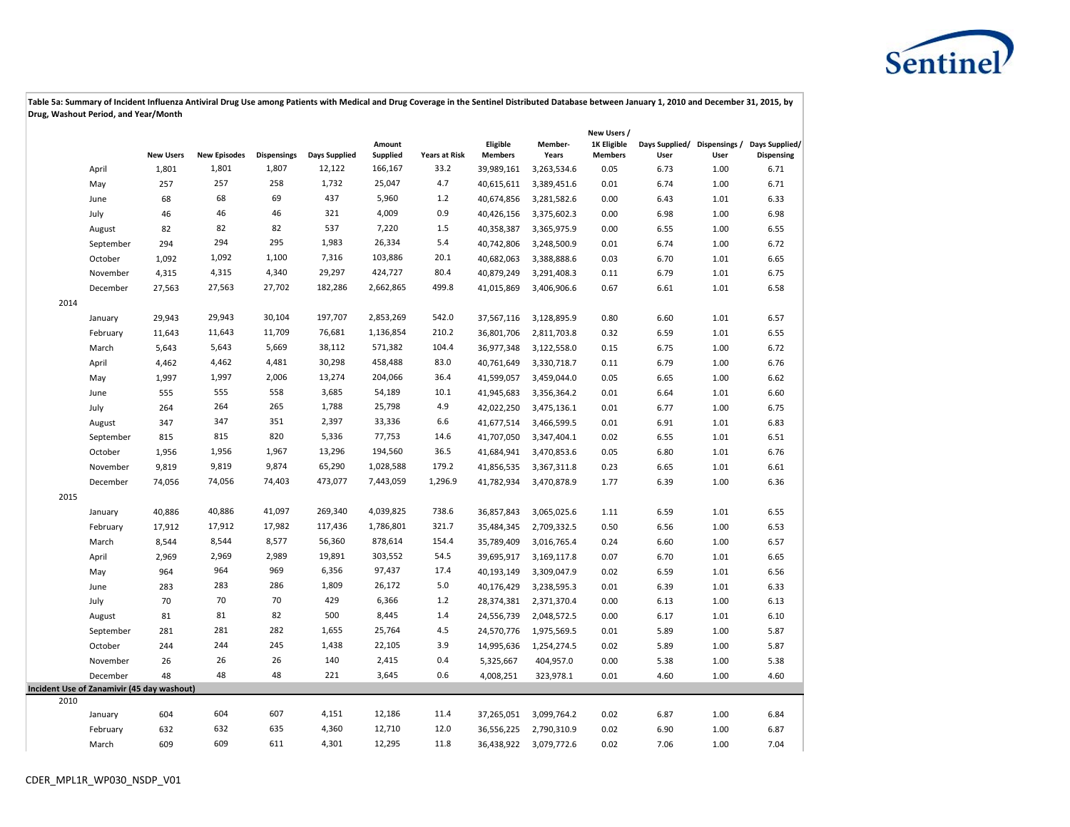**Table 5a: Summary of Incident Influenza Antiviral Drug Use among Patients with Medical and Drug Coverage in the Sentinel Distributed Database between January 1, 2010 and December 31, 2015, by Drug, Washout Period, and Year/Month**

| | | New Users | New Episodes | Dispensings | Days Supplied | Amount Supplied | Years at Risk | Eligible Members | Member-Years | New Users / 1K Eligible Members | Days Supplied/ User | Dispensings / User | Days Supplied/ Dispensing |
|---|---|---|---|---|---|---|---|---|---|---|---|---|---|
| | April | 1,801 | 1,801 | 1,807 | 12,122 | 166,167 | 33.2 | 39,989,161 | 3,263,534.6 | 0.05 | 6.73 | 1.00 | 6.71 |
| | May | 257 | 257 | 258 | 1,732 | 25,047 | 4.7 | 40,615,611 | 3,389,451.6 | 0.01 | 6.74 | 1.00 | 6.71 |
| | June | 68 | 68 | 69 | 437 | 5,960 | 1.2 | 40,674,856 | 3,281,582.6 | 0.00 | 6.43 | 1.01 | 6.33 |
| | July | 46 | 46 | 46 | 321 | 4,009 | 0.9 | 40,426,156 | 3,375,602.3 | 0.00 | 6.98 | 1.00 | 6.98 |
| | August | 82 | 82 | 82 | 537 | 7,220 | 1.5 | 40,358,387 | 3,365,975.9 | 0.00 | 6.55 | 1.00 | 6.55 |
| | September | 294 | 294 | 295 | 1,983 | 26,334 | 5.4 | 40,742,806 | 3,248,500.9 | 0.01 | 6.74 | 1.00 | 6.72 |
| | October | 1,092 | 1,092 | 1,100 | 7,316 | 103,886 | 20.1 | 40,682,063 | 3,388,888.6 | 0.03 | 6.70 | 1.01 | 6.65 |
| | November | 4,315 | 4,315 | 4,340 | 29,297 | 424,727 | 80.4 | 40,879,249 | 3,291,408.3 | 0.11 | 6.79 | 1.01 | 6.75 |
| | December | 27,563 | 27,563 | 27,702 | 182,286 | 2,662,865 | 499.8 | 41,015,869 | 3,406,906.6 | 0.67 | 6.61 | 1.01 | 6.58 |
| 2014 | | | | | | | | | | | | | |
| | January | 29,943 | 29,943 | 30,104 | 197,707 | 2,853,269 | 542.0 | 37,567,116 | 3,128,895.9 | 0.80 | 6.60 | 1.01 | 6.57 |
| | February | 11,643 | 11,643 | 11,709 | 76,681 | 1,136,854 | 210.2 | 36,801,706 | 2,811,703.8 | 0.32 | 6.59 | 1.01 | 6.55 |
| | March | 5,643 | 5,643 | 5,669 | 38,112 | 571,382 | 104.4 | 36,977,348 | 3,122,558.0 | 0.15 | 6.75 | 1.00 | 6.72 |
| | April | 4,462 | 4,462 | 4,481 | 30,298 | 458,488 | 83.0 | 40,761,649 | 3,330,718.7 | 0.11 | 6.79 | 1.00 | 6.76 |
| | May | 1,997 | 1,997 | 2,006 | 13,274 | 204,066 | 36.4 | 41,599,057 | 3,459,044.0 | 0.05 | 6.65 | 1.00 | 6.62 |
| | June | 555 | 555 | 558 | 3,685 | 54,189 | 10.1 | 41,945,683 | 3,356,364.2 | 0.01 | 6.64 | 1.01 | 6.60 |
| | July | 264 | 264 | 265 | 1,788 | 25,798 | 4.9 | 42,022,250 | 3,475,136.1 | 0.01 | 6.77 | 1.00 | 6.75 |
| | August | 347 | 347 | 351 | 2,397 | 33,336 | 6.6 | 41,677,514 | 3,466,599.5 | 0.01 | 6.91 | 1.01 | 6.83 |
| | September | 815 | 815 | 820 | 5,336 | 77,753 | 14.6 | 41,707,050 | 3,347,404.1 | 0.02 | 6.55 | 1.01 | 6.51 |
| | October | 1,956 | 1,956 | 1,967 | 13,296 | 194,560 | 36.5 | 41,684,941 | 3,470,853.6 | 0.05 | 6.80 | 1.01 | 6.76 |
| | November | 9,819 | 9,819 | 9,874 | 65,290 | 1,028,588 | 179.2 | 41,856,535 | 3,367,311.8 | 0.23 | 6.65 | 1.01 | 6.61 |
| | December | 74,056 | 74,056 | 74,403 | 473,077 | 7,443,059 | 1,296.9 | 41,782,934 | 3,470,878.9 | 1.77 | 6.39 | 1.00 | 6.36 |
| 2015 | | | | | | | | | | | | | |
| | January | 40,886 | 40,886 | 41,097 | 269,340 | 4,039,825 | 738.6 | 36,857,843 | 3,065,025.6 | 1.11 | 6.59 | 1.01 | 6.55 |
| | February | 17,912 | 17,912 | 17,982 | 117,436 | 1,786,801 | 321.7 | 35,484,345 | 2,709,332.5 | 0.50 | 6.56 | 1.00 | 6.53 |
| | March | 8,544 | 8,544 | 8,577 | 56,360 | 878,614 | 154.4 | 35,789,409 | 3,016,765.4 | 0.24 | 6.60 | 1.00 | 6.57 |
| | April | 2,969 | 2,969 | 2,989 | 19,891 | 303,552 | 54.5 | 39,695,917 | 3,169,117.8 | 0.07 | 6.70 | 1.01 | 6.65 |
| | May | 964 | 964 | 969 | 6,356 | 97,437 | 17.4 | 40,193,149 | 3,309,047.9 | 0.02 | 6.59 | 1.01 | 6.56 |
| | June | 283 | 283 | 286 | 1,809 | 26,172 | 5.0 | 40,176,429 | 3,238,595.3 | 0.01 | 6.39 | 1.01 | 6.33 |
| | July | 70 | 70 | 70 | 429 | 6,366 | 1.2 | 28,374,381 | 2,371,370.4 | 0.00 | 6.13 | 1.00 | 6.13 |
| | August | 81 | 81 | 82 | 500 | 8,445 | 1.4 | 24,556,739 | 2,048,572.5 | 0.00 | 6.17 | 1.01 | 6.10 |
| | September | 281 | 281 | 282 | 1,655 | 25,764 | 4.5 | 24,570,776 | 1,975,569.5 | 0.01 | 5.89 | 1.00 | 5.87 |
| | October | 244 | 244 | 245 | 1,438 | 22,105 | 3.9 | 14,995,636 | 1,254,274.5 | 0.02 | 5.89 | 1.00 | 5.87 |
| | November | 26 | 26 | 26 | 140 | 2,415 | 0.4 | 5,325,667 | 404,957.0 | 0.00 | 5.38 | 1.00 | 5.38 |
| | December | 48 | 48 | 48 | 221 | 3,645 | 0.6 | 4,008,251 | 323,978.1 | 0.01 | 4.60 | 1.00 | 4.60 |
| **Incident Use of Zanamivir (45 day washout)** | | | | | | | | | | | | | |
| 2010 | | | | | | | | | | | | | |
| | January | 604 | 604 | 607 | 4,151 | 12,186 | 11.4 | 37,265,051 | 3,099,764.2 | 0.02 | 6.87 | 1.00 | 6.84 |
| | February | 632 | 632 | 635 | 4,360 | 12,710 | 12.0 | 36,556,225 | 2,790,310.9 | 0.02 | 6.90 | 1.00 | 6.87 |
| | March | 609 | 609 | 611 | 4,301 | 12,295 | 11.8 | 36,438,922 | 3,079,772.6 | 0.02 | 7.06 | 1.00 | 7.04 |

CDER_MPL1R_WP030_NSDP_V01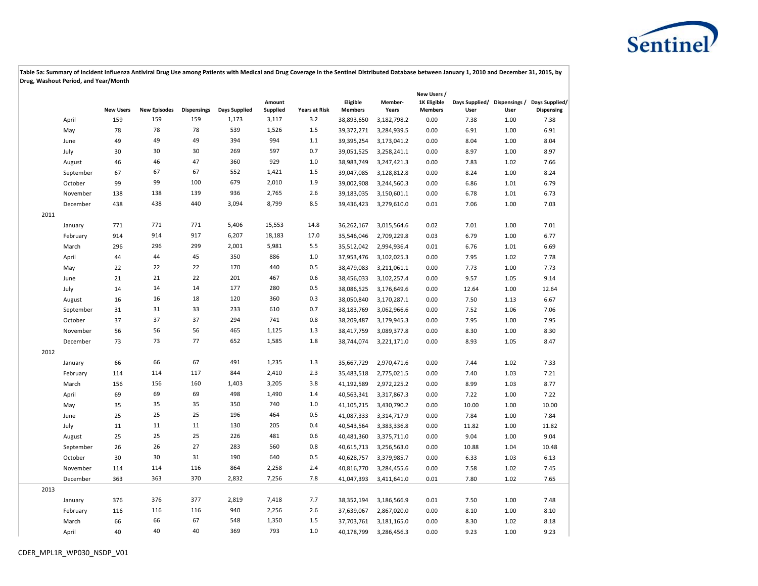**Table 5a: Summary of Incident Influenza Antiviral Drug Use among Patients with Medical and Drug Coverage in the Sentinel Distributed Database between January 1, 2010 and December 31, 2015, by Drug, Washout Period, and Year/Month**

| | | New Users | New Episodes | Dispensings | Days Supplied | Amount Supplied | Years at Risk | Eligible Members | Member-Years | New Users / 1K Eligible Members | Days Supplied/ User | Dispensings / User | Days Supplied/ Dispensing |
|---|---|---|---|---|---|---|---|---|---|---|---|---|---|
| | April | 159 | 159 | 159 | 1,173 | 3,117 | 3.2 | 38,893,650 | 3,182,798.2 | 0.00 | 7.38 | 1.00 | 7.38 |
| | May | 78 | 78 | 78 | 539 | 1,526 | 1.5 | 39,372,271 | 3,284,939.5 | 0.00 | 6.91 | 1.00 | 6.91 |
| | June | 49 | 49 | 49 | 394 | 994 | 1.1 | 39,395,254 | 3,173,041.2 | 0.00 | 8.04 | 1.00 | 8.04 |
| | July | 30 | 30 | 30 | 269 | 597 | 0.7 | 39,051,525 | 3,258,241.1 | 0.00 | 8.97 | 1.00 | 8.97 |
| | August | 46 | 46 | 47 | 360 | 929 | 1.0 | 38,983,749 | 3,247,421.3 | 0.00 | 7.83 | 1.02 | 7.66 |
| | September | 67 | 67 | 67 | 552 | 1,421 | 1.5 | 39,047,085 | 3,128,812.8 | 0.00 | 8.24 | 1.00 | 8.24 |
| | October | 99 | 99 | 100 | 679 | 2,010 | 1.9 | 39,002,908 | 3,244,560.3 | 0.00 | 6.86 | 1.01 | 6.79 |
| | November | 138 | 138 | 139 | 936 | 2,765 | 2.6 | 39,183,035 | 3,150,601.1 | 0.00 | 6.78 | 1.01 | 6.73 |
| | December | 438 | 438 | 440 | 3,094 | 8,799 | 8.5 | 39,436,423 | 3,279,610.0 | 0.01 | 7.06 | 1.00 | 7.03 |
| 2011 | | | | | | | | | | | | | |
| | January | 771 | 771 | 771 | 5,406 | 15,553 | 14.8 | 36,262,167 | 3,015,564.6 | 0.02 | 7.01 | 1.00 | 7.01 |
| | February | 914 | 914 | 917 | 6,207 | 18,183 | 17.0 | 35,546,046 | 2,709,229.8 | 0.03 | 6.79 | 1.00 | 6.77 |
| | March | 296 | 296 | 299 | 2,001 | 5,981 | 5.5 | 35,512,042 | 2,994,936.4 | 0.01 | 6.76 | 1.01 | 6.69 |
| | April | 44 | 44 | 45 | 350 | 886 | 1.0 | 37,953,476 | 3,102,025.3 | 0.00 | 7.95 | 1.02 | 7.78 |
| | May | 22 | 22 | 22 | 170 | 440 | 0.5 | 38,479,083 | 3,211,061.1 | 0.00 | 7.73 | 1.00 | 7.73 |
| | June | 21 | 21 | 22 | 201 | 467 | 0.6 | 38,456,033 | 3,102,257.4 | 0.00 | 9.57 | 1.05 | 9.14 |
| | July | 14 | 14 | 14 | 177 | 280 | 0.5 | 38,086,525 | 3,176,649.6 | 0.00 | 12.64 | 1.00 | 12.64 |
| | August | 16 | 16 | 18 | 120 | 360 | 0.3 | 38,050,840 | 3,170,287.1 | 0.00 | 7.50 | 1.13 | 6.67 |
| | September | 31 | 31 | 33 | 233 | 610 | 0.7 | 38,183,769 | 3,062,966.6 | 0.00 | 7.52 | 1.06 | 7.06 |
| | October | 37 | 37 | 37 | 294 | 741 | 0.8 | 38,209,487 | 3,179,945.3 | 0.00 | 7.95 | 1.00 | 7.95 |
| | November | 56 | 56 | 56 | 465 | 1,125 | 1.3 | 38,417,759 | 3,089,377.8 | 0.00 | 8.30 | 1.00 | 8.30 |
| | December | 73 | 73 | 77 | 652 | 1,585 | 1.8 | 38,744,074 | 3,221,171.0 | 0.00 | 8.93 | 1.05 | 8.47 |
| 2012 | | | | | | | | | | | | | |
| | January | 66 | 66 | 67 | 491 | 1,235 | 1.3 | 35,667,729 | 2,970,471.6 | 0.00 | 7.44 | 1.02 | 7.33 |
| | February | 114 | 114 | 117 | 844 | 2,410 | 2.3 | 35,483,518 | 2,775,021.5 | 0.00 | 7.40 | 1.03 | 7.21 |
| | March | 156 | 156 | 160 | 1,403 | 3,205 | 3.8 | 41,192,589 | 2,972,225.2 | 0.00 | 8.99 | 1.03 | 8.77 |
| | April | 69 | 69 | 69 | 498 | 1,490 | 1.4 | 40,563,341 | 3,317,867.3 | 0.00 | 7.22 | 1.00 | 7.22 |
| | May | 35 | 35 | 35 | 350 | 740 | 1.0 | 41,105,215 | 3,430,790.2 | 0.00 | 10.00 | 1.00 | 10.00 |
| | June | 25 | 25 | 25 | 196 | 464 | 0.5 | 41,087,333 | 3,314,717.9 | 0.00 | 7.84 | 1.00 | 7.84 |
| | July | 11 | 11 | 11 | 130 | 205 | 0.4 | 40,543,564 | 3,383,336.8 | 0.00 | 11.82 | 1.00 | 11.82 |
| | August | 25 | 25 | 25 | 226 | 481 | 0.6 | 40,481,360 | 3,375,711.0 | 0.00 | 9.04 | 1.00 | 9.04 |
| | September | 26 | 26 | 27 | 283 | 560 | 0.8 | 40,615,713 | 3,256,563.0 | 0.00 | 10.88 | 1.04 | 10.48 |
| | October | 30 | 30 | 31 | 190 | 640 | 0.5 | 40,628,757 | 3,379,985.7 | 0.00 | 6.33 | 1.03 | 6.13 |
| | November | 114 | 114 | 116 | 864 | 2,258 | 2.4 | 40,816,770 | 3,284,455.6 | 0.00 | 7.58 | 1.02 | 7.45 |
| | December | 363 | 363 | 370 | 2,832 | 7,256 | 7.8 | 41,047,393 | 3,411,641.0 | 0.01 | 7.80 | 1.02 | 7.65 |
| 2013 | | | | | | | | | | | | | |
| | January | 376 | 376 | 377 | 2,819 | 7,418 | 7.7 | 38,352,194 | 3,186,566.9 | 0.01 | 7.50 | 1.00 | 7.48 |
| | February | 116 | 116 | 116 | 940 | 2,256 | 2.6 | 37,639,067 | 2,867,020.0 | 0.00 | 8.10 | 1.00 | 8.10 |
| | March | 66 | 66 | 67 | 548 | 1,350 | 1.5 | 37,703,761 | 3,181,165.0 | 0.00 | 8.30 | 1.02 | 8.18 |
| | April | 40 | 40 | 40 | 369 | 793 | 1.0 | 40,178,799 | 3,286,456.3 | 0.00 | 9.23 | 1.00 | 9.23 |

CDER_MPL1R_WP030_NSDP_V01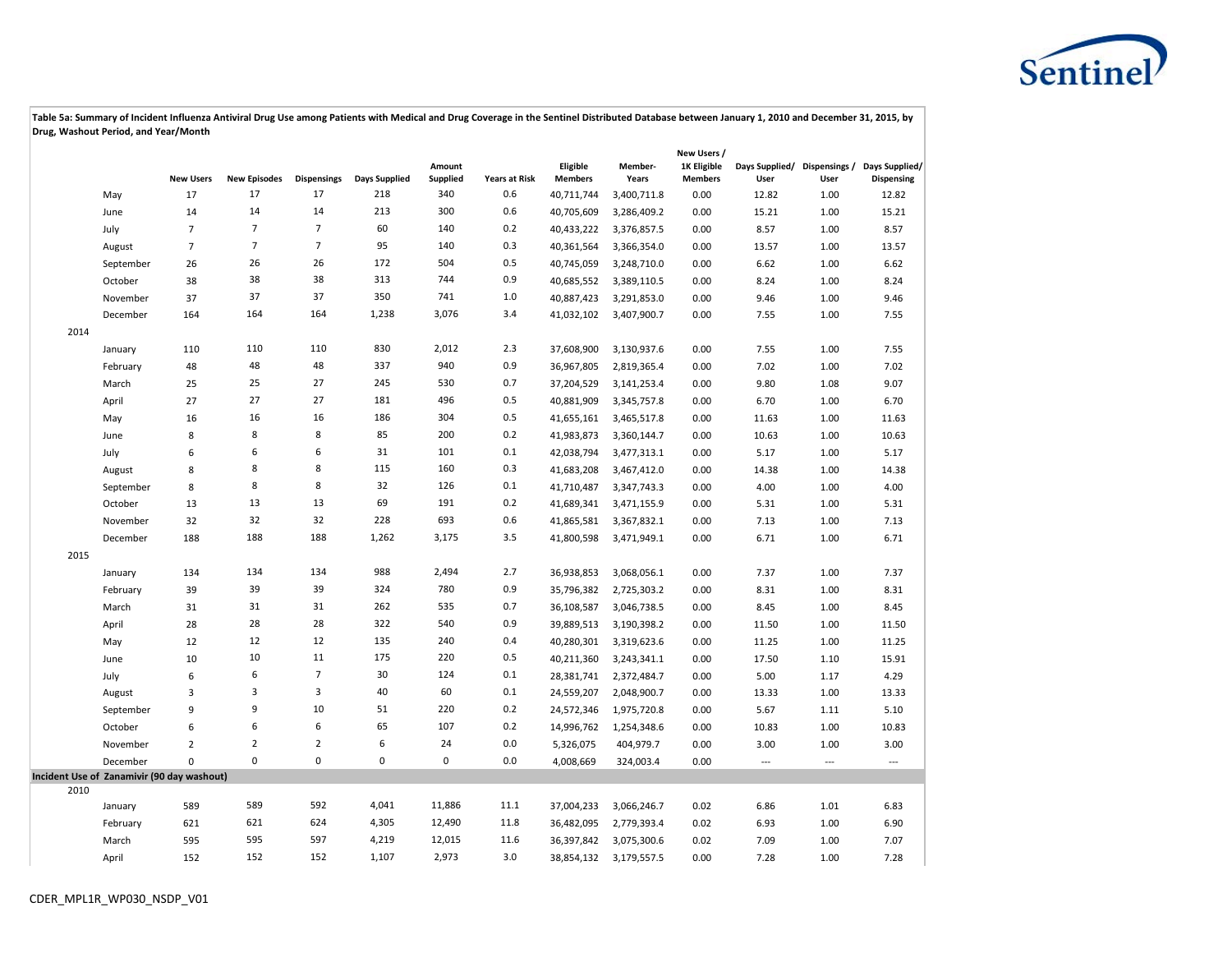**Table 5a: Summary of Incident Influenza Antiviral Drug Use among Patients with Medical and Drug Coverage in the Sentinel Distributed Database between January 1, 2010 and December 31, 2015, by Drug, Washout Period, and Year/Month**

| | | New Users | New Episodes | Dispensings | Days Supplied | Amount Supplied | Years at Risk | Eligible Members | Member-Years | New Users / 1K Eligible Members | Days Supplied/ User | Dispensings / User | Days Supplied/ Dispensing |
|---|---|---|---|---|---|---|---|---|---|---|---|---|---|
| | May | 17 | 17 | 17 | 218 | 340 | 0.6 | 40,711,744 | 3,400,711.8 | 0.00 | 12.82 | 1.00 | 12.82 |
| | June | 14 | 14 | 14 | 213 | 300 | 0.6 | 40,705,609 | 3,286,409.2 | 0.00 | 15.21 | 1.00 | 15.21 |
| | July | 7 | 7 | 7 | 60 | 140 | 0.2 | 40,433,222 | 3,376,857.5 | 0.00 | 8.57 | 1.00 | 8.57 |
| | August | 7 | 7 | 7 | 95 | 140 | 0.3 | 40,361,564 | 3,366,354.0 | 0.00 | 13.57 | 1.00 | 13.57 |
| | September | 26 | 26 | 26 | 172 | 504 | 0.5 | 40,745,059 | 3,248,710.0 | 0.00 | 6.62 | 1.00 | 6.62 |
| | October | 38 | 38 | 38 | 313 | 744 | 0.9 | 40,685,552 | 3,389,110.5 | 0.00 | 8.24 | 1.00 | 8.24 |
| | November | 37 | 37 | 37 | 350 | 741 | 1.0 | 40,887,423 | 3,291,853.0 | 0.00 | 9.46 | 1.00 | 9.46 |
| | December | 164 | 164 | 164 | 1,238 | 3,076 | 3.4 | 41,032,102 | 3,407,900.7 | 0.00 | 7.55 | 1.00 | 7.55 |
| 2014 | | | | | | | | | | | | | |
| | January | 110 | 110 | 110 | 830 | 2,012 | 2.3 | 37,608,900 | 3,130,937.6 | 0.00 | 7.55 | 1.00 | 7.55 |
| | February | 48 | 48 | 48 | 337 | 940 | 0.9 | 36,967,805 | 2,819,365.4 | 0.00 | 7.02 | 1.00 | 7.02 |
| | March | 25 | 25 | 27 | 245 | 530 | 0.7 | 37,204,529 | 3,141,253.4 | 0.00 | 9.80 | 1.08 | 9.07 |
| | April | 27 | 27 | 27 | 181 | 496 | 0.5 | 40,881,909 | 3,345,757.8 | 0.00 | 6.70 | 1.00 | 6.70 |
| | May | 16 | 16 | 16 | 186 | 304 | 0.5 | 41,655,161 | 3,465,517.8 | 0.00 | 11.63 | 1.00 | 11.63 |
| | June | 8 | 8 | 8 | 85 | 200 | 0.2 | 41,983,873 | 3,360,144.7 | 0.00 | 10.63 | 1.00 | 10.63 |
| | July | 6 | 6 | 6 | 31 | 101 | 0.1 | 42,038,794 | 3,477,313.1 | 0.00 | 5.17 | 1.00 | 5.17 |
| | August | 8 | 8 | 8 | 115 | 160 | 0.3 | 41,683,208 | 3,467,412.0 | 0.00 | 14.38 | 1.00 | 14.38 |
| | September | 8 | 8 | 8 | 32 | 126 | 0.1 | 41,710,487 | 3,347,743.3 | 0.00 | 4.00 | 1.00 | 4.00 |
| | October | 13 | 13 | 13 | 69 | 191 | 0.2 | 41,689,341 | 3,471,155.9 | 0.00 | 5.31 | 1.00 | 5.31 |
| | November | 32 | 32 | 32 | 228 | 693 | 0.6 | 41,865,581 | 3,367,832.1 | 0.00 | 7.13 | 1.00 | 7.13 |
| | December | 188 | 188 | 188 | 1,262 | 3,175 | 3.5 | 41,800,598 | 3,471,949.1 | 0.00 | 6.71 | 1.00 | 6.71 |
| 2015 | | | | | | | | | | | | | |
| | January | 134 | 134 | 134 | 988 | 2,494 | 2.7 | 36,938,853 | 3,068,056.1 | 0.00 | 7.37 | 1.00 | 7.37 |
| | February | 39 | 39 | 39 | 324 | 780 | 0.9 | 35,796,382 | 2,725,303.2 | 0.00 | 8.31 | 1.00 | 8.31 |
| | March | 31 | 31 | 31 | 262 | 535 | 0.7 | 36,108,587 | 3,046,738.5 | 0.00 | 8.45 | 1.00 | 8.45 |
| | April | 28 | 28 | 28 | 322 | 540 | 0.9 | 39,889,513 | 3,190,398.2 | 0.00 | 11.50 | 1.00 | 11.50 |
| | May | 12 | 12 | 12 | 135 | 240 | 0.4 | 40,280,301 | 3,319,623.6 | 0.00 | 11.25 | 1.00 | 11.25 |
| | June | 10 | 10 | 11 | 175 | 220 | 0.5 | 40,211,360 | 3,243,341.1 | 0.00 | 17.50 | 1.10 | 15.91 |
| | July | 6 | 6 | 7 | 30 | 124 | 0.1 | 28,381,741 | 2,372,484.7 | 0.00 | 5.00 | 1.17 | 4.29 |
| | August | 3 | 3 | 3 | 40 | 60 | 0.1 | 24,559,207 | 2,048,900.7 | 0.00 | 13.33 | 1.00 | 13.33 |
| | September | 9 | 9 | 10 | 51 | 220 | 0.2 | 24,572,346 | 1,975,720.8 | 0.00 | 5.67 | 1.11 | 5.10 |
| | October | 6 | 6 | 6 | 65 | 107 | 0.2 | 14,996,762 | 1,254,348.6 | 0.00 | 10.83 | 1.00 | 10.83 |
| | November | 2 | 2 | 2 | 6 | 24 | 0.0 | 5,326,075 | 404,979.7 | 0.00 | 3.00 | 1.00 | 3.00 |
| | December | 0 | 0 | 0 | 0 | 0 | 0.0 | 4,008,669 | 324,003.4 | 0.00 | --- | --- | --- |
| **Incident Use of Zanamivir (90 day washout)** | | | | | | | | | | | | | |
| 2010 | | | | | | | | | | | | | |
| | January | 589 | 589 | 592 | 4,041 | 11,886 | 11.1 | 37,004,233 | 3,066,246.7 | 0.02 | 6.86 | 1.01 | 6.83 |
| | February | 621 | 621 | 624 | 4,305 | 12,490 | 11.8 | 36,482,095 | 2,779,393.4 | 0.02 | 6.93 | 1.00 | 6.90 |
| | March | 595 | 595 | 597 | 4,219 | 12,015 | 11.6 | 36,397,842 | 3,075,300.6 | 0.02 | 7.09 | 1.00 | 7.07 |
| | April | 152 | 152 | 152 | 1,107 | 2,973 | 3.0 | 38,854,132 | 3,179,557.5 | 0.00 | 7.28 | 1.00 | 7.28 |

CDER_MPL1R_WP030_NSDP_V01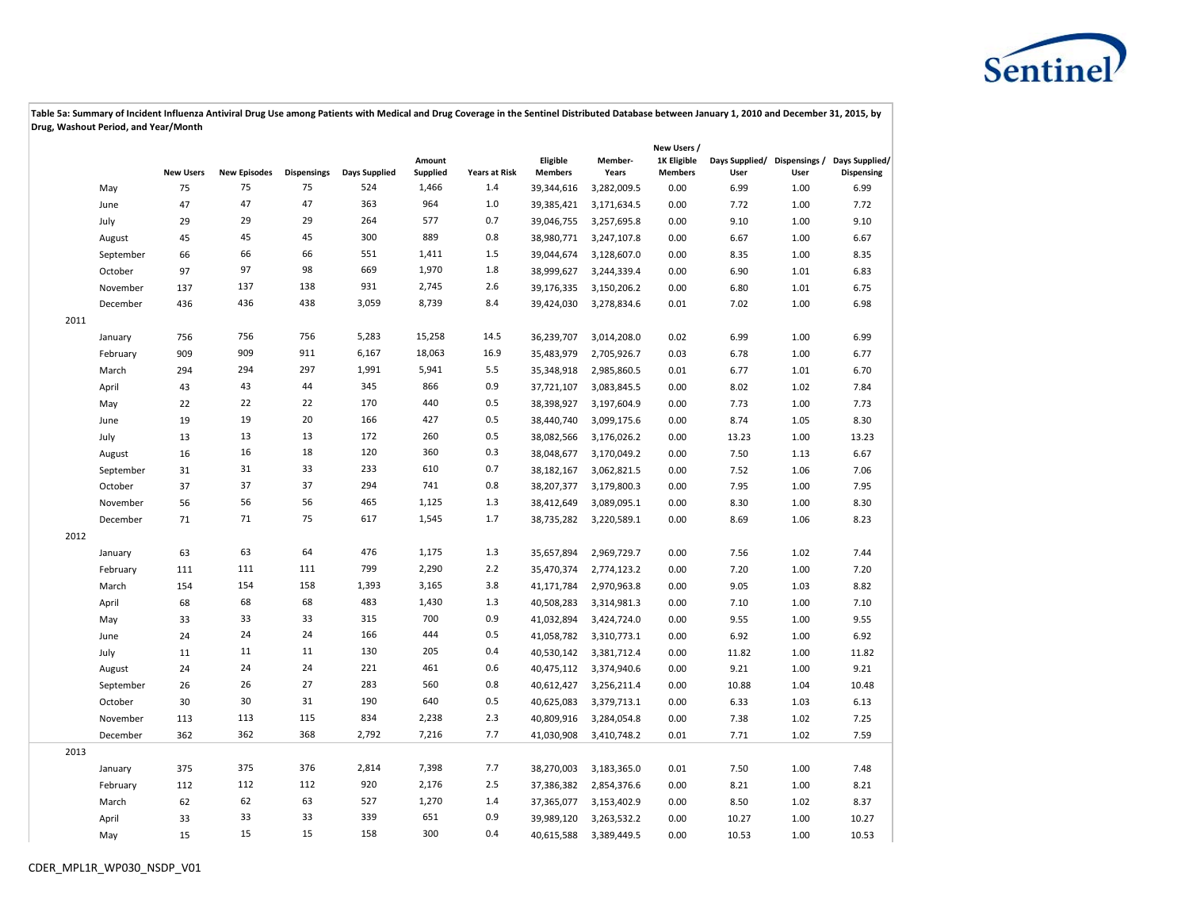**Table 5a: Summary of Incident Influenza Antiviral Drug Use among Patients with Medical and Drug Coverage in the Sentinel Distributed Database between January 1, 2010 and December 31, 2015, by Drug, Washout Period, and Year/Month**

| | | New Users | New Episodes | Dispensings | Days Supplied | Amount Supplied | Years at Risk | Eligible Members | Member-Years | New Users / 1K Eligible Members | Days Supplied/ User | Dispensings / User | Days Supplied/ Dispensing |
|---|---|---|---|---|---|---|---|---|---|---|---|---|---|
| | May | 75 | 75 | 75 | 524 | 1,466 | 1.4 | 39,344,616 | 3,282,009.5 | 0.00 | 6.99 | 1.00 | 6.99 |
| | June | 47 | 47 | 47 | 363 | 964 | 1.0 | 39,385,421 | 3,171,634.5 | 0.00 | 7.72 | 1.00 | 7.72 |
| | July | 29 | 29 | 29 | 264 | 577 | 0.7 | 39,046,755 | 3,257,695.8 | 0.00 | 9.10 | 1.00 | 9.10 |
| | August | 45 | 45 | 45 | 300 | 889 | 0.8 | 38,980,771 | 3,247,107.8 | 0.00 | 6.67 | 1.00 | 6.67 |
| | September | 66 | 66 | 66 | 551 | 1,411 | 1.5 | 39,044,674 | 3,128,607.0 | 0.00 | 8.35 | 1.00 | 8.35 |
| | October | 97 | 97 | 98 | 669 | 1,970 | 1.8 | 38,999,627 | 3,244,339.4 | 0.00 | 6.90 | 1.01 | 6.83 |
| | November | 137 | 137 | 138 | 931 | 2,745 | 2.6 | 39,176,335 | 3,150,206.2 | 0.00 | 6.80 | 1.01 | 6.75 |
| | December | 436 | 436 | 438 | 3,059 | 8,739 | 8.4 | 39,424,030 | 3,278,834.6 | 0.01 | 7.02 | 1.00 | 6.98 |
| 2011 | | | | | | | | | | | | | |
| | January | 756 | 756 | 756 | 5,283 | 15,258 | 14.5 | 36,239,707 | 3,014,208.0 | 0.02 | 6.99 | 1.00 | 6.99 |
| | February | 909 | 909 | 911 | 6,167 | 18,063 | 16.9 | 35,483,979 | 2,705,926.7 | 0.03 | 6.78 | 1.00 | 6.77 |
| | March | 294 | 294 | 297 | 1,991 | 5,941 | 5.5 | 35,348,918 | 2,985,860.5 | 0.01 | 6.77 | 1.01 | 6.70 |
| | April | 43 | 43 | 44 | 345 | 866 | 0.9 | 37,721,107 | 3,083,845.5 | 0.00 | 8.02 | 1.02 | 7.84 |
| | May | 22 | 22 | 22 | 170 | 440 | 0.5 | 38,398,927 | 3,197,604.9 | 0.00 | 7.73 | 1.00 | 7.73 |
| | June | 19 | 19 | 20 | 166 | 427 | 0.5 | 38,440,740 | 3,099,175.6 | 0.00 | 8.74 | 1.05 | 8.30 |
| | July | 13 | 13 | 13 | 172 | 260 | 0.5 | 38,082,566 | 3,176,026.2 | 0.00 | 13.23 | 1.00 | 13.23 |
| | August | 16 | 16 | 18 | 120 | 360 | 0.3 | 38,048,677 | 3,170,049.2 | 0.00 | 7.50 | 1.13 | 6.67 |
| | September | 31 | 31 | 33 | 233 | 610 | 0.7 | 38,182,167 | 3,062,821.5 | 0.00 | 7.52 | 1.06 | 7.06 |
| | October | 37 | 37 | 37 | 294 | 741 | 0.8 | 38,207,377 | 3,179,800.3 | 0.00 | 7.95 | 1.00 | 7.95 |
| | November | 56 | 56 | 56 | 465 | 1,125 | 1.3 | 38,412,649 | 3,089,095.1 | 0.00 | 8.30 | 1.00 | 8.30 |
| | December | 71 | 71 | 75 | 617 | 1,545 | 1.7 | 38,735,282 | 3,220,589.1 | 0.00 | 8.69 | 1.06 | 8.23 |
| 2012 | | | | | | | | | | | | | |
| | January | 63 | 63 | 64 | 476 | 1,175 | 1.3 | 35,657,894 | 2,969,729.7 | 0.00 | 7.56 | 1.02 | 7.44 |
| | February | 111 | 111 | 111 | 799 | 2,290 | 2.2 | 35,470,374 | 2,774,123.2 | 0.00 | 7.20 | 1.00 | 7.20 |
| | March | 154 | 154 | 158 | 1,393 | 3,165 | 3.8 | 41,171,784 | 2,970,963.8 | 0.00 | 9.05 | 1.03 | 8.82 |
| | April | 68 | 68 | 68 | 483 | 1,430 | 1.3 | 40,508,283 | 3,314,981.3 | 0.00 | 7.10 | 1.00 | 7.10 |
| | May | 33 | 33 | 33 | 315 | 700 | 0.9 | 41,032,894 | 3,424,724.0 | 0.00 | 9.55 | 1.00 | 9.55 |
| | June | 24 | 24 | 24 | 166 | 444 | 0.5 | 41,058,782 | 3,310,773.1 | 0.00 | 6.92 | 1.00 | 6.92 |
| | July | 11 | 11 | 11 | 130 | 205 | 0.4 | 40,530,142 | 3,381,712.4 | 0.00 | 11.82 | 1.00 | 11.82 |
| | August | 24 | 24 | 24 | 221 | 461 | 0.6 | 40,475,112 | 3,374,940.6 | 0.00 | 9.21 | 1.00 | 9.21 |
| | September | 26 | 26 | 27 | 283 | 560 | 0.8 | 40,612,427 | 3,256,211.4 | 0.00 | 10.88 | 1.04 | 10.48 |
| | October | 30 | 30 | 31 | 190 | 640 | 0.5 | 40,625,083 | 3,379,713.1 | 0.00 | 6.33 | 1.03 | 6.13 |
| | November | 113 | 113 | 115 | 834 | 2,238 | 2.3 | 40,809,916 | 3,284,054.8 | 0.00 | 7.38 | 1.02 | 7.25 |
| | December | 362 | 362 | 368 | 2,792 | 7,216 | 7.7 | 41,030,908 | 3,410,748.2 | 0.01 | 7.71 | 1.02 | 7.59 |
| 2013 | | | | | | | | | | | | | |
| | January | 375 | 375 | 376 | 2,814 | 7,398 | 7.7 | 38,270,003 | 3,183,365.0 | 0.01 | 7.50 | 1.00 | 7.48 |
| | February | 112 | 112 | 112 | 920 | 2,176 | 2.5 | 37,386,382 | 2,854,376.6 | 0.00 | 8.21 | 1.00 | 8.21 |
| | March | 62 | 62 | 63 | 527 | 1,270 | 1.4 | 37,365,077 | 3,153,402.9 | 0.00 | 8.50 | 1.02 | 8.37 |
| | April | 33 | 33 | 33 | 339 | 651 | 0.9 | 39,989,120 | 3,263,532.2 | 0.00 | 10.27 | 1.00 | 10.27 |
| | May | 15 | 15 | 15 | 158 | 300 | 0.4 | 40,615,588 | 3,389,449.5 | 0.00 | 10.53 | 1.00 | 10.53 |

CDER_MPL1R_WP030_NSDP_V01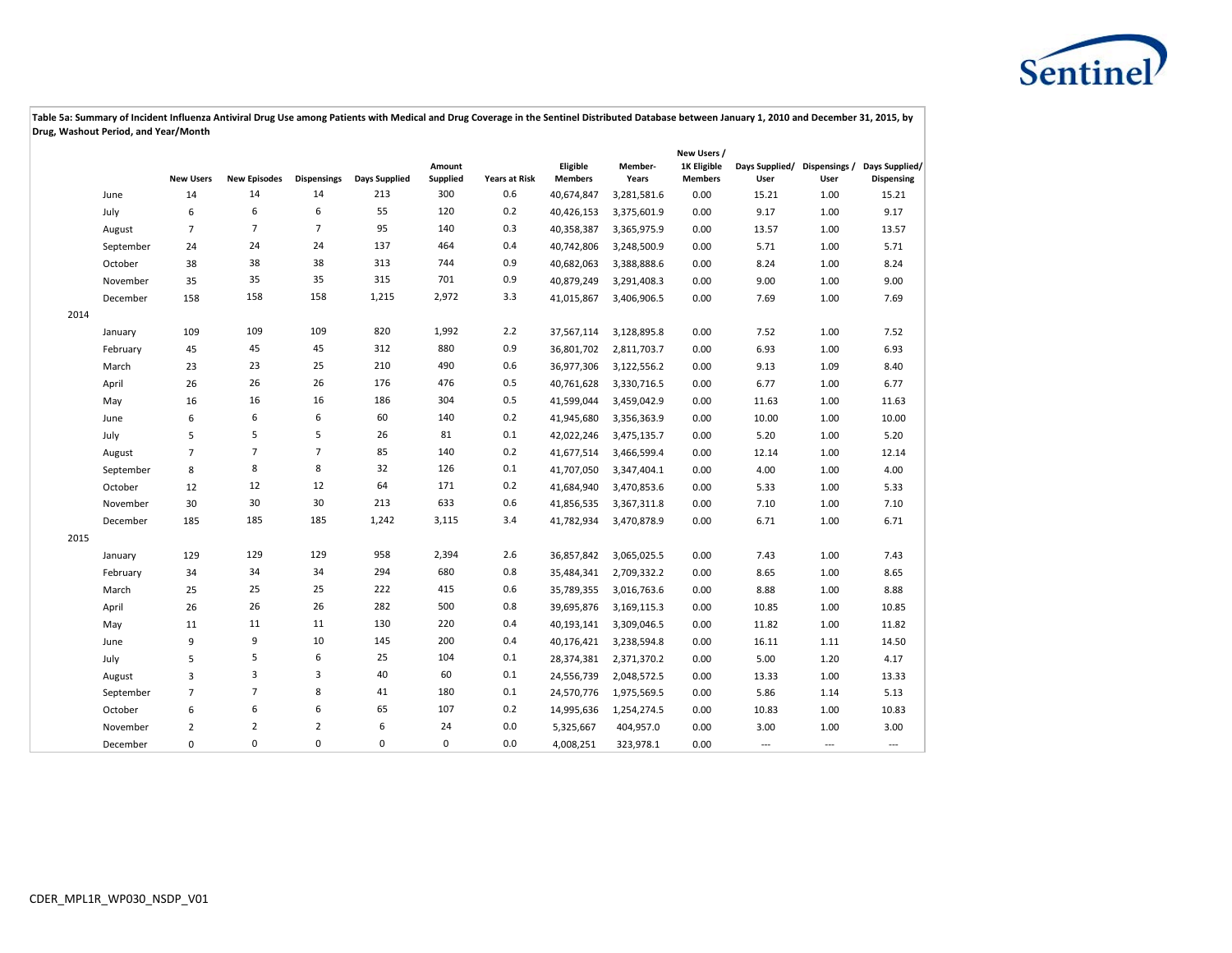**Table 5a: Summary of Incident Influenza Antiviral Drug Use among Patients with Medical and Drug Coverage in the Sentinel Distributed Database between January 1, 2010 and December 31, 2015, by Drug, Washout Period, and Year/Month**

| | | New Users | New Episodes | Dispensings | Days Supplied | Amount Supplied | Years at Risk | Eligible Members | Member-Years | New Users / 1K Eligible Members | Days Supplied/ User | Dispensings / User | Days Supplied/ Dispensing |
|---|---|---|---|---|---|---|---|---|---|---|---|---|---|
| | June | 14 | 14 | 14 | 213 | 300 | 0.6 | 40,674,847 | 3,281,581.6 | 0.00 | 15.21 | 1.00 | 15.21 |
| | July | 6 | 6 | 6 | 55 | 120 | 0.2 | 40,426,153 | 3,375,601.9 | 0.00 | 9.17 | 1.00 | 9.17 |
| | August | 7 | 7 | 7 | 95 | 140 | 0.3 | 40,358,387 | 3,365,975.9 | 0.00 | 13.57 | 1.00 | 13.57 |
| | September | 24 | 24 | 24 | 137 | 464 | 0.4 | 40,742,806 | 3,248,500.9 | 0.00 | 5.71 | 1.00 | 5.71 |
| | October | 38 | 38 | 38 | 313 | 744 | 0.9 | 40,682,063 | 3,388,888.6 | 0.00 | 8.24 | 1.00 | 8.24 |
| | November | 35 | 35 | 35 | 315 | 701 | 0.9 | 40,879,249 | 3,291,408.3 | 0.00 | 9.00 | 1.00 | 9.00 |
| | December | 158 | 158 | 158 | 1,215 | 2,972 | 3.3 | 41,015,867 | 3,406,906.5 | 0.00 | 7.69 | 1.00 | 7.69 |
| 2014 | | | | | | | | | | | | | |
| | January | 109 | 109 | 109 | 820 | 1,992 | 2.2 | 37,567,114 | 3,128,895.8 | 0.00 | 7.52 | 1.00 | 7.52 |
| | February | 45 | 45 | 45 | 312 | 880 | 0.9 | 36,801,702 | 2,811,703.7 | 0.00 | 6.93 | 1.00 | 6.93 |
| | March | 23 | 23 | 25 | 210 | 490 | 0.6 | 36,977,306 | 3,122,556.2 | 0.00 | 9.13 | 1.09 | 8.40 |
| | April | 26 | 26 | 26 | 176 | 476 | 0.5 | 40,761,628 | 3,330,716.5 | 0.00 | 6.77 | 1.00 | 6.77 |
| | May | 16 | 16 | 16 | 186 | 304 | 0.5 | 41,599,044 | 3,459,042.9 | 0.00 | 11.63 | 1.00 | 11.63 |
| | June | 6 | 6 | 6 | 60 | 140 | 0.2 | 41,945,680 | 3,356,363.9 | 0.00 | 10.00 | 1.00 | 10.00 |
| | July | 5 | 5 | 5 | 26 | 81 | 0.1 | 42,022,246 | 3,475,135.7 | 0.00 | 5.20 | 1.00 | 5.20 |
| | August | 7 | 7 | 7 | 85 | 140 | 0.2 | 41,677,514 | 3,466,599.4 | 0.00 | 12.14 | 1.00 | 12.14 |
| | September | 8 | 8 | 8 | 32 | 126 | 0.1 | 41,707,050 | 3,347,404.1 | 0.00 | 4.00 | 1.00 | 4.00 |
| | October | 12 | 12 | 12 | 64 | 171 | 0.2 | 41,684,940 | 3,470,853.6 | 0.00 | 5.33 | 1.00 | 5.33 |
| | November | 30 | 30 | 30 | 213 | 633 | 0.6 | 41,856,535 | 3,367,311.8 | 0.00 | 7.10 | 1.00 | 7.10 |
| | December | 185 | 185 | 185 | 1,242 | 3,115 | 3.4 | 41,782,934 | 3,470,878.9 | 0.00 | 6.71 | 1.00 | 6.71 |
| 2015 | | | | | | | | | | | | | |
| | January | 129 | 129 | 129 | 958 | 2,394 | 2.6 | 36,857,842 | 3,065,025.5 | 0.00 | 7.43 | 1.00 | 7.43 |
| | February | 34 | 34 | 34 | 294 | 680 | 0.8 | 35,484,341 | 2,709,332.2 | 0.00 | 8.65 | 1.00 | 8.65 |
| | March | 25 | 25 | 25 | 222 | 415 | 0.6 | 35,789,355 | 3,016,763.6 | 0.00 | 8.88 | 1.00 | 8.88 |
| | April | 26 | 26 | 26 | 282 | 500 | 0.8 | 39,695,876 | 3,169,115.3 | 0.00 | 10.85 | 1.00 | 10.85 |
| | May | 11 | 11 | 11 | 130 | 220 | 0.4 | 40,193,141 | 3,309,046.5 | 0.00 | 11.82 | 1.00 | 11.82 |
| | June | 9 | 9 | 10 | 145 | 200 | 0.4 | 40,176,421 | 3,238,594.8 | 0.00 | 16.11 | 1.11 | 14.50 |
| | July | 5 | 5 | 6 | 25 | 104 | 0.1 | 28,374,381 | 2,371,370.2 | 0.00 | 5.00 | 1.20 | 4.17 |
| | August | 3 | 3 | 3 | 40 | 60 | 0.1 | 24,556,739 | 2,048,572.5 | 0.00 | 13.33 | 1.00 | 13.33 |
| | September | 7 | 7 | 8 | 41 | 180 | 0.1 | 24,570,776 | 1,975,569.5 | 0.00 | 5.86 | 1.14 | 5.13 |
| | October | 6 | 6 | 6 | 65 | 107 | 0.2 | 14,995,636 | 1,254,274.5 | 0.00 | 10.83 | 1.00 | 10.83 |
| | November | 2 | 2 | 2 | 6 | 24 | 0.0 | 5,325,667 | 404,957.0 | 0.00 | 3.00 | 1.00 | 3.00 |
| | December | 0 | 0 | 0 | 0 | 0 | 0.0 | 4,008,251 | 323,978.1 | 0.00 | --- | --- | --- |

CDER_MPL1R_WP030_NSDP_V01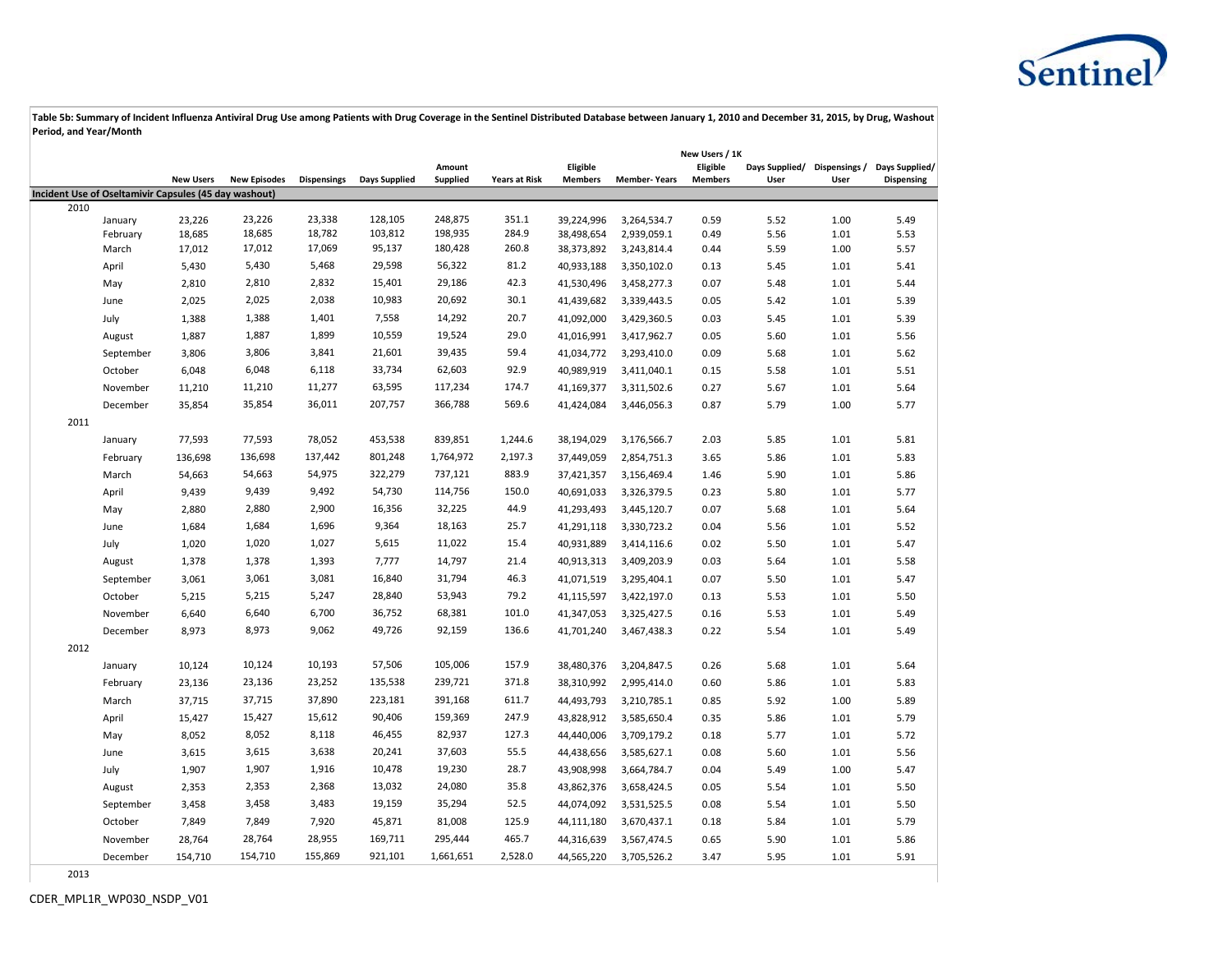**Table 5b: Summary of Incident Influenza Antiviral Drug Use among Patients with Drug Coverage in the Sentinel Distributed Database between January 1, 2010 and December 31, 2015, by Drug, Washout Period, and Year/Month**

| | | New Users | New Episodes | Dispensings | Days Supplied | Amount Supplied | Years at Risk | Eligible Members | Member- Years | New Users / 1K Eligible Members | Days Supplied/ User | Dispensings / User | Days Supplied/ Dispensing |
|---|---|---|---|---|---|---|---|---|---|---|---|---|---|
| **Incident Use of Oseltamivir Capsules (45 day washout)** | | | | | | | | | | | | | |
| 2010 | | | | | | | | | | | | | |
| | January | 23,226 | 23,226 | 23,338 | 128,105 | 248,875 | 351.1 | 39,224,996 | 3,264,534.7 | 0.59 | 5.52 | 1.00 | 5.49 |
| | February | 18,685 | 18,685 | 18,782 | 103,812 | 198,935 | 284.9 | 38,498,654 | 2,939,059.1 | 0.49 | 5.56 | 1.01 | 5.53 |
| | March | 17,012 | 17,012 | 17,069 | 95,137 | 180,428 | 260.8 | 38,373,892 | 3,243,814.4 | 0.44 | 5.59 | 1.00 | 5.57 |
| | April | 5,430 | 5,430 | 5,468 | 29,598 | 56,322 | 81.2 | 40,933,188 | 3,350,102.0 | 0.13 | 5.45 | 1.01 | 5.41 |
| | May | 2,810 | 2,810 | 2,832 | 15,401 | 29,186 | 42.3 | 41,530,496 | 3,458,277.3 | 0.07 | 5.48 | 1.01 | 5.44 |
| | June | 2,025 | 2,025 | 2,038 | 10,983 | 20,692 | 30.1 | 41,439,682 | 3,339,443.5 | 0.05 | 5.42 | 1.01 | 5.39 |
| | July | 1,388 | 1,388 | 1,401 | 7,558 | 14,292 | 20.7 | 41,092,000 | 3,429,360.5 | 0.03 | 5.45 | 1.01 | 5.39 |
| | August | 1,887 | 1,887 | 1,899 | 10,559 | 19,524 | 29.0 | 41,016,991 | 3,417,962.7 | 0.05 | 5.60 | 1.01 | 5.56 |
| | September | 3,806 | 3,806 | 3,841 | 21,601 | 39,435 | 59.4 | 41,034,772 | 3,293,410.0 | 0.09 | 5.68 | 1.01 | 5.62 |
| | October | 6,048 | 6,048 | 6,118 | 33,734 | 62,603 | 92.9 | 40,989,919 | 3,411,040.1 | 0.15 | 5.58 | 1.01 | 5.51 |
| | November | 11,210 | 11,210 | 11,277 | 63,595 | 117,234 | 174.7 | 41,169,377 | 3,311,502.6 | 0.27 | 5.67 | 1.01 | 5.64 |
| | December | 35,854 | 35,854 | 36,011 | 207,757 | 366,788 | 569.6 | 41,424,084 | 3,446,056.3 | 0.87 | 5.79 | 1.00 | 5.77 |
| 2011 | | | | | | | | | | | | | |
| | January | 77,593 | 77,593 | 78,052 | 453,538 | 839,851 | 1,244.6 | 38,194,029 | 3,176,566.7 | 2.03 | 5.85 | 1.01 | 5.81 |
| | February | 136,698 | 136,698 | 137,442 | 801,248 | 1,764,972 | 2,197.3 | 37,449,059 | 2,854,751.3 | 3.65 | 5.86 | 1.01 | 5.83 |
| | March | 54,663 | 54,663 | 54,975 | 322,279 | 737,121 | 883.9 | 37,421,357 | 3,156,469.4 | 1.46 | 5.90 | 1.01 | 5.86 |
| | April | 9,439 | 9,439 | 9,492 | 54,730 | 114,756 | 150.0 | 40,691,033 | 3,326,379.5 | 0.23 | 5.80 | 1.01 | 5.77 |
| | May | 2,880 | 2,880 | 2,900 | 16,356 | 32,225 | 44.9 | 41,293,493 | 3,445,120.7 | 0.07 | 5.68 | 1.01 | 5.64 |
| | June | 1,684 | 1,684 | 1,696 | 9,364 | 18,163 | 25.7 | 41,291,118 | 3,330,723.2 | 0.04 | 5.56 | 1.01 | 5.52 |
| | July | 1,020 | 1,020 | 1,027 | 5,615 | 11,022 | 15.4 | 40,931,889 | 3,414,116.6 | 0.02 | 5.50 | 1.01 | 5.47 |
| | August | 1,378 | 1,378 | 1,393 | 7,777 | 14,797 | 21.4 | 40,913,313 | 3,409,203.9 | 0.03 | 5.64 | 1.01 | 5.58 |
| | September | 3,061 | 3,061 | 3,081 | 16,840 | 31,794 | 46.3 | 41,071,519 | 3,295,404.1 | 0.07 | 5.50 | 1.01 | 5.47 |
| | October | 5,215 | 5,215 | 5,247 | 28,840 | 53,943 | 79.2 | 41,115,597 | 3,422,197.0 | 0.13 | 5.53 | 1.01 | 5.50 |
| | November | 6,640 | 6,640 | 6,700 | 36,752 | 68,381 | 101.0 | 41,347,053 | 3,325,427.5 | 0.16 | 5.53 | 1.01 | 5.49 |
| | December | 8,973 | 8,973 | 9,062 | 49,726 | 92,159 | 136.6 | 41,701,240 | 3,467,438.3 | 0.22 | 5.54 | 1.01 | 5.49 |
| 2012 | | | | | | | | | | | | | |
| | January | 10,124 | 10,124 | 10,193 | 57,506 | 105,006 | 157.9 | 38,480,376 | 3,204,847.5 | 0.26 | 5.68 | 1.01 | 5.64 |
| | February | 23,136 | 23,136 | 23,252 | 135,538 | 239,721 | 371.8 | 38,310,992 | 2,995,414.0 | 0.60 | 5.86 | 1.01 | 5.83 |
| | March | 37,715 | 37,715 | 37,890 | 223,181 | 391,168 | 611.7 | 44,493,793 | 3,210,785.1 | 0.85 | 5.92 | 1.00 | 5.89 |
| | April | 15,427 | 15,427 | 15,612 | 90,406 | 159,369 | 247.9 | 43,828,912 | 3,585,650.4 | 0.35 | 5.86 | 1.01 | 5.79 |
| | May | 8,052 | 8,052 | 8,118 | 46,455 | 82,937 | 127.3 | 44,440,006 | 3,709,179.2 | 0.18 | 5.77 | 1.01 | 5.72 |
| | June | 3,615 | 3,615 | 3,638 | 20,241 | 37,603 | 55.5 | 44,438,656 | 3,585,627.1 | 0.08 | 5.60 | 1.01 | 5.56 |
| | July | 1,907 | 1,907 | 1,916 | 10,478 | 19,230 | 28.7 | 43,908,998 | 3,664,784.7 | 0.04 | 5.49 | 1.00 | 5.47 |
| | August | 2,353 | 2,353 | 2,368 | 13,032 | 24,080 | 35.8 | 43,862,376 | 3,658,424.5 | 0.05 | 5.54 | 1.01 | 5.50 |
| | September | 3,458 | 3,458 | 3,483 | 19,159 | 35,294 | 52.5 | 44,074,092 | 3,531,525.5 | 0.08 | 5.54 | 1.01 | 5.50 |
| | October | 7,849 | 7,849 | 7,920 | 45,871 | 81,008 | 125.9 | 44,111,180 | 3,670,437.1 | 0.18 | 5.84 | 1.01 | 5.79 |
| | November | 28,764 | 28,764 | 28,955 | 169,711 | 295,444 | 465.7 | 44,316,639 | 3,567,474.5 | 0.65 | 5.90 | 1.01 | 5.86 |
| | December | 154,710 | 154,710 | 155,869 | 921,101 | 1,661,651 | 2,528.0 | 44,565,220 | 3,705,526.2 | 3.47 | 5.95 | 1.01 | 5.91 |
| 2013 | | | | | | | | | | | | | |

CDER_MPL1R_WP030_NSDP_V01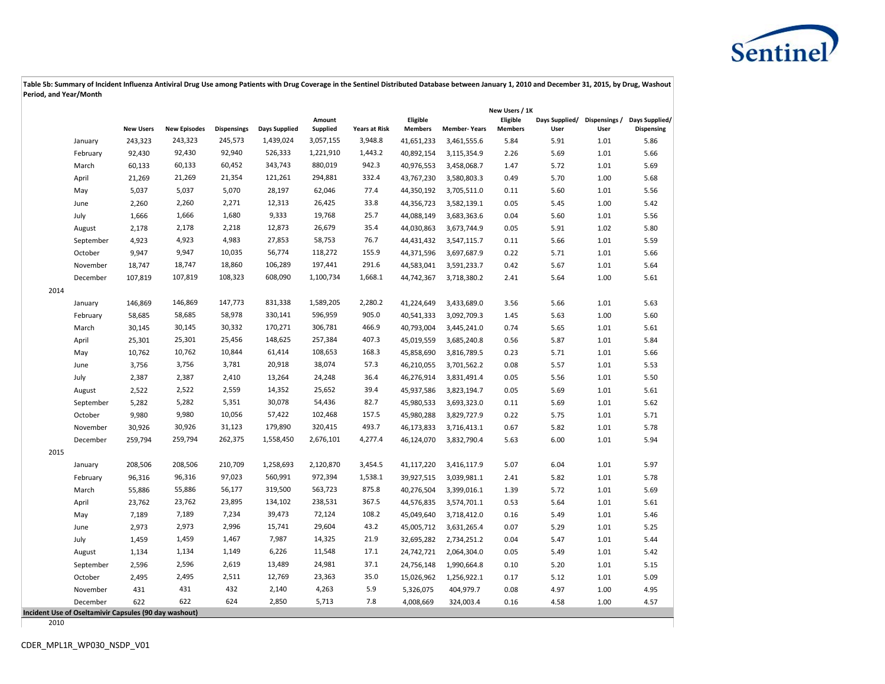**Table 5b: Summary of Incident Influenza Antiviral Drug Use among Patients with Drug Coverage in the Sentinel Distributed Database between January 1, 2010 and December 31, 2015, by Drug, Washout Period, and Year/Month**

| | | New Users | New Episodes | Dispensings | Days Supplied | Amount Supplied | Years at Risk | Eligible Members | Member- Years | New Users / 1K Eligible Members | Days Supplied/ User | Dispensings / User | Days Supplied/ Dispensing |
|---|---|---|---|---|---|---|---|---|---|---|---|---|---|
| | January | 243,323 | 243,323 | 245,573 | 1,439,024 | 3,057,155 | 3,948.8 | 41,651,233 | 3,461,555.6 | 5.84 | 5.91 | 1.01 | 5.86 |
| | February | 92,430 | 92,430 | 92,940 | 526,333 | 1,221,910 | 1,443.2 | 40,892,154 | 3,115,354.9 | 2.26 | 5.69 | 1.01 | 5.66 |
| | March | 60,133 | 60,133 | 60,452 | 343,743 | 880,019 | 942.3 | 40,976,553 | 3,458,068.7 | 1.47 | 5.72 | 1.01 | 5.69 |
| | April | 21,269 | 21,269 | 21,354 | 121,261 | 294,881 | 332.4 | 43,767,230 | 3,580,803.3 | 0.49 | 5.70 | 1.00 | 5.68 |
| | May | 5,037 | 5,037 | 5,070 | 28,197 | 62,046 | 77.4 | 44,350,192 | 3,705,511.0 | 0.11 | 5.60 | 1.01 | 5.56 |
| | June | 2,260 | 2,260 | 2,271 | 12,313 | 26,425 | 33.8 | 44,356,723 | 3,582,139.1 | 0.05 | 5.45 | 1.00 | 5.42 |
| | July | 1,666 | 1,666 | 1,680 | 9,333 | 19,768 | 25.7 | 44,088,149 | 3,683,363.6 | 0.04 | 5.60 | 1.01 | 5.56 |
| | August | 2,178 | 2,178 | 2,218 | 12,873 | 26,679 | 35.4 | 44,030,863 | 3,673,744.9 | 0.05 | 5.91 | 1.02 | 5.80 |
| | September | 4,923 | 4,923 | 4,983 | 27,853 | 58,753 | 76.7 | 44,431,432 | 3,547,115.7 | 0.11 | 5.66 | 1.01 | 5.59 |
| | October | 9,947 | 9,947 | 10,035 | 56,774 | 118,272 | 155.9 | 44,371,596 | 3,697,687.9 | 0.22 | 5.71 | 1.01 | 5.66 |
| | November | 18,747 | 18,747 | 18,860 | 106,289 | 197,441 | 291.6 | 44,583,041 | 3,591,233.7 | 0.42 | 5.67 | 1.01 | 5.64 |
| | December | 107,819 | 107,819 | 108,323 | 608,090 | 1,100,734 | 1,668.1 | 44,742,367 | 3,718,380.2 | 2.41 | 5.64 | 1.00 | 5.61 |
| 2014 | | | | | | | | | | | | | |
| | January | 146,869 | 146,869 | 147,773 | 831,338 | 1,589,205 | 2,280.2 | 41,224,649 | 3,433,689.0 | 3.56 | 5.66 | 1.01 | 5.63 |
| | February | 58,685 | 58,685 | 58,978 | 330,141 | 596,959 | 905.0 | 40,541,333 | 3,092,709.3 | 1.45 | 5.63 | 1.00 | 5.60 |
| | March | 30,145 | 30,145 | 30,332 | 170,271 | 306,781 | 466.9 | 40,793,004 | 3,445,241.0 | 0.74 | 5.65 | 1.01 | 5.61 |
| | April | 25,301 | 25,301 | 25,456 | 148,625 | 257,384 | 407.3 | 45,019,559 | 3,685,240.8 | 0.56 | 5.87 | 1.01 | 5.84 |
| | May | 10,762 | 10,762 | 10,844 | 61,414 | 108,653 | 168.3 | 45,858,690 | 3,816,789.5 | 0.23 | 5.71 | 1.01 | 5.66 |
| | June | 3,756 | 3,756 | 3,781 | 20,918 | 38,074 | 57.3 | 46,210,055 | 3,701,562.2 | 0.08 | 5.57 | 1.01 | 5.53 |
| | July | 2,387 | 2,387 | 2,410 | 13,264 | 24,248 | 36.4 | 46,276,914 | 3,831,491.4 | 0.05 | 5.56 | 1.01 | 5.50 |
| | August | 2,522 | 2,522 | 2,559 | 14,352 | 25,652 | 39.4 | 45,937,586 | 3,823,194.7 | 0.05 | 5.69 | 1.01 | 5.61 |
| | September | 5,282 | 5,282 | 5,351 | 30,078 | 54,436 | 82.7 | 45,980,533 | 3,693,323.0 | 0.11 | 5.69 | 1.01 | 5.62 |
| | October | 9,980 | 9,980 | 10,056 | 57,422 | 102,468 | 157.5 | 45,980,288 | 3,829,727.9 | 0.22 | 5.75 | 1.01 | 5.71 |
| | November | 30,926 | 30,926 | 31,123 | 179,890 | 320,415 | 493.7 | 46,173,833 | 3,716,413.1 | 0.67 | 5.82 | 1.01 | 5.78 |
| | December | 259,794 | 259,794 | 262,375 | 1,558,450 | 2,676,101 | 4,277.4 | 46,124,070 | 3,832,790.4 | 5.63 | 6.00 | 1.01 | 5.94 |
| 2015 | | | | | | | | | | | | | |
| | January | 208,506 | 208,506 | 210,709 | 1,258,693 | 2,120,870 | 3,454.5 | 41,117,220 | 3,416,117.9 | 5.07 | 6.04 | 1.01 | 5.97 |
| | February | 96,316 | 96,316 | 97,023 | 560,991 | 972,394 | 1,538.1 | 39,927,515 | 3,039,981.1 | 2.41 | 5.82 | 1.01 | 5.78 |
| | March | 55,886 | 55,886 | 56,177 | 319,500 | 563,723 | 875.8 | 40,276,504 | 3,399,016.1 | 1.39 | 5.72 | 1.01 | 5.69 |
| | April | 23,762 | 23,762 | 23,895 | 134,102 | 238,531 | 367.5 | 44,576,835 | 3,574,701.1 | 0.53 | 5.64 | 1.01 | 5.61 |
| | May | 7,189 | 7,189 | 7,234 | 39,473 | 72,124 | 108.2 | 45,049,640 | 3,718,412.0 | 0.16 | 5.49 | 1.01 | 5.46 |
| | June | 2,973 | 2,973 | 2,996 | 15,741 | 29,604 | 43.2 | 45,005,712 | 3,631,265.4 | 0.07 | 5.29 | 1.01 | 5.25 |
| | July | 1,459 | 1,459 | 1,467 | 7,987 | 14,325 | 21.9 | 32,695,282 | 2,734,251.2 | 0.04 | 5.47 | 1.01 | 5.44 |
| | August | 1,134 | 1,134 | 1,149 | 6,226 | 11,548 | 17.1 | 24,742,721 | 2,064,304.0 | 0.05 | 5.49 | 1.01 | 5.42 |
| | September | 2,596 | 2,596 | 2,619 | 13,489 | 24,981 | 37.1 | 24,756,148 | 1,990,664.8 | 0.10 | 5.20 | 1.01 | 5.15 |
| | October | 2,495 | 2,495 | 2,511 | 12,769 | 23,363 | 35.0 | 15,026,962 | 1,256,922.1 | 0.17 | 5.12 | 1.01 | 5.09 |
| | November | 431 | 431 | 432 | 2,140 | 4,263 | 5.9 | 5,326,075 | 404,979.7 | 0.08 | 4.97 | 1.00 | 4.95 |
| | December | 622 | 622 | 624 | 2,850 | 5,713 | 7.8 | 4,008,669 | 324,003.4 | 0.16 | 4.58 | 1.00 | 4.57 |
| **Incident Use of Oseltamivir Capsules (90 day washout)** | | | | | | | | | | | | | |
| 2010 | | | | | | | | | | | | | |

CDER_MPL1R_WP030_NSDP_V01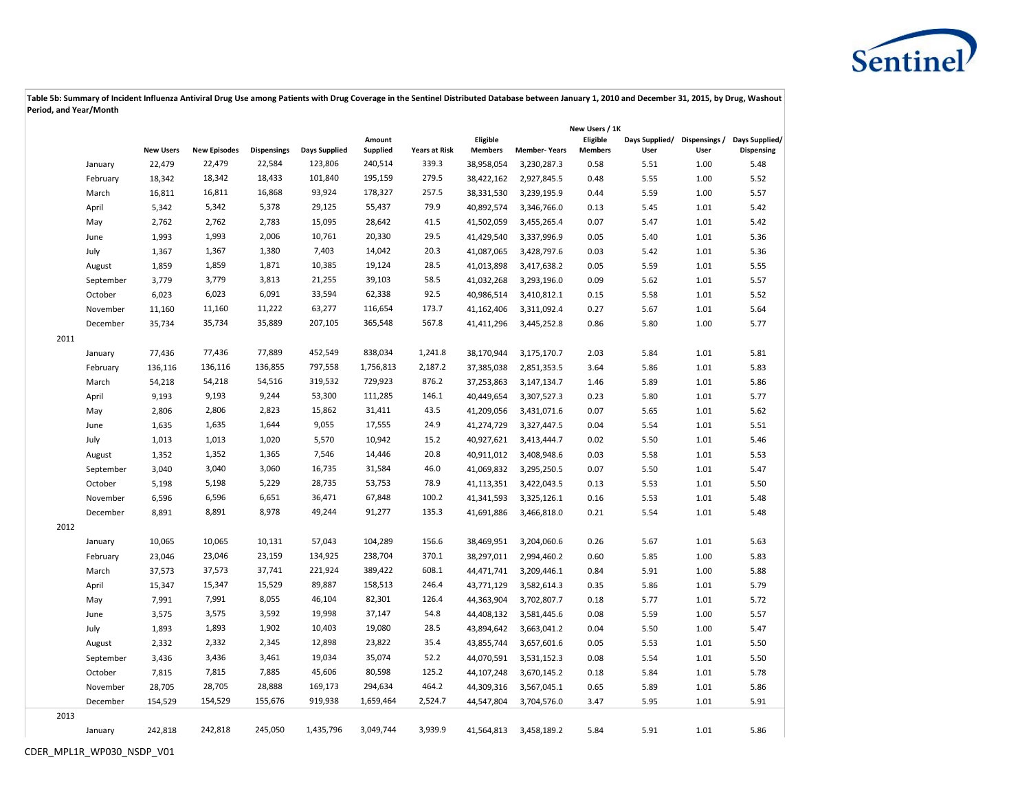**Table 5b: Summary of Incident Influenza Antiviral Drug Use among Patients with Drug Coverage in the Sentinel Distributed Database between January 1, 2010 and December 31, 2015, by Drug, Washout Period, and Year/Month**

| | | New Users | New Episodes | Dispensings | Days Supplied | Amount Supplied | Years at Risk | Eligible Members | Member- Years | New Users / 1K Eligible Members | Days Supplied/ User | Dispensings / User | Days Supplied/ Dispensing |
|---|---|---|---|---|---|---|---|---|---|---|---|---|---|
| | January | 22,479 | 22,479 | 22,584 | 123,806 | 240,514 | 339.3 | 38,958,054 | 3,230,287.3 | 0.58 | 5.51 | 1.00 | 5.48 |
| | February | 18,342 | 18,342 | 18,433 | 101,840 | 195,159 | 279.5 | 38,422,162 | 2,927,845.5 | 0.48 | 5.55 | 1.00 | 5.52 |
| | March | 16,811 | 16,811 | 16,868 | 93,924 | 178,327 | 257.5 | 38,331,530 | 3,239,195.9 | 0.44 | 5.59 | 1.00 | 5.57 |
| | April | 5,342 | 5,342 | 5,378 | 29,125 | 55,437 | 79.9 | 40,892,574 | 3,346,766.0 | 0.13 | 5.45 | 1.01 | 5.42 |
| | May | 2,762 | 2,762 | 2,783 | 15,095 | 28,642 | 41.5 | 41,502,059 | 3,455,265.4 | 0.07 | 5.47 | 1.01 | 5.42 |
| | June | 1,993 | 1,993 | 2,006 | 10,761 | 20,330 | 29.5 | 41,429,540 | 3,337,996.9 | 0.05 | 5.40 | 1.01 | 5.36 |
| | July | 1,367 | 1,367 | 1,380 | 7,403 | 14,042 | 20.3 | 41,087,065 | 3,428,797.6 | 0.03 | 5.42 | 1.01 | 5.36 |
| | August | 1,859 | 1,859 | 1,871 | 10,385 | 19,124 | 28.5 | 41,013,898 | 3,417,638.2 | 0.05 | 5.59 | 1.01 | 5.55 |
| | September | 3,779 | 3,779 | 3,813 | 21,255 | 39,103 | 58.5 | 41,032,268 | 3,293,196.0 | 0.09 | 5.62 | 1.01 | 5.57 |
| | October | 6,023 | 6,023 | 6,091 | 33,594 | 62,338 | 92.5 | 40,986,514 | 3,410,812.1 | 0.15 | 5.58 | 1.01 | 5.52 |
| | November | 11,160 | 11,160 | 11,222 | 63,277 | 116,654 | 173.7 | 41,162,406 | 3,311,092.4 | 0.27 | 5.67 | 1.01 | 5.64 |
| | December | 35,734 | 35,734 | 35,889 | 207,105 | 365,548 | 567.8 | 41,411,296 | 3,445,252.8 | 0.86 | 5.80 | 1.00 | 5.77 |
| 2011 | | | | | | | | | | | | | |
| | January | 77,436 | 77,436 | 77,889 | 452,549 | 838,034 | 1,241.8 | 38,170,944 | 3,175,170.7 | 2.03 | 5.84 | 1.01 | 5.81 |
| | February | 136,116 | 136,116 | 136,855 | 797,558 | 1,756,813 | 2,187.2 | 37,385,038 | 2,851,353.5 | 3.64 | 5.86 | 1.01 | 5.83 |
| | March | 54,218 | 54,218 | 54,516 | 319,532 | 729,923 | 876.2 | 37,253,863 | 3,147,134.7 | 1.46 | 5.89 | 1.01 | 5.86 |
| | April | 9,193 | 9,193 | 9,244 | 53,300 | 111,285 | 146.1 | 40,449,654 | 3,307,527.3 | 0.23 | 5.80 | 1.01 | 5.77 |
| | May | 2,806 | 2,806 | 2,823 | 15,862 | 31,411 | 43.5 | 41,209,056 | 3,431,071.6 | 0.07 | 5.65 | 1.01 | 5.62 |
| | June | 1,635 | 1,635 | 1,644 | 9,055 | 17,555 | 24.9 | 41,274,729 | 3,327,447.5 | 0.04 | 5.54 | 1.01 | 5.51 |
| | July | 1,013 | 1,013 | 1,020 | 5,570 | 10,942 | 15.2 | 40,927,621 | 3,413,444.7 | 0.02 | 5.50 | 1.01 | 5.46 |
| | August | 1,352 | 1,352 | 1,365 | 7,546 | 14,446 | 20.8 | 40,911,012 | 3,408,948.6 | 0.03 | 5.58 | 1.01 | 5.53 |
| | September | 3,040 | 3,040 | 3,060 | 16,735 | 31,584 | 46.0 | 41,069,832 | 3,295,250.5 | 0.07 | 5.50 | 1.01 | 5.47 |
| | October | 5,198 | 5,198 | 5,229 | 28,735 | 53,753 | 78.9 | 41,113,351 | 3,422,043.5 | 0.13 | 5.53 | 1.01 | 5.50 |
| | November | 6,596 | 6,596 | 6,651 | 36,471 | 67,848 | 100.2 | 41,341,593 | 3,325,126.1 | 0.16 | 5.53 | 1.01 | 5.48 |
| | December | 8,891 | 8,891 | 8,978 | 49,244 | 91,277 | 135.3 | 41,691,886 | 3,466,818.0 | 0.21 | 5.54 | 1.01 | 5.48 |
| 2012 | | | | | | | | | | | | | |
| | January | 10,065 | 10,065 | 10,131 | 57,043 | 104,289 | 156.6 | 38,469,951 | 3,204,060.6 | 0.26 | 5.67 | 1.01 | 5.63 |
| | February | 23,046 | 23,046 | 23,159 | 134,925 | 238,704 | 370.1 | 38,297,011 | 2,994,460.2 | 0.60 | 5.85 | 1.00 | 5.83 |
| | March | 37,573 | 37,573 | 37,741 | 221,924 | 389,422 | 608.1 | 44,471,741 | 3,209,446.1 | 0.84 | 5.91 | 1.00 | 5.88 |
| | April | 15,347 | 15,347 | 15,529 | 89,887 | 158,513 | 246.4 | 43,771,129 | 3,582,614.3 | 0.35 | 5.86 | 1.01 | 5.79 |
| | May | 7,991 | 7,991 | 8,055 | 46,104 | 82,301 | 126.4 | 44,363,904 | 3,702,807.7 | 0.18 | 5.77 | 1.01 | 5.72 |
| | June | 3,575 | 3,575 | 3,592 | 19,998 | 37,147 | 54.8 | 44,408,132 | 3,581,445.6 | 0.08 | 5.59 | 1.00 | 5.57 |
| | July | 1,893 | 1,893 | 1,902 | 10,403 | 19,080 | 28.5 | 43,894,642 | 3,663,041.2 | 0.04 | 5.50 | 1.00 | 5.47 |
| | August | 2,332 | 2,332 | 2,345 | 12,898 | 23,822 | 35.4 | 43,855,744 | 3,657,601.6 | 0.05 | 5.53 | 1.01 | 5.50 |
| | September | 3,436 | 3,436 | 3,461 | 19,034 | 35,074 | 52.2 | 44,070,591 | 3,531,152.3 | 0.08 | 5.54 | 1.01 | 5.50 |
| | October | 7,815 | 7,815 | 7,885 | 45,606 | 80,598 | 125.2 | 44,107,248 | 3,670,145.2 | 0.18 | 5.84 | 1.01 | 5.78 |
| | November | 28,705 | 28,705 | 28,888 | 169,173 | 294,634 | 464.2 | 44,309,316 | 3,567,045.1 | 0.65 | 5.89 | 1.01 | 5.86 |
| | December | 154,529 | 154,529 | 155,676 | 919,938 | 1,659,464 | 2,524.7 | 44,547,804 | 3,704,576.0 | 3.47 | 5.95 | 1.01 | 5.91 |
| 2013 | | | | | | | | | | | | | |
| | January | 242,818 | 242,818 | 245,050 | 1,435,796 | 3,049,744 | 3,939.9 | 41,564,813 | 3,458,189.2 | 5.84 | 5.91 | 1.01 | 5.86 |

CDER_MPL1R_WP030_NSDP_V01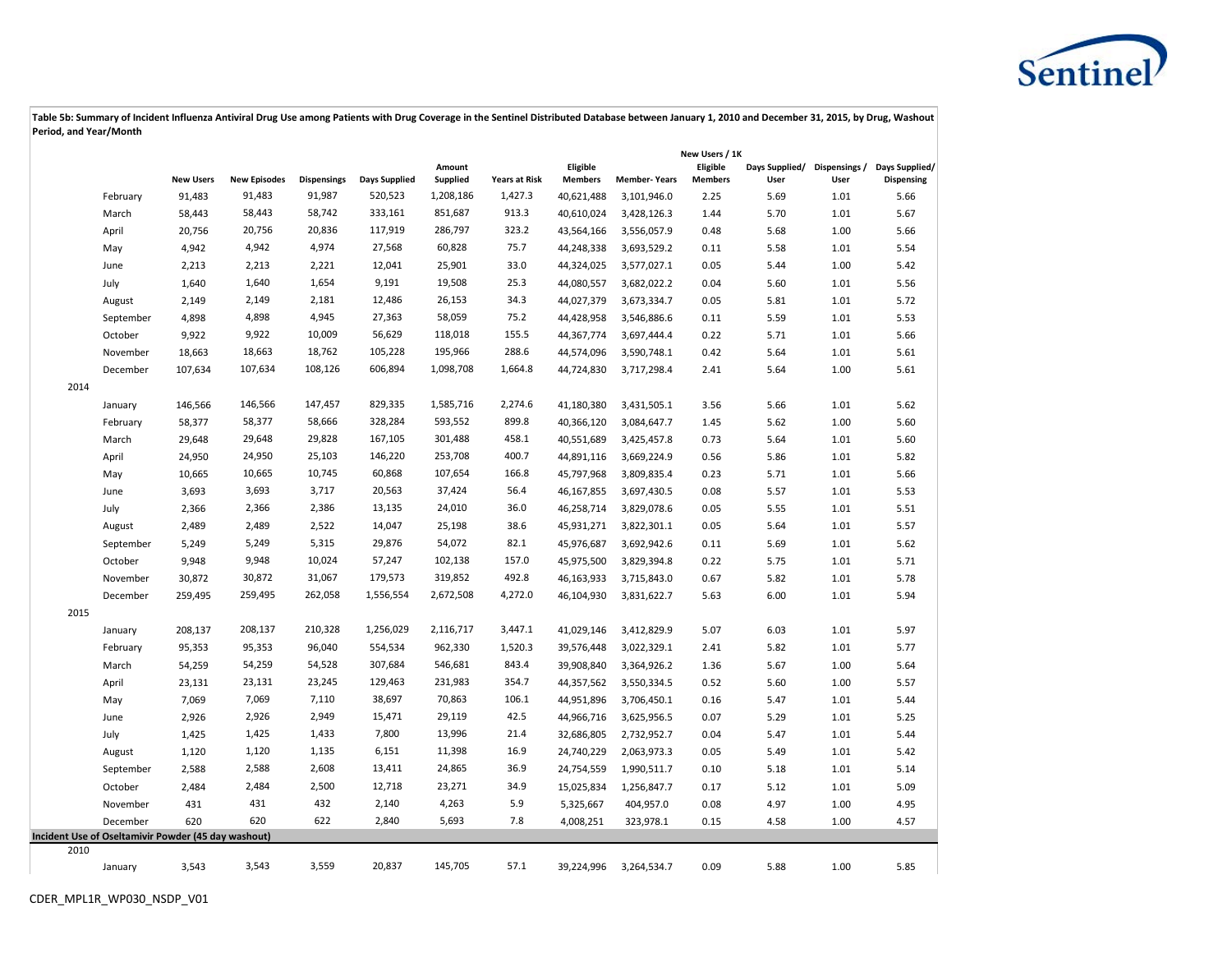**Table 5b: Summary of Incident Influenza Antiviral Drug Use among Patients with Drug Coverage in the Sentinel Distributed Database between January 1, 2010 and December 31, 2015, by Drug, Washout Period, and Year/Month**

| | | New Users | New Episodes | Dispensings | Days Supplied | Amount Supplied | Years at Risk | Eligible Members | Member- Years | New Users / 1K Eligible Members | Days Supplied/ User | Dispensings / User | Days Supplied/ Dispensing |
|---|---|---|---|---|---|---|---|---|---|---|---|---|---|
| | February | 91,483 | 91,483 | 91,987 | 520,523 | 1,208,186 | 1,427.3 | 40,621,488 | 3,101,946.0 | 2.25 | 5.69 | 1.01 | 5.66 |
| | March | 58,443 | 58,443 | 58,742 | 333,161 | 851,687 | 913.3 | 40,610,024 | 3,428,126.3 | 1.44 | 5.70 | 1.01 | 5.67 |
| | April | 20,756 | 20,756 | 20,836 | 117,919 | 286,797 | 323.2 | 43,564,166 | 3,556,057.9 | 0.48 | 5.68 | 1.00 | 5.66 |
| | May | 4,942 | 4,942 | 4,974 | 27,568 | 60,828 | 75.7 | 44,248,338 | 3,693,529.2 | 0.11 | 5.58 | 1.01 | 5.54 |
| | June | 2,213 | 2,213 | 2,221 | 12,041 | 25,901 | 33.0 | 44,324,025 | 3,577,027.1 | 0.05 | 5.44 | 1.00 | 5.42 |
| | July | 1,640 | 1,640 | 1,654 | 9,191 | 19,508 | 25.3 | 44,080,557 | 3,682,022.2 | 0.04 | 5.60 | 1.01 | 5.56 |
| | August | 2,149 | 2,149 | 2,181 | 12,486 | 26,153 | 34.3 | 44,027,379 | 3,673,334.7 | 0.05 | 5.81 | 1.01 | 5.72 |
| | September | 4,898 | 4,898 | 4,945 | 27,363 | 58,059 | 75.2 | 44,428,958 | 3,546,886.6 | 0.11 | 5.59 | 1.01 | 5.53 |
| | October | 9,922 | 9,922 | 10,009 | 56,629 | 118,018 | 155.5 | 44,367,774 | 3,697,444.4 | 0.22 | 5.71 | 1.01 | 5.66 |
| | November | 18,663 | 18,663 | 18,762 | 105,228 | 195,966 | 288.6 | 44,574,096 | 3,590,748.1 | 0.42 | 5.64 | 1.01 | 5.61 |
| | December | 107,634 | 107,634 | 108,126 | 606,894 | 1,098,708 | 1,664.8 | 44,724,830 | 3,717,298.4 | 2.41 | 5.64 | 1.00 | 5.61 |
| 2014 | | | | | | | | | | | | | |
| | January | 146,566 | 146,566 | 147,457 | 829,335 | 1,585,716 | 2,274.6 | 41,180,380 | 3,431,505.1 | 3.56 | 5.66 | 1.01 | 5.62 |
| | February | 58,377 | 58,377 | 58,666 | 328,284 | 593,552 | 899.8 | 40,366,120 | 3,084,647.7 | 1.45 | 5.62 | 1.00 | 5.60 |
| | March | 29,648 | 29,648 | 29,828 | 167,105 | 301,488 | 458.1 | 40,551,689 | 3,425,457.8 | 0.73 | 5.64 | 1.01 | 5.60 |
| | April | 24,950 | 24,950 | 25,103 | 146,220 | 253,708 | 400.7 | 44,891,116 | 3,669,224.9 | 0.56 | 5.86 | 1.01 | 5.82 |
| | May | 10,665 | 10,665 | 10,745 | 60,868 | 107,654 | 166.8 | 45,797,968 | 3,809,835.4 | 0.23 | 5.71 | 1.01 | 5.66 |
| | June | 3,693 | 3,693 | 3,717 | 20,563 | 37,424 | 56.4 | 46,167,855 | 3,697,430.5 | 0.08 | 5.57 | 1.01 | 5.53 |
| | July | 2,366 | 2,366 | 2,386 | 13,135 | 24,010 | 36.0 | 46,258,714 | 3,829,078.6 | 0.05 | 5.55 | 1.01 | 5.51 |
| | August | 2,489 | 2,489 | 2,522 | 14,047 | 25,198 | 38.6 | 45,931,271 | 3,822,301.1 | 0.05 | 5.64 | 1.01 | 5.57 |
| | September | 5,249 | 5,249 | 5,315 | 29,876 | 54,072 | 82.1 | 45,976,687 | 3,692,942.6 | 0.11 | 5.69 | 1.01 | 5.62 |
| | October | 9,948 | 9,948 | 10,024 | 57,247 | 102,138 | 157.0 | 45,975,500 | 3,829,394.8 | 0.22 | 5.75 | 1.01 | 5.71 |
| | November | 30,872 | 30,872 | 31,067 | 179,573 | 319,852 | 492.8 | 46,163,933 | 3,715,843.0 | 0.67 | 5.82 | 1.01 | 5.78 |
| | December | 259,495 | 259,495 | 262,058 | 1,556,554 | 2,672,508 | 4,272.0 | 46,104,930 | 3,831,622.7 | 5.63 | 6.00 | 1.01 | 5.94 |
| 2015 | | | | | | | | | | | | | |
| | January | 208,137 | 208,137 | 210,328 | 1,256,029 | 2,116,717 | 3,447.1 | 41,029,146 | 3,412,829.9 | 5.07 | 6.03 | 1.01 | 5.97 |
| | February | 95,353 | 95,353 | 96,040 | 554,534 | 962,330 | 1,520.3 | 39,576,448 | 3,022,329.1 | 2.41 | 5.82 | 1.01 | 5.77 |
| | March | 54,259 | 54,259 | 54,528 | 307,684 | 546,681 | 843.4 | 39,908,840 | 3,364,926.2 | 1.36 | 5.67 | 1.00 | 5.64 |
| | April | 23,131 | 23,131 | 23,245 | 129,463 | 231,983 | 354.7 | 44,357,562 | 3,550,334.5 | 0.52 | 5.60 | 1.00 | 5.57 |
| | May | 7,069 | 7,069 | 7,110 | 38,697 | 70,863 | 106.1 | 44,951,896 | 3,706,450.1 | 0.16 | 5.47 | 1.01 | 5.44 |
| | June | 2,926 | 2,926 | 2,949 | 15,471 | 29,119 | 42.5 | 44,966,716 | 3,625,956.5 | 0.07 | 5.29 | 1.01 | 5.25 |
| | July | 1,425 | 1,425 | 1,433 | 7,800 | 13,996 | 21.4 | 32,686,805 | 2,732,952.7 | 0.04 | 5.47 | 1.01 | 5.44 |
| | August | 1,120 | 1,120 | 1,135 | 6,151 | 11,398 | 16.9 | 24,740,229 | 2,063,973.3 | 0.05 | 5.49 | 1.01 | 5.42 |
| | September | 2,588 | 2,588 | 2,608 | 13,411 | 24,865 | 36.9 | 24,754,559 | 1,990,511.7 | 0.10 | 5.18 | 1.01 | 5.14 |
| | October | 2,484 | 2,484 | 2,500 | 12,718 | 23,271 | 34.9 | 15,025,834 | 1,256,847.7 | 0.17 | 5.12 | 1.01 | 5.09 |
| | November | 431 | 431 | 432 | 2,140 | 4,263 | 5.9 | 5,325,667 | 404,957.0 | 0.08 | 4.97 | 1.00 | 4.95 |
| | December | 620 | 620 | 622 | 2,840 | 5,693 | 7.8 | 4,008,251 | 323,978.1 | 0.15 | 4.58 | 1.00 | 4.57 |
| **Incident Use of Oseltamivir Powder (45 day washout)** | | | | | | | | | | | | | |
| 2010 | | | | | | | | | | | | | |
| | January | 3,543 | 3,543 | 3,559 | 20,837 | 145,705 | 57.1 | 39,224,996 | 3,264,534.7 | 0.09 | 5.88 | 1.00 | 5.85 |

CDER_MPL1R_WP030_NSDP_V01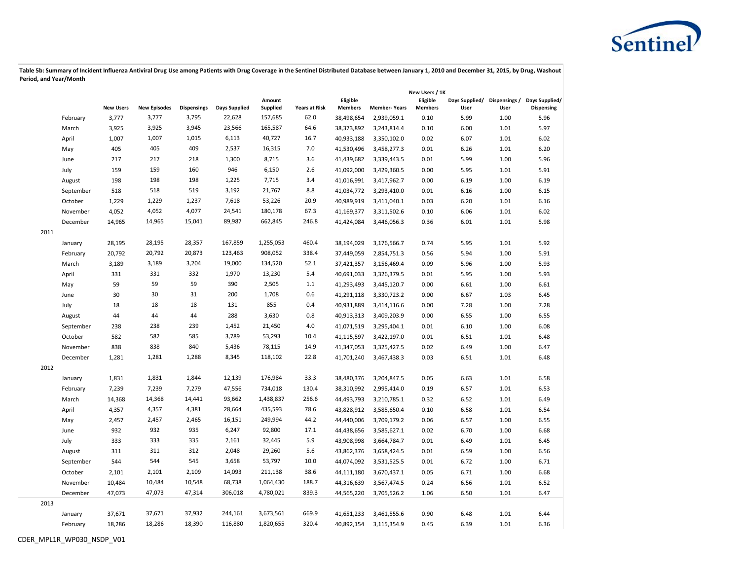**Table 5b: Summary of Incident Influenza Antiviral Drug Use among Patients with Drug Coverage in the Sentinel Distributed Database between January 1, 2010 and December 31, 2015, by Drug, Washout Period, and Year/Month**

| | | New Users | New Episodes | Dispensings | Days Supplied | Amount Supplied | Years at Risk | Eligible Members | Member- Years | New Users / 1K Eligible Members | Days Supplied/ User | Dispensings / User | Days Supplied/ Dispensing |
|---|---|---|---|---|---|---|---|---|---|---|---|---|---|
| | February | 3,777 | 3,777 | 3,795 | 22,628 | 157,685 | 62.0 | 38,498,654 | 2,939,059.1 | 0.10 | 5.99 | 1.00 | 5.96 |
| | March | 3,925 | 3,925 | 3,945 | 23,566 | 165,587 | 64.6 | 38,373,892 | 3,243,814.4 | 0.10 | 6.00 | 1.01 | 5.97 |
| | April | 1,007 | 1,007 | 1,015 | 6,113 | 40,727 | 16.7 | 40,933,188 | 3,350,102.0 | 0.02 | 6.07 | 1.01 | 6.02 |
| | May | 405 | 405 | 409 | 2,537 | 16,315 | 7.0 | 41,530,496 | 3,458,277.3 | 0.01 | 6.26 | 1.01 | 6.20 |
| | June | 217 | 217 | 218 | 1,300 | 8,715 | 3.6 | 41,439,682 | 3,339,443.5 | 0.01 | 5.99 | 1.00 | 5.96 |
| | July | 159 | 159 | 160 | 946 | 6,150 | 2.6 | 41,092,000 | 3,429,360.5 | 0.00 | 5.95 | 1.01 | 5.91 |
| | August | 198 | 198 | 198 | 1,225 | 7,715 | 3.4 | 41,016,991 | 3,417,962.7 | 0.00 | 6.19 | 1.00 | 6.19 |
| | September | 518 | 518 | 519 | 3,192 | 21,767 | 8.8 | 41,034,772 | 3,293,410.0 | 0.01 | 6.16 | 1.00 | 6.15 |
| | October | 1,229 | 1,229 | 1,237 | 7,618 | 53,226 | 20.9 | 40,989,919 | 3,411,040.1 | 0.03 | 6.20 | 1.01 | 6.16 |
| | November | 4,052 | 4,052 | 4,077 | 24,541 | 180,178 | 67.3 | 41,169,377 | 3,311,502.6 | 0.10 | 6.06 | 1.01 | 6.02 |
| | December | 14,965 | 14,965 | 15,041 | 89,987 | 662,845 | 246.8 | 41,424,084 | 3,446,056.3 | 0.36 | 6.01 | 1.01 | 5.98 |
| 2011 | | | | | | | | | | | | | |
| | January | 28,195 | 28,195 | 28,357 | 167,859 | 1,255,053 | 460.4 | 38,194,029 | 3,176,566.7 | 0.74 | 5.95 | 1.01 | 5.92 |
| | February | 20,792 | 20,792 | 20,873 | 123,463 | 908,052 | 338.4 | 37,449,059 | 2,854,751.3 | 0.56 | 5.94 | 1.00 | 5.91 |
| | March | 3,189 | 3,189 | 3,204 | 19,000 | 134,520 | 52.1 | 37,421,357 | 3,156,469.4 | 0.09 | 5.96 | 1.00 | 5.93 |
| | April | 331 | 331 | 332 | 1,970 | 13,230 | 5.4 | 40,691,033 | 3,326,379.5 | 0.01 | 5.95 | 1.00 | 5.93 |
| | May | 59 | 59 | 59 | 390 | 2,505 | 1.1 | 41,293,493 | 3,445,120.7 | 0.00 | 6.61 | 1.00 | 6.61 |
| | June | 30 | 30 | 31 | 200 | 1,708 | 0.6 | 41,291,118 | 3,330,723.2 | 0.00 | 6.67 | 1.03 | 6.45 |
| | July | 18 | 18 | 18 | 131 | 855 | 0.4 | 40,931,889 | 3,414,116.6 | 0.00 | 7.28 | 1.00 | 7.28 |
| | August | 44 | 44 | 44 | 288 | 3,630 | 0.8 | 40,913,313 | 3,409,203.9 | 0.00 | 6.55 | 1.00 | 6.55 |
| | September | 238 | 238 | 239 | 1,452 | 21,450 | 4.0 | 41,071,519 | 3,295,404.1 | 0.01 | 6.10 | 1.00 | 6.08 |
| | October | 582 | 582 | 585 | 3,789 | 53,293 | 10.4 | 41,115,597 | 3,422,197.0 | 0.01 | 6.51 | 1.01 | 6.48 |
| | November | 838 | 838 | 840 | 5,436 | 78,115 | 14.9 | 41,347,053 | 3,325,427.5 | 0.02 | 6.49 | 1.00 | 6.47 |
| | December | 1,281 | 1,281 | 1,288 | 8,345 | 118,102 | 22.8 | 41,701,240 | 3,467,438.3 | 0.03 | 6.51 | 1.01 | 6.48 |
| 2012 | | | | | | | | | | | | | |
| | January | 1,831 | 1,831 | 1,844 | 12,139 | 176,984 | 33.3 | 38,480,376 | 3,204,847.5 | 0.05 | 6.63 | 1.01 | 6.58 |
| | February | 7,239 | 7,239 | 7,279 | 47,556 | 734,018 | 130.4 | 38,310,992 | 2,995,414.0 | 0.19 | 6.57 | 1.01 | 6.53 |
| | March | 14,368 | 14,368 | 14,441 | 93,662 | 1,438,837 | 256.6 | 44,493,793 | 3,210,785.1 | 0.32 | 6.52 | 1.01 | 6.49 |
| | April | 4,357 | 4,357 | 4,381 | 28,664 | 435,593 | 78.6 | 43,828,912 | 3,585,650.4 | 0.10 | 6.58 | 1.01 | 6.54 |
| | May | 2,457 | 2,457 | 2,465 | 16,151 | 249,994 | 44.2 | 44,440,006 | 3,709,179.2 | 0.06 | 6.57 | 1.00 | 6.55 |
| | June | 932 | 932 | 935 | 6,247 | 92,800 | 17.1 | 44,438,656 | 3,585,627.1 | 0.02 | 6.70 | 1.00 | 6.68 |
| | July | 333 | 333 | 335 | 2,161 | 32,445 | 5.9 | 43,908,998 | 3,664,784.7 | 0.01 | 6.49 | 1.01 | 6.45 |
| | August | 311 | 311 | 312 | 2,048 | 29,260 | 5.6 | 43,862,376 | 3,658,424.5 | 0.01 | 6.59 | 1.00 | 6.56 |
| | September | 544 | 544 | 545 | 3,658 | 53,797 | 10.0 | 44,074,092 | 3,531,525.5 | 0.01 | 6.72 | 1.00 | 6.71 |
| | October | 2,101 | 2,101 | 2,109 | 14,093 | 211,138 | 38.6 | 44,111,180 | 3,670,437.1 | 0.05 | 6.71 | 1.00 | 6.68 |
| | November | 10,484 | 10,484 | 10,548 | 68,738 | 1,064,430 | 188.7 | 44,316,639 | 3,567,474.5 | 0.24 | 6.56 | 1.01 | 6.52 |
| | December | 47,073 | 47,073 | 47,314 | 306,018 | 4,780,021 | 839.3 | 44,565,220 | 3,705,526.2 | 1.06 | 6.50 | 1.01 | 6.47 |
| 2013 | | | | | | | | | | | | | |
| | January | 37,671 | 37,671 | 37,932 | 244,161 | 3,673,561 | 669.9 | 41,651,233 | 3,461,555.6 | 0.90 | 6.48 | 1.01 | 6.44 |
| | February | 18,286 | 18,286 | 18,390 | 116,880 | 1,820,655 | 320.4 | 40,892,154 | 3,115,354.9 | 0.45 | 6.39 | 1.01 | 6.36 |

CDER_MPL1R_WP030_NSDP_V01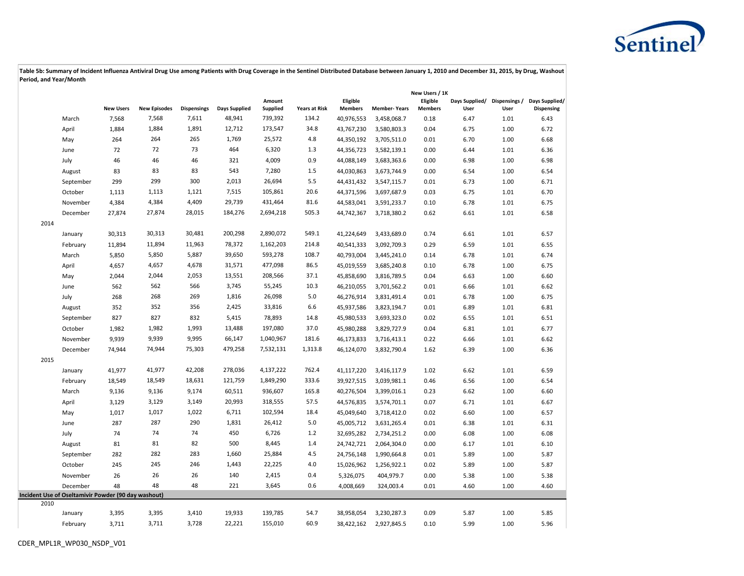**Table 5b: Summary of Incident Influenza Antiviral Drug Use among Patients with Drug Coverage in the Sentinel Distributed Database between January 1, 2010 and December 31, 2015, by Drug, Washout Period, and Year/Month**

| | | New Users | New Episodes | Dispensings | Days Supplied | Amount Supplied | Years at Risk | Eligible Members | Member- Years | New Users / 1K Eligible Members | Days Supplied/ User | Dispensings / User | Days Supplied/ Dispensing |
|---|---|---|---|---|---|---|---|---|---|---|---|---|---|
| | March | 7,568 | 7,568 | 7,611 | 48,941 | 739,392 | 134.2 | 40,976,553 | 3,458,068.7 | 0.18 | 6.47 | 1.01 | 6.43 |
| | April | 1,884 | 1,884 | 1,891 | 12,712 | 173,547 | 34.8 | 43,767,230 | 3,580,803.3 | 0.04 | 6.75 | 1.00 | 6.72 |
| | May | 264 | 264 | 265 | 1,769 | 25,572 | 4.8 | 44,350,192 | 3,705,511.0 | 0.01 | 6.70 | 1.00 | 6.68 |
| | June | 72 | 72 | 73 | 464 | 6,320 | 1.3 | 44,356,723 | 3,582,139.1 | 0.00 | 6.44 | 1.01 | 6.36 |
| | July | 46 | 46 | 46 | 321 | 4,009 | 0.9 | 44,088,149 | 3,683,363.6 | 0.00 | 6.98 | 1.00 | 6.98 |
| | August | 83 | 83 | 83 | 543 | 7,280 | 1.5 | 44,030,863 | 3,673,744.9 | 0.00 | 6.54 | 1.00 | 6.54 |
| | September | 299 | 299 | 300 | 2,013 | 26,694 | 5.5 | 44,431,432 | 3,547,115.7 | 0.01 | 6.73 | 1.00 | 6.71 |
| | October | 1,113 | 1,113 | 1,121 | 7,515 | 105,861 | 20.6 | 44,371,596 | 3,697,687.9 | 0.03 | 6.75 | 1.01 | 6.70 |
| | November | 4,384 | 4,384 | 4,409 | 29,739 | 431,464 | 81.6 | 44,583,041 | 3,591,233.7 | 0.10 | 6.78 | 1.01 | 6.75 |
| | December | 27,874 | 27,874 | 28,015 | 184,276 | 2,694,218 | 505.3 | 44,742,367 | 3,718,380.2 | 0.62 | 6.61 | 1.01 | 6.58 |
| 2014 | | | | | | | | | | | | | |
| | January | 30,313 | 30,313 | 30,481 | 200,298 | 2,890,072 | 549.1 | 41,224,649 | 3,433,689.0 | 0.74 | 6.61 | 1.01 | 6.57 |
| | February | 11,894 | 11,894 | 11,963 | 78,372 | 1,162,203 | 214.8 | 40,541,333 | 3,092,709.3 | 0.29 | 6.59 | 1.01 | 6.55 |
| | March | 5,850 | 5,850 | 5,887 | 39,650 | 593,278 | 108.7 | 40,793,004 | 3,445,241.0 | 0.14 | 6.78 | 1.01 | 6.74 |
| | April | 4,657 | 4,657 | 4,678 | 31,571 | 477,098 | 86.5 | 45,019,559 | 3,685,240.8 | 0.10 | 6.78 | 1.00 | 6.75 |
| | May | 2,044 | 2,044 | 2,053 | 13,551 | 208,566 | 37.1 | 45,858,690 | 3,816,789.5 | 0.04 | 6.63 | 1.00 | 6.60 |
| | June | 562 | 562 | 566 | 3,745 | 55,245 | 10.3 | 46,210,055 | 3,701,562.2 | 0.01 | 6.66 | 1.01 | 6.62 |
| | July | 268 | 268 | 269 | 1,816 | 26,098 | 5.0 | 46,276,914 | 3,831,491.4 | 0.01 | 6.78 | 1.00 | 6.75 |
| | August | 352 | 352 | 356 | 2,425 | 33,816 | 6.6 | 45,937,586 | 3,823,194.7 | 0.01 | 6.89 | 1.01 | 6.81 |
| | September | 827 | 827 | 832 | 5,415 | 78,893 | 14.8 | 45,980,533 | 3,693,323.0 | 0.02 | 6.55 | 1.01 | 6.51 |
| | October | 1,982 | 1,982 | 1,993 | 13,488 | 197,080 | 37.0 | 45,980,288 | 3,829,727.9 | 0.04 | 6.81 | 1.01 | 6.77 |
| | November | 9,939 | 9,939 | 9,995 | 66,147 | 1,040,967 | 181.6 | 46,173,833 | 3,716,413.1 | 0.22 | 6.66 | 1.01 | 6.62 |
| | December | 74,944 | 74,944 | 75,303 | 479,258 | 7,532,131 | 1,313.8 | 46,124,070 | 3,832,790.4 | 1.62 | 6.39 | 1.00 | 6.36 |
| 2015 | | | | | | | | | | | | | |
| | January | 41,977 | 41,977 | 42,208 | 278,036 | 4,137,222 | 762.4 | 41,117,220 | 3,416,117.9 | 1.02 | 6.62 | 1.01 | 6.59 |
| | February | 18,549 | 18,549 | 18,631 | 121,759 | 1,849,290 | 333.6 | 39,927,515 | 3,039,981.1 | 0.46 | 6.56 | 1.00 | 6.54 |
| | March | 9,136 | 9,136 | 9,174 | 60,511 | 936,607 | 165.8 | 40,276,504 | 3,399,016.1 | 0.23 | 6.62 | 1.00 | 6.60 |
| | April | 3,129 | 3,129 | 3,149 | 20,993 | 318,555 | 57.5 | 44,576,835 | 3,574,701.1 | 0.07 | 6.71 | 1.01 | 6.67 |
| | May | 1,017 | 1,017 | 1,022 | 6,711 | 102,594 | 18.4 | 45,049,640 | 3,718,412.0 | 0.02 | 6.60 | 1.00 | 6.57 |
| | June | 287 | 287 | 290 | 1,831 | 26,412 | 5.0 | 45,005,712 | 3,631,265.4 | 0.01 | 6.38 | 1.01 | 6.31 |
| | July | 74 | 74 | 74 | 450 | 6,726 | 1.2 | 32,695,282 | 2,734,251.2 | 0.00 | 6.08 | 1.00 | 6.08 |
| | August | 81 | 81 | 82 | 500 | 8,445 | 1.4 | 24,742,721 | 2,064,304.0 | 0.00 | 6.17 | 1.01 | 6.10 |
| | September | 282 | 282 | 283 | 1,660 | 25,884 | 4.5 | 24,756,148 | 1,990,664.8 | 0.01 | 5.89 | 1.00 | 5.87 |
| | October | 245 | 245 | 246 | 1,443 | 22,225 | 4.0 | 15,026,962 | 1,256,922.1 | 0.02 | 5.89 | 1.00 | 5.87 |
| | November | 26 | 26 | 26 | 140 | 2,415 | 0.4 | 5,326,075 | 404,979.7 | 0.00 | 5.38 | 1.00 | 5.38 |
| | December | 48 | 48 | 48 | 221 | 3,645 | 0.6 | 4,008,669 | 324,003.4 | 0.01 | 4.60 | 1.00 | 4.60 |
| **Incident Use of Oseltamivir Powder (90 day washout)** | | | | | | | | | | | | | |
| 2010 | | | | | | | | | | | | | |
| | January | 3,395 | 3,395 | 3,410 | 19,933 | 139,785 | 54.7 | 38,958,054 | 3,230,287.3 | 0.09 | 5.87 | 1.00 | 5.85 |
| | February | 3,711 | 3,711 | 3,728 | 22,221 | 155,010 | 60.9 | 38,422,162 | 2,927,845.5 | 0.10 | 5.99 | 1.00 | 5.96 |

CDER_MPL1R_WP030_NSDP_V01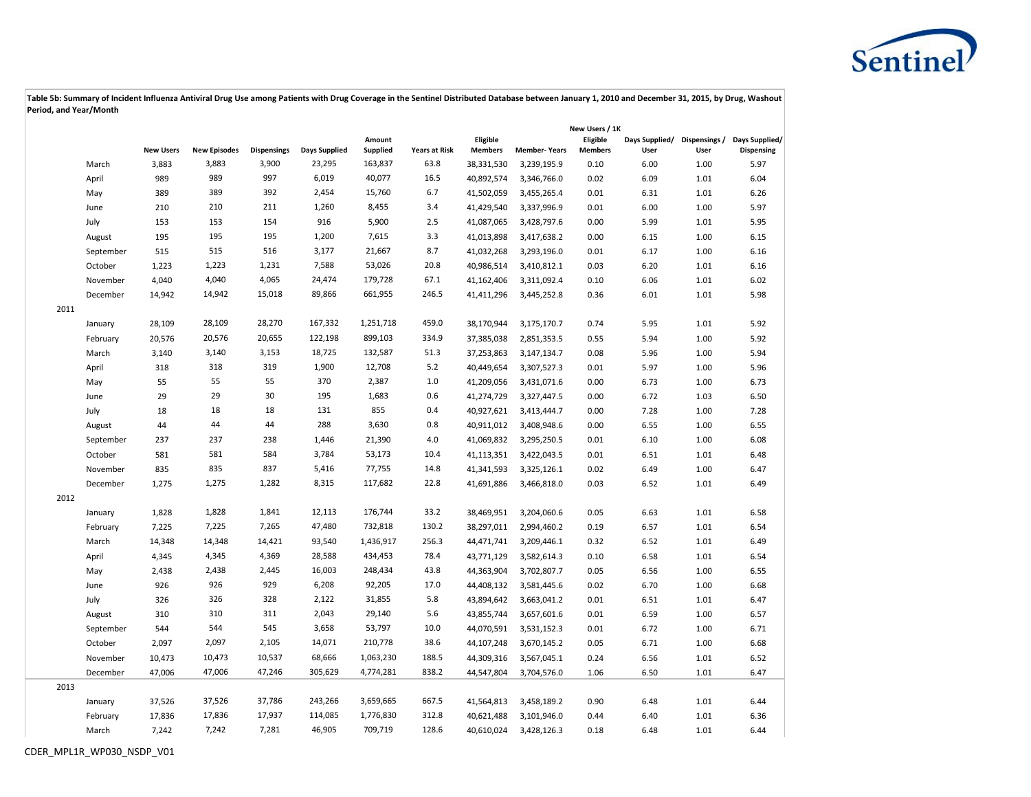**Table 5b: Summary of Incident Influenza Antiviral Drug Use among Patients with Drug Coverage in the Sentinel Distributed Database between January 1, 2010 and December 31, 2015, by Drug, Washout Period, and Year/Month**

| | | New Users | New Episodes | Dispensings | Days Supplied | Amount Supplied | Years at Risk | Eligible Members | Member- Years | New Users / 1K Eligible Members | Days Supplied/ User | Dispensings / User | Days Supplied/ Dispensing |
|---|---|---|---|---|---|---|---|---|---|---|---|---|---|
| | March | 3,883 | 3,883 | 3,900 | 23,295 | 163,837 | 63.8 | 38,331,530 | 3,239,195.9 | 0.10 | 6.00 | 1.00 | 5.97 |
| | April | 989 | 989 | 997 | 6,019 | 40,077 | 16.5 | 40,892,574 | 3,346,766.0 | 0.02 | 6.09 | 1.01 | 6.04 |
| | May | 389 | 389 | 392 | 2,454 | 15,760 | 6.7 | 41,502,059 | 3,455,265.4 | 0.01 | 6.31 | 1.01 | 6.26 |
| | June | 210 | 210 | 211 | 1,260 | 8,455 | 3.4 | 41,429,540 | 3,337,996.9 | 0.01 | 6.00 | 1.00 | 5.97 |
| | July | 153 | 153 | 154 | 916 | 5,900 | 2.5 | 41,087,065 | 3,428,797.6 | 0.00 | 5.99 | 1.01 | 5.95 |
| | August | 195 | 195 | 195 | 1,200 | 7,615 | 3.3 | 41,013,898 | 3,417,638.2 | 0.00 | 6.15 | 1.00 | 6.15 |
| | September | 515 | 515 | 516 | 3,177 | 21,667 | 8.7 | 41,032,268 | 3,293,196.0 | 0.01 | 6.17 | 1.00 | 6.16 |
| | October | 1,223 | 1,223 | 1,231 | 7,588 | 53,026 | 20.8 | 40,986,514 | 3,410,812.1 | 0.03 | 6.20 | 1.01 | 6.16 |
| | November | 4,040 | 4,040 | 4,065 | 24,474 | 179,728 | 67.1 | 41,162,406 | 3,311,092.4 | 0.10 | 6.06 | 1.01 | 6.02 |
| | December | 14,942 | 14,942 | 15,018 | 89,866 | 661,955 | 246.5 | 41,411,296 | 3,445,252.8 | 0.36 | 6.01 | 1.01 | 5.98 |
| 2011 | | | | | | | | | | | | | |
| | January | 28,109 | 28,109 | 28,270 | 167,332 | 1,251,718 | 459.0 | 38,170,944 | 3,175,170.7 | 0.74 | 5.95 | 1.01 | 5.92 |
| | February | 20,576 | 20,576 | 20,655 | 122,198 | 899,103 | 334.9 | 37,385,038 | 2,851,353.5 | 0.55 | 5.94 | 1.00 | 5.92 |
| | March | 3,140 | 3,140 | 3,153 | 18,725 | 132,587 | 51.3 | 37,253,863 | 3,147,134.7 | 0.08 | 5.96 | 1.00 | 5.94 |
| | April | 318 | 318 | 319 | 1,900 | 12,708 | 5.2 | 40,449,654 | 3,307,527.3 | 0.01 | 5.97 | 1.00 | 5.96 |
| | May | 55 | 55 | 55 | 370 | 2,387 | 1.0 | 41,209,056 | 3,431,071.6 | 0.00 | 6.73 | 1.00 | 6.73 |
| | June | 29 | 29 | 30 | 195 | 1,683 | 0.6 | 41,274,729 | 3,327,447.5 | 0.00 | 6.72 | 1.03 | 6.50 |
| | July | 18 | 18 | 18 | 131 | 855 | 0.4 | 40,927,621 | 3,413,444.7 | 0.00 | 7.28 | 1.00 | 7.28 |
| | August | 44 | 44 | 44 | 288 | 3,630 | 0.8 | 40,911,012 | 3,408,948.6 | 0.00 | 6.55 | 1.00 | 6.55 |
| | September | 237 | 237 | 238 | 1,446 | 21,390 | 4.0 | 41,069,832 | 3,295,250.5 | 0.01 | 6.10 | 1.00 | 6.08 |
| | October | 581 | 581 | 584 | 3,784 | 53,173 | 10.4 | 41,113,351 | 3,422,043.5 | 0.01 | 6.51 | 1.01 | 6.48 |
| | November | 835 | 835 | 837 | 5,416 | 77,755 | 14.8 | 41,341,593 | 3,325,126.1 | 0.02 | 6.49 | 1.00 | 6.47 |
| | December | 1,275 | 1,275 | 1,282 | 8,315 | 117,682 | 22.8 | 41,691,886 | 3,466,818.0 | 0.03 | 6.52 | 1.01 | 6.49 |
| 2012 | | | | | | | | | | | | | |
| | January | 1,828 | 1,828 | 1,841 | 12,113 | 176,744 | 33.2 | 38,469,951 | 3,204,060.6 | 0.05 | 6.63 | 1.01 | 6.58 |
| | February | 7,225 | 7,225 | 7,265 | 47,480 | 732,818 | 130.2 | 38,297,011 | 2,994,460.2 | 0.19 | 6.57 | 1.01 | 6.54 |
| | March | 14,348 | 14,348 | 14,421 | 93,540 | 1,436,917 | 256.3 | 44,471,741 | 3,209,446.1 | 0.32 | 6.52 | 1.01 | 6.49 |
| | April | 4,345 | 4,345 | 4,369 | 28,588 | 434,453 | 78.4 | 43,771,129 | 3,582,614.3 | 0.10 | 6.58 | 1.01 | 6.54 |
| | May | 2,438 | 2,438 | 2,445 | 16,003 | 248,434 | 43.8 | 44,363,904 | 3,702,807.7 | 0.05 | 6.56 | 1.00 | 6.55 |
| | June | 926 | 926 | 929 | 6,208 | 92,205 | 17.0 | 44,408,132 | 3,581,445.6 | 0.02 | 6.70 | 1.00 | 6.68 |
| | July | 326 | 326 | 328 | 2,122 | 31,855 | 5.8 | 43,894,642 | 3,663,041.2 | 0.01 | 6.51 | 1.01 | 6.47 |
| | August | 310 | 310 | 311 | 2,043 | 29,140 | 5.6 | 43,855,744 | 3,657,601.6 | 0.01 | 6.59 | 1.00 | 6.57 |
| | September | 544 | 544 | 545 | 3,658 | 53,797 | 10.0 | 44,070,591 | 3,531,152.3 | 0.01 | 6.72 | 1.00 | 6.71 |
| | October | 2,097 | 2,097 | 2,105 | 14,071 | 210,778 | 38.6 | 44,107,248 | 3,670,145.2 | 0.05 | 6.71 | 1.00 | 6.68 |
| | November | 10,473 | 10,473 | 10,537 | 68,666 | 1,063,230 | 188.5 | 44,309,316 | 3,567,045.1 | 0.24 | 6.56 | 1.01 | 6.52 |
| | December | 47,006 | 47,006 | 47,246 | 305,629 | 4,774,281 | 838.2 | 44,547,804 | 3,704,576.0 | 1.06 | 6.50 | 1.01 | 6.47 |
| 2013 | | | | | | | | | | | | | |
| | January | 37,526 | 37,526 | 37,786 | 243,266 | 3,659,665 | 667.5 | 41,564,813 | 3,458,189.2 | 0.90 | 6.48 | 1.01 | 6.44 |
| | February | 17,836 | 17,836 | 17,937 | 114,085 | 1,776,830 | 312.8 | 40,621,488 | 3,101,946.0 | 0.44 | 6.40 | 1.01 | 6.36 |
| | March | 7,242 | 7,242 | 7,281 | 46,905 | 709,719 | 128.6 | 40,610,024 | 3,428,126.3 | 0.18 | 6.48 | 1.01 | 6.44 |

CDER_MPL1R_WP030_NSDP_V01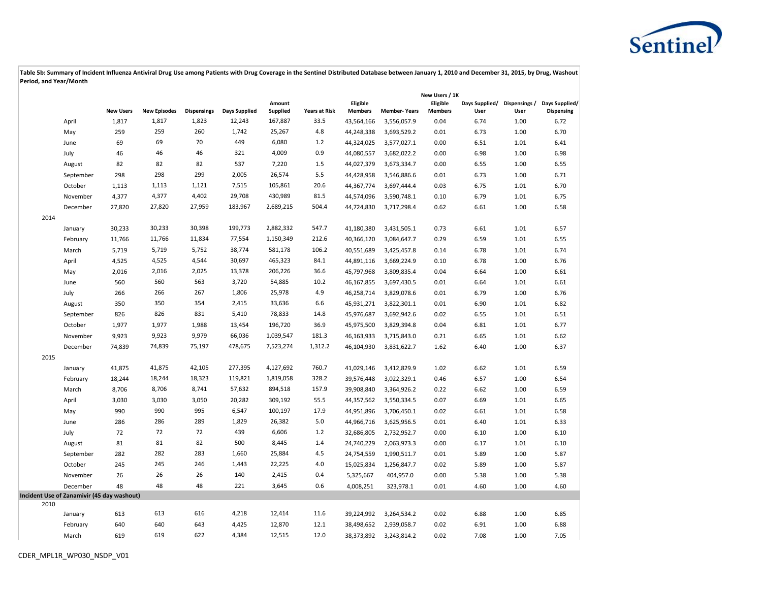**Table 5b: Summary of Incident Influenza Antiviral Drug Use among Patients with Drug Coverage in the Sentinel Distributed Database between January 1, 2010 and December 31, 2015, by Drug, Washout Period, and Year/Month**

| | | New Users | New Episodes | Dispensings | Days Supplied | Amount Supplied | Years at Risk | Eligible Members | Member- Years | New Users / 1K Eligible Members | Days Supplied/ User | Dispensings / User | Days Supplied/ Dispensing |
|---|---|---|---|---|---|---|---|---|---|---|---|---|---|
| | April | 1,817 | 1,817 | 1,823 | 12,243 | 167,887 | 33.5 | 43,564,166 | 3,556,057.9 | 0.04 | 6.74 | 1.00 | 6.72 |
| | May | 259 | 259 | 260 | 1,742 | 25,267 | 4.8 | 44,248,338 | 3,693,529.2 | 0.01 | 6.73 | 1.00 | 6.70 |
| | June | 69 | 69 | 70 | 449 | 6,080 | 1.2 | 44,324,025 | 3,577,027.1 | 0.00 | 6.51 | 1.01 | 6.41 |
| | July | 46 | 46 | 46 | 321 | 4,009 | 0.9 | 44,080,557 | 3,682,022.2 | 0.00 | 6.98 | 1.00 | 6.98 |
| | August | 82 | 82 | 82 | 537 | 7,220 | 1.5 | 44,027,379 | 3,673,334.7 | 0.00 | 6.55 | 1.00 | 6.55 |
| | September | 298 | 298 | 299 | 2,005 | 26,574 | 5.5 | 44,428,958 | 3,546,886.6 | 0.01 | 6.73 | 1.00 | 6.71 |
| | October | 1,113 | 1,113 | 1,121 | 7,515 | 105,861 | 20.6 | 44,367,774 | 3,697,444.4 | 0.03 | 6.75 | 1.01 | 6.70 |
| | November | 4,377 | 4,377 | 4,402 | 29,708 | 430,989 | 81.5 | 44,574,096 | 3,590,748.1 | 0.10 | 6.79 | 1.01 | 6.75 |
| | December | 27,820 | 27,820 | 27,959 | 183,967 | 2,689,215 | 504.4 | 44,724,830 | 3,717,298.4 | 0.62 | 6.61 | 1.00 | 6.58 |
| 2014 | | | | | | | | | | | | | |
| | January | 30,233 | 30,233 | 30,398 | 199,773 | 2,882,332 | 547.7 | 41,180,380 | 3,431,505.1 | 0.73 | 6.61 | 1.01 | 6.57 |
| | February | 11,766 | 11,766 | 11,834 | 77,554 | 1,150,349 | 212.6 | 40,366,120 | 3,084,647.7 | 0.29 | 6.59 | 1.01 | 6.55 |
| | March | 5,719 | 5,719 | 5,752 | 38,774 | 581,178 | 106.2 | 40,551,689 | 3,425,457.8 | 0.14 | 6.78 | 1.01 | 6.74 |
| | April | 4,525 | 4,525 | 4,544 | 30,697 | 465,323 | 84.1 | 44,891,116 | 3,669,224.9 | 0.10 | 6.78 | 1.00 | 6.76 |
| | May | 2,016 | 2,016 | 2,025 | 13,378 | 206,226 | 36.6 | 45,797,968 | 3,809,835.4 | 0.04 | 6.64 | 1.00 | 6.61 |
| | June | 560 | 560 | 563 | 3,720 | 54,885 | 10.2 | 46,167,855 | 3,697,430.5 | 0.01 | 6.64 | 1.01 | 6.61 |
| | July | 266 | 266 | 267 | 1,806 | 25,978 | 4.9 | 46,258,714 | 3,829,078.6 | 0.01 | 6.79 | 1.00 | 6.76 |
| | August | 350 | 350 | 354 | 2,415 | 33,636 | 6.6 | 45,931,271 | 3,822,301.1 | 0.01 | 6.90 | 1.01 | 6.82 |
| | September | 826 | 826 | 831 | 5,410 | 78,833 | 14.8 | 45,976,687 | 3,692,942.6 | 0.02 | 6.55 | 1.01 | 6.51 |
| | October | 1,977 | 1,977 | 1,988 | 13,454 | 196,720 | 36.9 | 45,975,500 | 3,829,394.8 | 0.04 | 6.81 | 1.01 | 6.77 |
| | November | 9,923 | 9,923 | 9,979 | 66,036 | 1,039,547 | 181.3 | 46,163,933 | 3,715,843.0 | 0.21 | 6.65 | 1.01 | 6.62 |
| | December | 74,839 | 74,839 | 75,197 | 478,675 | 7,523,274 | 1,312.2 | 46,104,930 | 3,831,622.7 | 1.62 | 6.40 | 1.00 | 6.37 |
| 2015 | | | | | | | | | | | | | |
| | January | 41,875 | 41,875 | 42,105 | 277,395 | 4,127,692 | 760.7 | 41,029,146 | 3,412,829.9 | 1.02 | 6.62 | 1.01 | 6.59 |
| | February | 18,244 | 18,244 | 18,323 | 119,821 | 1,819,058 | 328.2 | 39,576,448 | 3,022,329.1 | 0.46 | 6.57 | 1.00 | 6.54 |
| | March | 8,706 | 8,706 | 8,741 | 57,632 | 894,518 | 157.9 | 39,908,840 | 3,364,926.2 | 0.22 | 6.62 | 1.00 | 6.59 |
| | April | 3,030 | 3,030 | 3,050 | 20,282 | 309,192 | 55.5 | 44,357,562 | 3,550,334.5 | 0.07 | 6.69 | 1.01 | 6.65 |
| | May | 990 | 990 | 995 | 6,547 | 100,197 | 17.9 | 44,951,896 | 3,706,450.1 | 0.02 | 6.61 | 1.01 | 6.58 |
| | June | 286 | 286 | 289 | 1,829 | 26,382 | 5.0 | 44,966,716 | 3,625,956.5 | 0.01 | 6.40 | 1.01 | 6.33 |
| | July | 72 | 72 | 72 | 439 | 6,606 | 1.2 | 32,686,805 | 2,732,952.7 | 0.00 | 6.10 | 1.00 | 6.10 |
| | August | 81 | 81 | 82 | 500 | 8,445 | 1.4 | 24,740,229 | 2,063,973.3 | 0.00 | 6.17 | 1.01 | 6.10 |
| | September | 282 | 282 | 283 | 1,660 | 25,884 | 4.5 | 24,754,559 | 1,990,511.7 | 0.01 | 5.89 | 1.00 | 5.87 |
| | October | 245 | 245 | 246 | 1,443 | 22,225 | 4.0 | 15,025,834 | 1,256,847.7 | 0.02 | 5.89 | 1.00 | 5.87 |
| | November | 26 | 26 | 26 | 140 | 2,415 | 0.4 | 5,325,667 | 404,957.0 | 0.00 | 5.38 | 1.00 | 5.38 |
| | December | 48 | 48 | 48 | 221 | 3,645 | 0.6 | 4,008,251 | 323,978.1 | 0.01 | 4.60 | 1.00 | 4.60 |
| **Incident Use of Zanamivir (45 day washout)** | | | | | | | | | | | | | |
| 2010 | | | | | | | | | | | | | |
| | January | 613 | 613 | 616 | 4,218 | 12,414 | 11.6 | 39,224,992 | 3,264,534.2 | 0.02 | 6.88 | 1.00 | 6.85 |
| | February | 640 | 640 | 643 | 4,425 | 12,870 | 12.1 | 38,498,652 | 2,939,058.7 | 0.02 | 6.91 | 1.00 | 6.88 |
| | March | 619 | 619 | 622 | 4,384 | 12,515 | 12.0 | 38,373,892 | 3,243,814.2 | 0.02 | 7.08 | 1.00 | 7.05 |

CDER_MPL1R_WP030_NSDP_V01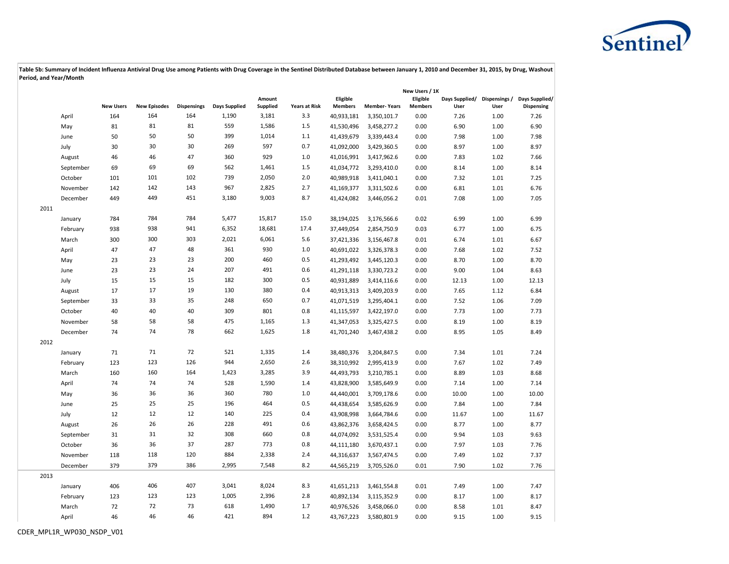**Table 5b: Summary of Incident Influenza Antiviral Drug Use among Patients with Drug Coverage in the Sentinel Distributed Database between January 1, 2010 and December 31, 2015, by Drug, Washout Period, and Year/Month**

| | | New Users | New Episodes | Dispensings | Days Supplied | Amount Supplied | Years at Risk | Eligible Members | Member- Years | New Users / 1K Eligible Members | Days Supplied/ User | Dispensings / User | Days Supplied/ Dispensing |
|---|---|---|---|---|---|---|---|---|---|---|---|---|---|
| | April | 164 | 164 | 164 | 1,190 | 3,181 | 3.3 | 40,933,181 | 3,350,101.7 | 0.00 | 7.26 | 1.00 | 7.26 |
| | May | 81 | 81 | 81 | 559 | 1,586 | 1.5 | 41,530,496 | 3,458,277.2 | 0.00 | 6.90 | 1.00 | 6.90 |
| | June | 50 | 50 | 50 | 399 | 1,014 | 1.1 | 41,439,679 | 3,339,443.4 | 0.00 | 7.98 | 1.00 | 7.98 |
| | July | 30 | 30 | 30 | 269 | 597 | 0.7 | 41,092,000 | 3,429,360.5 | 0.00 | 8.97 | 1.00 | 8.97 |
| | August | 46 | 46 | 47 | 360 | 929 | 1.0 | 41,016,991 | 3,417,962.6 | 0.00 | 7.83 | 1.02 | 7.66 |
| | September | 69 | 69 | 69 | 562 | 1,461 | 1.5 | 41,034,772 | 3,293,410.0 | 0.00 | 8.14 | 1.00 | 8.14 |
| | October | 101 | 101 | 102 | 739 | 2,050 | 2.0 | 40,989,918 | 3,411,040.1 | 0.00 | 7.32 | 1.01 | 7.25 |
| | November | 142 | 142 | 143 | 967 | 2,825 | 2.7 | 41,169,377 | 3,311,502.6 | 0.00 | 6.81 | 1.01 | 6.76 |
| | December | 449 | 449 | 451 | 3,180 | 9,003 | 8.7 | 41,424,082 | 3,446,056.2 | 0.01 | 7.08 | 1.00 | 7.05 |
| 2011 | | | | | | | | | | | | | |
| | January | 784 | 784 | 784 | 5,477 | 15,817 | 15.0 | 38,194,025 | 3,176,566.6 | 0.02 | 6.99 | 1.00 | 6.99 |
| | February | 938 | 938 | 941 | 6,352 | 18,681 | 17.4 | 37,449,054 | 2,854,750.9 | 0.03 | 6.77 | 1.00 | 6.75 |
| | March | 300 | 300 | 303 | 2,021 | 6,061 | 5.6 | 37,421,336 | 3,156,467.8 | 0.01 | 6.74 | 1.01 | 6.67 |
| | April | 47 | 47 | 48 | 361 | 930 | 1.0 | 40,691,022 | 3,326,378.3 | 0.00 | 7.68 | 1.02 | 7.52 |
| | May | 23 | 23 | 23 | 200 | 460 | 0.5 | 41,293,492 | 3,445,120.3 | 0.00 | 8.70 | 1.00 | 8.70 |
| | June | 23 | 23 | 24 | 207 | 491 | 0.6 | 41,291,118 | 3,330,723.2 | 0.00 | 9.00 | 1.04 | 8.63 |
| | July | 15 | 15 | 15 | 182 | 300 | 0.5 | 40,931,889 | 3,414,116.6 | 0.00 | 12.13 | 1.00 | 12.13 |
| | August | 17 | 17 | 19 | 130 | 380 | 0.4 | 40,913,313 | 3,409,203.9 | 0.00 | 7.65 | 1.12 | 6.84 |
| | September | 33 | 33 | 35 | 248 | 650 | 0.7 | 41,071,519 | 3,295,404.1 | 0.00 | 7.52 | 1.06 | 7.09 |
| | October | 40 | 40 | 40 | 309 | 801 | 0.8 | 41,115,597 | 3,422,197.0 | 0.00 | 7.73 | 1.00 | 7.73 |
| | November | 58 | 58 | 58 | 475 | 1,165 | 1.3 | 41,347,053 | 3,325,427.5 | 0.00 | 8.19 | 1.00 | 8.19 |
| | December | 74 | 74 | 78 | 662 | 1,625 | 1.8 | 41,701,240 | 3,467,438.2 | 0.00 | 8.95 | 1.05 | 8.49 |
| 2012 | | | | | | | | | | | | | |
| | January | 71 | 71 | 72 | 521 | 1,335 | 1.4 | 38,480,376 | 3,204,847.5 | 0.00 | 7.34 | 1.01 | 7.24 |
| | February | 123 | 123 | 126 | 944 | 2,650 | 2.6 | 38,310,992 | 2,995,413.9 | 0.00 | 7.67 | 1.02 | 7.49 |
| | March | 160 | 160 | 164 | 1,423 | 3,285 | 3.9 | 44,493,793 | 3,210,785.1 | 0.00 | 8.89 | 1.03 | 8.68 |
| | April | 74 | 74 | 74 | 528 | 1,590 | 1.4 | 43,828,900 | 3,585,649.9 | 0.00 | 7.14 | 1.00 | 7.14 |
| | May | 36 | 36 | 36 | 360 | 780 | 1.0 | 44,440,001 | 3,709,178.6 | 0.00 | 10.00 | 1.00 | 10.00 |
| | June | 25 | 25 | 25 | 196 | 464 | 0.5 | 44,438,654 | 3,585,626.9 | 0.00 | 7.84 | 1.00 | 7.84 |
| | July | 12 | 12 | 12 | 140 | 225 | 0.4 | 43,908,998 | 3,664,784.6 | 0.00 | 11.67 | 1.00 | 11.67 |
| | August | 26 | 26 | 26 | 228 | 491 | 0.6 | 43,862,376 | 3,658,424.5 | 0.00 | 8.77 | 1.00 | 8.77 |
| | September | 31 | 31 | 32 | 308 | 660 | 0.8 | 44,074,092 | 3,531,525.4 | 0.00 | 9.94 | 1.03 | 9.63 |
| | October | 36 | 36 | 37 | 287 | 773 | 0.8 | 44,111,180 | 3,670,437.1 | 0.00 | 7.97 | 1.03 | 7.76 |
| | November | 118 | 118 | 120 | 884 | 2,338 | 2.4 | 44,316,637 | 3,567,474.5 | 0.00 | 7.49 | 1.02 | 7.37 |
| | December | 379 | 379 | 386 | 2,995 | 7,548 | 8.2 | 44,565,219 | 3,705,526.0 | 0.01 | 7.90 | 1.02 | 7.76 |
| 2013 | | | | | | | | | | | | | |
| | January | 406 | 406 | 407 | 3,041 | 8,024 | 8.3 | 41,651,213 | 3,461,554.8 | 0.01 | 7.49 | 1.00 | 7.47 |
| | February | 123 | 123 | 123 | 1,005 | 2,396 | 2.8 | 40,892,134 | 3,115,352.9 | 0.00 | 8.17 | 1.00 | 8.17 |
| | March | 72 | 72 | 73 | 618 | 1,490 | 1.7 | 40,976,526 | 3,458,066.0 | 0.00 | 8.58 | 1.01 | 8.47 |
| | April | 46 | 46 | 46 | 421 | 894 | 1.2 | 43,767,223 | 3,580,801.9 | 0.00 | 9.15 | 1.00 | 9.15 |

CDER_MPL1R_WP030_NSDP_V01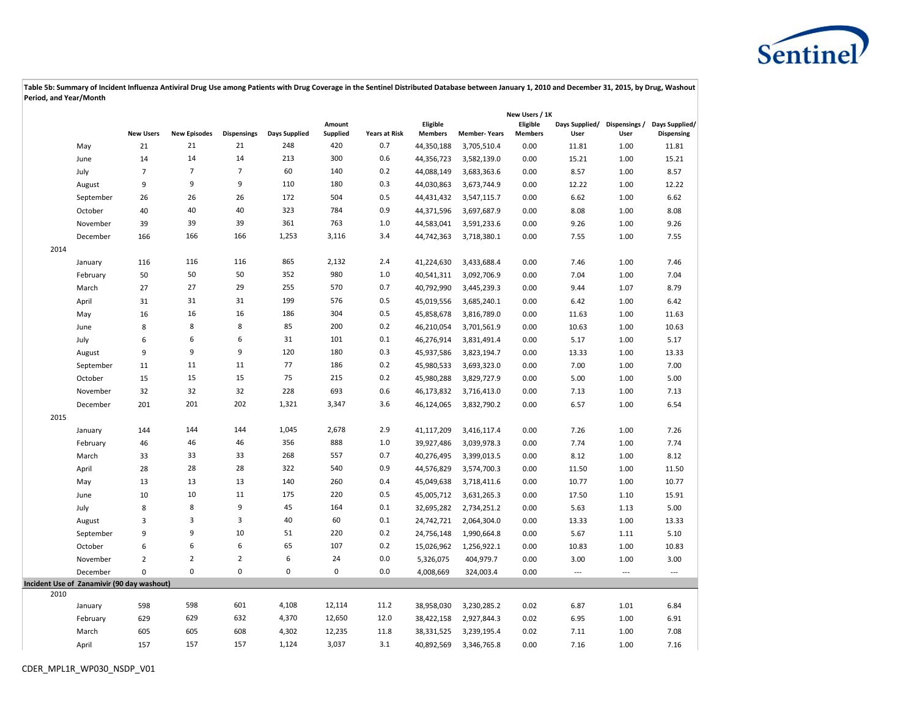**Table 5b: Summary of Incident Influenza Antiviral Drug Use among Patients with Drug Coverage in the Sentinel Distributed Database between January 1, 2010 and December 31, 2015, by Drug, Washout Period, and Year/Month**

| | | New Users | New Episodes | Dispensings | Days Supplied | Amount Supplied | Years at Risk | Eligible Members | Member- Years | New Users / 1K Eligible Members | Days Supplied/ User | Dispensings / User | Days Supplied/ Dispensing |
|---|---|---|---|---|---|---|---|---|---|---|---|---|---|
| | May | 21 | 21 | 21 | 248 | 420 | 0.7 | 44,350,188 | 3,705,510.4 | 0.00 | 11.81 | 1.00 | 11.81 |
| | June | 14 | 14 | 14 | 213 | 300 | 0.6 | 44,356,723 | 3,582,139.0 | 0.00 | 15.21 | 1.00 | 15.21 |
| | July | 7 | 7 | 7 | 60 | 140 | 0.2 | 44,088,149 | 3,683,363.6 | 0.00 | 8.57 | 1.00 | 8.57 |
| | August | 9 | 9 | 9 | 110 | 180 | 0.3 | 44,030,863 | 3,673,744.9 | 0.00 | 12.22 | 1.00 | 12.22 |
| | September | 26 | 26 | 26 | 172 | 504 | 0.5 | 44,431,432 | 3,547,115.7 | 0.00 | 6.62 | 1.00 | 6.62 |
| | October | 40 | 40 | 40 | 323 | 784 | 0.9 | 44,371,596 | 3,697,687.9 | 0.00 | 8.08 | 1.00 | 8.08 |
| | November | 39 | 39 | 39 | 361 | 763 | 1.0 | 44,583,041 | 3,591,233.6 | 0.00 | 9.26 | 1.00 | 9.26 |
| | December | 166 | 166 | 166 | 1,253 | 3,116 | 3.4 | 44,742,363 | 3,718,380.1 | 0.00 | 7.55 | 1.00 | 7.55 |
| 2014 | | | | | | | | | | | | | |
| | January | 116 | 116 | 116 | 865 | 2,132 | 2.4 | 41,224,630 | 3,433,688.4 | 0.00 | 7.46 | 1.00 | 7.46 |
| | February | 50 | 50 | 50 | 352 | 980 | 1.0 | 40,541,311 | 3,092,706.9 | 0.00 | 7.04 | 1.00 | 7.04 |
| | March | 27 | 27 | 29 | 255 | 570 | 0.7 | 40,792,990 | 3,445,239.3 | 0.00 | 9.44 | 1.07 | 8.79 |
| | April | 31 | 31 | 31 | 199 | 576 | 0.5 | 45,019,556 | 3,685,240.1 | 0.00 | 6.42 | 1.00 | 6.42 |
| | May | 16 | 16 | 16 | 186 | 304 | 0.5 | 45,858,678 | 3,816,789.0 | 0.00 | 11.63 | 1.00 | 11.63 |
| | June | 8 | 8 | 8 | 85 | 200 | 0.2 | 46,210,054 | 3,701,561.9 | 0.00 | 10.63 | 1.00 | 10.63 |
| | July | 6 | 6 | 6 | 31 | 101 | 0.1 | 46,276,914 | 3,831,491.4 | 0.00 | 5.17 | 1.00 | 5.17 |
| | August | 9 | 9 | 9 | 120 | 180 | 0.3 | 45,937,586 | 3,823,194.7 | 0.00 | 13.33 | 1.00 | 13.33 |
| | September | 11 | 11 | 11 | 77 | 186 | 0.2 | 45,980,533 | 3,693,323.0 | 0.00 | 7.00 | 1.00 | 7.00 |
| | October | 15 | 15 | 15 | 75 | 215 | 0.2 | 45,980,288 | 3,829,727.9 | 0.00 | 5.00 | 1.00 | 5.00 |
| | November | 32 | 32 | 32 | 228 | 693 | 0.6 | 46,173,832 | 3,716,413.0 | 0.00 | 7.13 | 1.00 | 7.13 |
| | December | 201 | 201 | 202 | 1,321 | 3,347 | 3.6 | 46,124,065 | 3,832,790.2 | 0.00 | 6.57 | 1.00 | 6.54 |
| 2015 | | | | | | | | | | | | | |
| | January | 144 | 144 | 144 | 1,045 | 2,678 | 2.9 | 41,117,209 | 3,416,117.4 | 0.00 | 7.26 | 1.00 | 7.26 |
| | February | 46 | 46 | 46 | 356 | 888 | 1.0 | 39,927,486 | 3,039,978.3 | 0.00 | 7.74 | 1.00 | 7.74 |
| | March | 33 | 33 | 33 | 268 | 557 | 0.7 | 40,276,495 | 3,399,013.5 | 0.00 | 8.12 | 1.00 | 8.12 |
| | April | 28 | 28 | 28 | 322 | 540 | 0.9 | 44,576,829 | 3,574,700.3 | 0.00 | 11.50 | 1.00 | 11.50 |
| | May | 13 | 13 | 13 | 140 | 260 | 0.4 | 45,049,638 | 3,718,411.6 | 0.00 | 10.77 | 1.00 | 10.77 |
| | June | 10 | 10 | 11 | 175 | 220 | 0.5 | 45,005,712 | 3,631,265.3 | 0.00 | 17.50 | 1.10 | 15.91 |
| | July | 8 | 8 | 9 | 45 | 164 | 0.1 | 32,695,282 | 2,734,251.2 | 0.00 | 5.63 | 1.13 | 5.00 |
| | August | 3 | 3 | 3 | 40 | 60 | 0.1 | 24,742,721 | 2,064,304.0 | 0.00 | 13.33 | 1.00 | 13.33 |
| | September | 9 | 9 | 10 | 51 | 220 | 0.2 | 24,756,148 | 1,990,664.8 | 0.00 | 5.67 | 1.11 | 5.10 |
| | October | 6 | 6 | 6 | 65 | 107 | 0.2 | 15,026,962 | 1,256,922.1 | 0.00 | 10.83 | 1.00 | 10.83 |
| | November | 2 | 2 | 2 | 6 | 24 | 0.0 | 5,326,075 | 404,979.7 | 0.00 | 3.00 | 1.00 | 3.00 |
| | December | 0 | 0 | 0 | 0 | 0 | 0.0 | 4,008,669 | 324,003.4 | 0.00 | --- | --- | --- |
| **Incident Use of Zanamivir (90 day washout)** | | | | | | | | | | | | | |
| 2010 | | | | | | | | | | | | | |
| | January | 598 | 598 | 601 | 4,108 | 12,114 | 11.2 | 38,958,030 | 3,230,285.2 | 0.02 | 6.87 | 1.01 | 6.84 |
| | February | 629 | 629 | 632 | 4,370 | 12,650 | 12.0 | 38,422,158 | 2,927,844.3 | 0.02 | 6.95 | 1.00 | 6.91 |
| | March | 605 | 605 | 608 | 4,302 | 12,235 | 11.8 | 38,331,525 | 3,239,195.4 | 0.02 | 7.11 | 1.00 | 7.08 |
| | April | 157 | 157 | 157 | 1,124 | 3,037 | 3.1 | 40,892,569 | 3,346,765.8 | 0.00 | 7.16 | 1.00 | 7.16 |

CDER_MPL1R_WP030_NSDP_V01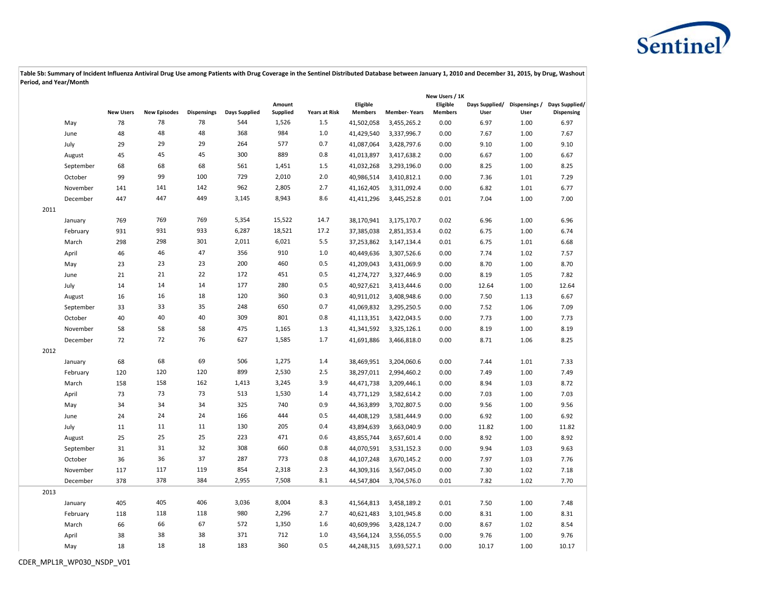**Table 5b: Summary of Incident Influenza Antiviral Drug Use among Patients with Drug Coverage in the Sentinel Distributed Database between January 1, 2010 and December 31, 2015, by Drug, Washout Period, and Year/Month**

| | | New Users | New Episodes | Dispensings | Days Supplied | Amount Supplied | Years at Risk | Eligible Members | Member- Years | New Users / 1K Eligible Members | Days Supplied/ User | Dispensings / User | Days Supplied/ Dispensing |
|---|---|---|---|---|---|---|---|---|---|---|---|---|---|
| | May | 78 | 78 | 78 | 544 | 1,526 | 1.5 | 41,502,058 | 3,455,265.2 | 0.00 | 6.97 | 1.00 | 6.97 |
| | June | 48 | 48 | 48 | 368 | 984 | 1.0 | 41,429,540 | 3,337,996.7 | 0.00 | 7.67 | 1.00 | 7.67 |
| | July | 29 | 29 | 29 | 264 | 577 | 0.7 | 41,087,064 | 3,428,797.6 | 0.00 | 9.10 | 1.00 | 9.10 |
| | August | 45 | 45 | 45 | 300 | 889 | 0.8 | 41,013,897 | 3,417,638.2 | 0.00 | 6.67 | 1.00 | 6.67 |
| | September | 68 | 68 | 68 | 561 | 1,451 | 1.5 | 41,032,268 | 3,293,196.0 | 0.00 | 8.25 | 1.00 | 8.25 |
| | October | 99 | 99 | 100 | 729 | 2,010 | 2.0 | 40,986,514 | 3,410,812.1 | 0.00 | 7.36 | 1.01 | 7.29 |
| | November | 141 | 141 | 142 | 962 | 2,805 | 2.7 | 41,162,405 | 3,311,092.4 | 0.00 | 6.82 | 1.01 | 6.77 |
| | December | 447 | 447 | 449 | 3,145 | 8,943 | 8.6 | 41,411,296 | 3,445,252.8 | 0.01 | 7.04 | 1.00 | 7.00 |
| 2011 | | | | | | | | | | | | | |
| | January | 769 | 769 | 769 | 5,354 | 15,522 | 14.7 | 38,170,941 | 3,175,170.7 | 0.02 | 6.96 | 1.00 | 6.96 |
| | February | 931 | 931 | 933 | 6,287 | 18,521 | 17.2 | 37,385,038 | 2,851,353.4 | 0.02 | 6.75 | 1.00 | 6.74 |
| | March | 298 | 298 | 301 | 2,011 | 6,021 | 5.5 | 37,253,862 | 3,147,134.4 | 0.01 | 6.75 | 1.01 | 6.68 |
| | April | 46 | 46 | 47 | 356 | 910 | 1.0 | 40,449,636 | 3,307,526.6 | 0.00 | 7.74 | 1.02 | 7.57 |
| | May | 23 | 23 | 23 | 200 | 460 | 0.5 | 41,209,043 | 3,431,069.9 | 0.00 | 8.70 | 1.00 | 8.70 |
| | June | 21 | 21 | 22 | 172 | 451 | 0.5 | 41,274,727 | 3,327,446.9 | 0.00 | 8.19 | 1.05 | 7.82 |
| | July | 14 | 14 | 14 | 177 | 280 | 0.5 | 40,927,621 | 3,413,444.6 | 0.00 | 12.64 | 1.00 | 12.64 |
| | August | 16 | 16 | 18 | 120 | 360 | 0.3 | 40,911,012 | 3,408,948.6 | 0.00 | 7.50 | 1.13 | 6.67 |
| | September | 33 | 33 | 35 | 248 | 650 | 0.7 | 41,069,832 | 3,295,250.5 | 0.00 | 7.52 | 1.06 | 7.09 |
| | October | 40 | 40 | 40 | 309 | 801 | 0.8 | 41,113,351 | 3,422,043.5 | 0.00 | 7.73 | 1.00 | 7.73 |
| | November | 58 | 58 | 58 | 475 | 1,165 | 1.3 | 41,341,592 | 3,325,126.1 | 0.00 | 8.19 | 1.00 | 8.19 |
| | December | 72 | 72 | 76 | 627 | 1,585 | 1.7 | 41,691,886 | 3,466,818.0 | 0.00 | 8.71 | 1.06 | 8.25 |
| 2012 | | | | | | | | | | | | | |
| | January | 68 | 68 | 69 | 506 | 1,275 | 1.4 | 38,469,951 | 3,204,060.6 | 0.00 | 7.44 | 1.01 | 7.33 |
| | February | 120 | 120 | 120 | 899 | 2,530 | 2.5 | 38,297,011 | 2,994,460.2 | 0.00 | 7.49 | 1.00 | 7.49 |
| | March | 158 | 158 | 162 | 1,413 | 3,245 | 3.9 | 44,471,738 | 3,209,446.1 | 0.00 | 8.94 | 1.03 | 8.72 |
| | April | 73 | 73 | 73 | 513 | 1,530 | 1.4 | 43,771,129 | 3,582,614.2 | 0.00 | 7.03 | 1.00 | 7.03 |
| | May | 34 | 34 | 34 | 325 | 740 | 0.9 | 44,363,899 | 3,702,807.5 | 0.00 | 9.56 | 1.00 | 9.56 |
| | June | 24 | 24 | 24 | 166 | 444 | 0.5 | 44,408,129 | 3,581,444.9 | 0.00 | 6.92 | 1.00 | 6.92 |
| | July | 11 | 11 | 11 | 130 | 205 | 0.4 | 43,894,639 | 3,663,040.9 | 0.00 | 11.82 | 1.00 | 11.82 |
| | August | 25 | 25 | 25 | 223 | 471 | 0.6 | 43,855,744 | 3,657,601.4 | 0.00 | 8.92 | 1.00 | 8.92 |
| | September | 31 | 31 | 32 | 308 | 660 | 0.8 | 44,070,591 | 3,531,152.3 | 0.00 | 9.94 | 1.03 | 9.63 |
| | October | 36 | 36 | 37 | 287 | 773 | 0.8 | 44,107,248 | 3,670,145.2 | 0.00 | 7.97 | 1.03 | 7.76 |
| | November | 117 | 117 | 119 | 854 | 2,318 | 2.3 | 44,309,316 | 3,567,045.0 | 0.00 | 7.30 | 1.02 | 7.18 |
| | December | 378 | 378 | 384 | 2,955 | 7,508 | 8.1 | 44,547,804 | 3,704,576.0 | 0.01 | 7.82 | 1.02 | 7.70 |
| 2013 | | | | | | | | | | | | | |
| | January | 405 | 405 | 406 | 3,036 | 8,004 | 8.3 | 41,564,813 | 3,458,189.2 | 0.01 | 7.50 | 1.00 | 7.48 |
| | February | 118 | 118 | 118 | 980 | 2,296 | 2.7 | 40,621,483 | 3,101,945.8 | 0.00 | 8.31 | 1.00 | 8.31 |
| | March | 66 | 66 | 67 | 572 | 1,350 | 1.6 | 40,609,996 | 3,428,124.7 | 0.00 | 8.67 | 1.02 | 8.54 |
| | April | 38 | 38 | 38 | 371 | 712 | 1.0 | 43,564,124 | 3,556,055.5 | 0.00 | 9.76 | 1.00 | 9.76 |
| | May | 18 | 18 | 18 | 183 | 360 | 0.5 | 44,248,315 | 3,693,527.1 | 0.00 | 10.17 | 1.00 | 10.17 |

CDER_MPL1R_WP030_NSDP_V01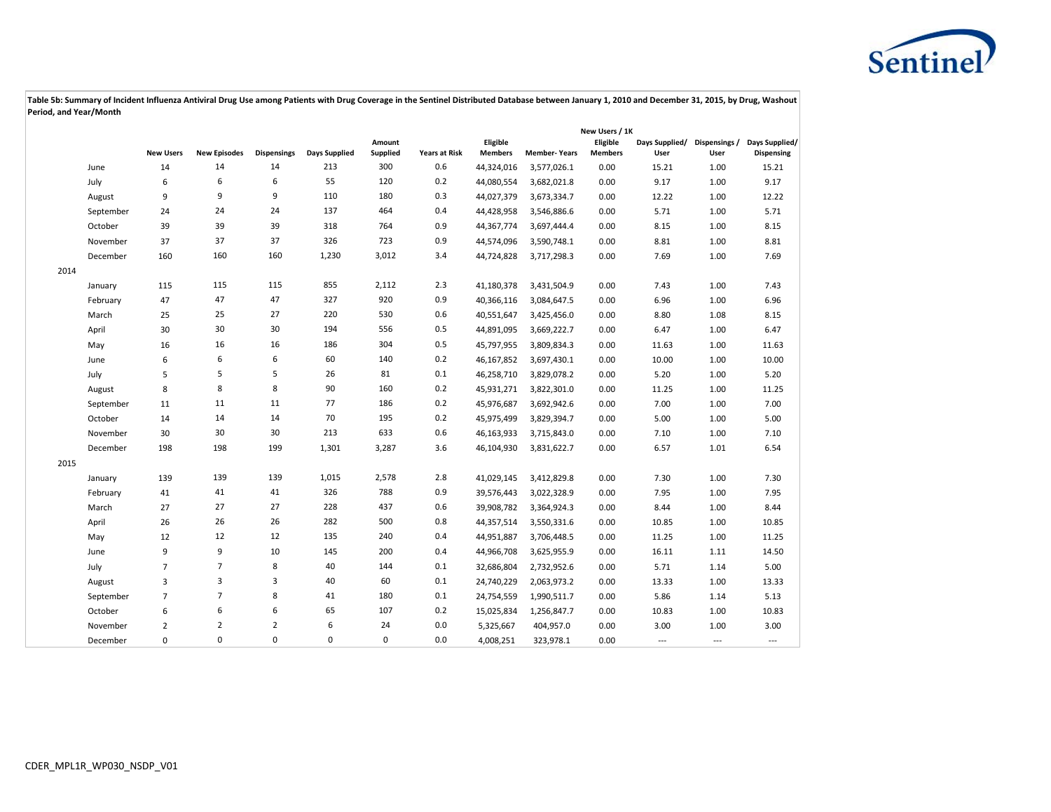**Table 5b: Summary of Incident Influenza Antiviral Drug Use among Patients with Drug Coverage in the Sentinel Distributed Database between January 1, 2010 and December 31, 2015, by Drug, Washout Period, and Year/Month**

| | | New Users | New Episodes | Dispensings | Days Supplied | Amount Supplied | Years at Risk | Eligible Members | Member- Years | New Users / 1K Eligible Members | Days Supplied/ User | Dispensings / User | Days Supplied/ Dispensing |
|---|---|---|---|---|---|---|---|---|---|---|---|---|---|
| | June | 14 | 14 | 14 | 213 | 300 | 0.6 | 44,324,016 | 3,577,026.1 | 0.00 | 15.21 | 1.00 | 15.21 |
| | July | 6 | 6 | 6 | 55 | 120 | 0.2 | 44,080,554 | 3,682,021.8 | 0.00 | 9.17 | 1.00 | 9.17 |
| | August | 9 | 9 | 9 | 110 | 180 | 0.3 | 44,027,379 | 3,673,334.7 | 0.00 | 12.22 | 1.00 | 12.22 |
| | September | 24 | 24 | 24 | 137 | 464 | 0.4 | 44,428,958 | 3,546,886.6 | 0.00 | 5.71 | 1.00 | 5.71 |
| | October | 39 | 39 | 39 | 318 | 764 | 0.9 | 44,367,774 | 3,697,444.4 | 0.00 | 8.15 | 1.00 | 8.15 |
| | November | 37 | 37 | 37 | 326 | 723 | 0.9 | 44,574,096 | 3,590,748.1 | 0.00 | 8.81 | 1.00 | 8.81 |
| | December | 160 | 160 | 160 | 1,230 | 3,012 | 3.4 | 44,724,828 | 3,717,298.3 | 0.00 | 7.69 | 1.00 | 7.69 |
| 2014 | | | | | | | | | | | | | |
| | January | 115 | 115 | 115 | 855 | 2,112 | 2.3 | 41,180,378 | 3,431,504.9 | 0.00 | 7.43 | 1.00 | 7.43 |
| | February | 47 | 47 | 47 | 327 | 920 | 0.9 | 40,366,116 | 3,084,647.5 | 0.00 | 6.96 | 1.00 | 6.96 |
| | March | 25 | 25 | 27 | 220 | 530 | 0.6 | 40,551,647 | 3,425,456.0 | 0.00 | 8.80 | 1.08 | 8.15 |
| | April | 30 | 30 | 30 | 194 | 556 | 0.5 | 44,891,095 | 3,669,222.7 | 0.00 | 6.47 | 1.00 | 6.47 |
| | May | 16 | 16 | 16 | 186 | 304 | 0.5 | 45,797,955 | 3,809,834.3 | 0.00 | 11.63 | 1.00 | 11.63 |
| | June | 6 | 6 | 6 | 60 | 140 | 0.2 | 46,167,852 | 3,697,430.1 | 0.00 | 10.00 | 1.00 | 10.00 |
| | July | 5 | 5 | 5 | 26 | 81 | 0.1 | 46,258,710 | 3,829,078.2 | 0.00 | 5.20 | 1.00 | 5.20 |
| | August | 8 | 8 | 8 | 90 | 160 | 0.2 | 45,931,271 | 3,822,301.0 | 0.00 | 11.25 | 1.00 | 11.25 |
| | September | 11 | 11 | 11 | 77 | 186 | 0.2 | 45,976,687 | 3,692,942.6 | 0.00 | 7.00 | 1.00 | 7.00 |
| | October | 14 | 14 | 14 | 70 | 195 | 0.2 | 45,975,499 | 3,829,394.7 | 0.00 | 5.00 | 1.00 | 5.00 |
| | November | 30 | 30 | 30 | 213 | 633 | 0.6 | 46,163,933 | 3,715,843.0 | 0.00 | 7.10 | 1.00 | 7.10 |
| | December | 198 | 198 | 199 | 1,301 | 3,287 | 3.6 | 46,104,930 | 3,831,622.7 | 0.00 | 6.57 | 1.01 | 6.54 |
| 2015 | | | | | | | | | | | | | |
| | January | 139 | 139 | 139 | 1,015 | 2,578 | 2.8 | 41,029,145 | 3,412,829.8 | 0.00 | 7.30 | 1.00 | 7.30 |
| | February | 41 | 41 | 41 | 326 | 788 | 0.9 | 39,576,443 | 3,022,328.9 | 0.00 | 7.95 | 1.00 | 7.95 |
| | March | 27 | 27 | 27 | 228 | 437 | 0.6 | 39,908,782 | 3,364,924.3 | 0.00 | 8.44 | 1.00 | 8.44 |
| | April | 26 | 26 | 26 | 282 | 500 | 0.8 | 44,357,514 | 3,550,331.6 | 0.00 | 10.85 | 1.00 | 10.85 |
| | May | 12 | 12 | 12 | 135 | 240 | 0.4 | 44,951,887 | 3,706,448.5 | 0.00 | 11.25 | 1.00 | 11.25 |
| | June | 9 | 9 | 10 | 145 | 200 | 0.4 | 44,966,708 | 3,625,955.9 | 0.00 | 16.11 | 1.11 | 14.50 |
| | July | 7 | 7 | 8 | 40 | 144 | 0.1 | 32,686,804 | 2,732,952.6 | 0.00 | 5.71 | 1.14 | 5.00 |
| | August | 3 | 3 | 3 | 40 | 60 | 0.1 | 24,740,229 | 2,063,973.2 | 0.00 | 13.33 | 1.00 | 13.33 |
| | September | 7 | 7 | 8 | 41 | 180 | 0.1 | 24,754,559 | 1,990,511.7 | 0.00 | 5.86 | 1.14 | 5.13 |
| | October | 6 | 6 | 6 | 65 | 107 | 0.2 | 15,025,834 | 1,256,847.7 | 0.00 | 10.83 | 1.00 | 10.83 |
| | November | 2 | 2 | 2 | 6 | 24 | 0.0 | 5,325,667 | 404,957.0 | 0.00 | 3.00 | 1.00 | 3.00 |
| | December | 0 | 0 | 0 | 0 | 0 | 0.0 | 4,008,251 | 323,978.1 | 0.00 | --- | --- | --- |

CDER_MPL1R_WP030_NSDP_V01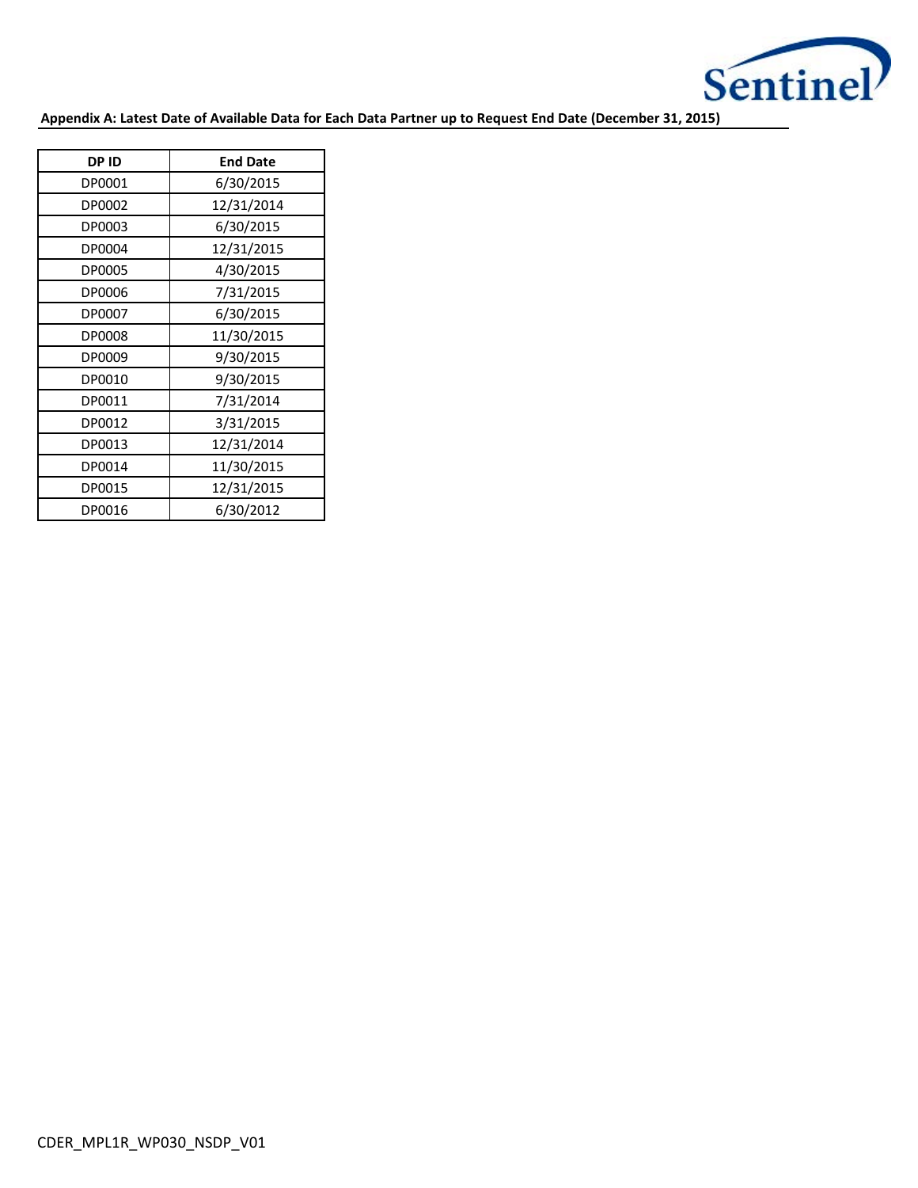**Appendix A: Latest Date of Available Data for Each Data Partner up to Request End Date (December 31, 2015)**

| DP ID | End Date |
|---|---|
| DP0001 | 6/30/2015 |
| DP0002 | 12/31/2014 |
| DP0003 | 6/30/2015 |
| DP0004 | 12/31/2015 |
| DP0005 | 4/30/2015 |
| DP0006 | 7/31/2015 |
| DP0007 | 6/30/2015 |
| DP0008 | 11/30/2015 |
| DP0009 | 9/30/2015 |
| DP0010 | 9/30/2015 |
| DP0011 | 7/31/2014 |
| DP0012 | 3/31/2015 |
| DP0013 | 12/31/2014 |
| DP0014 | 11/30/2015 |
| DP0015 | 12/31/2015 |
| DP0016 | 6/30/2012 |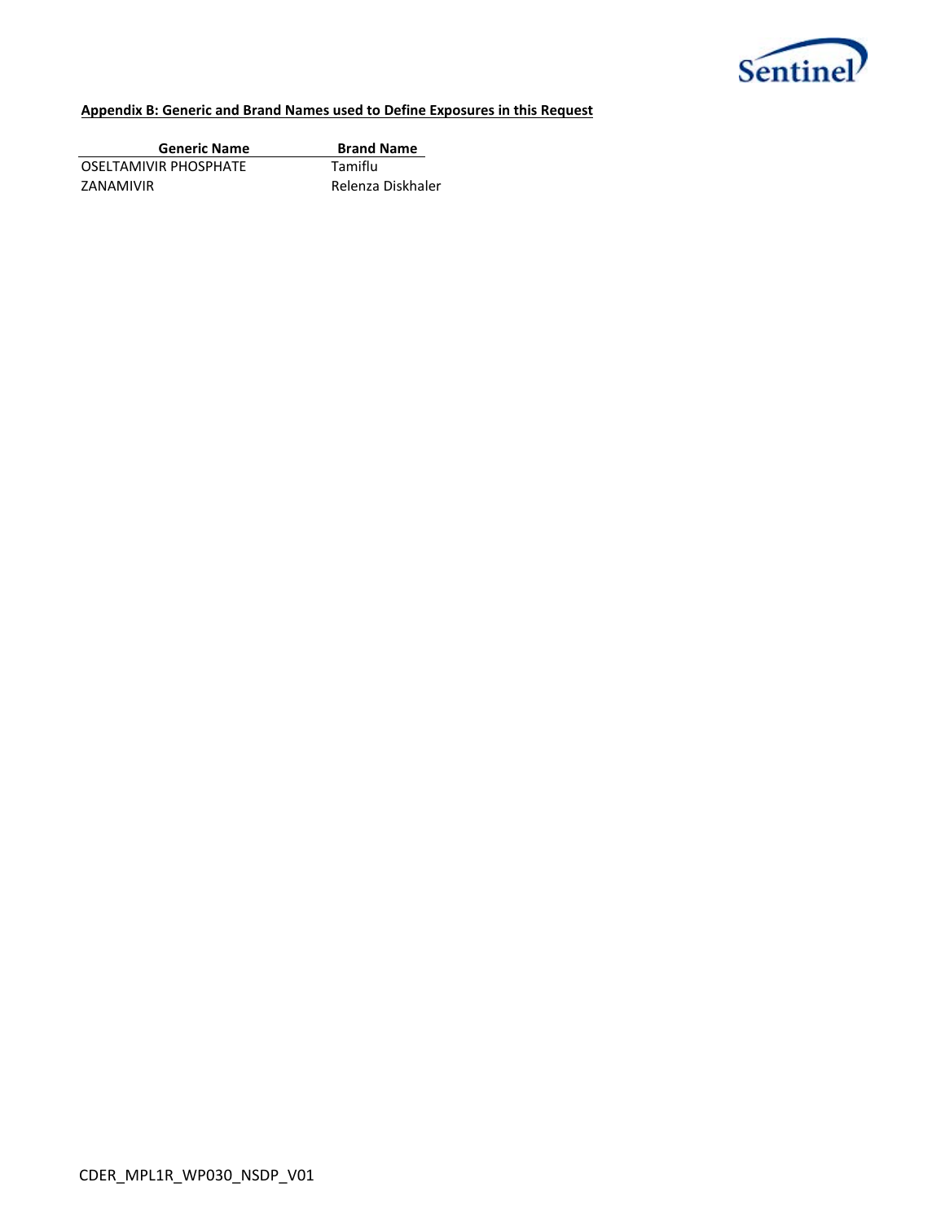**Appendix B: Generic and Brand Names used to Define Exposures in this Request**

| Generic Name | Brand Name |
| --- | --- |
| OSELTAMIVIR PHOSPHATE | Tamiflu |
| ZANAMIVIR | Relenza Diskhaler |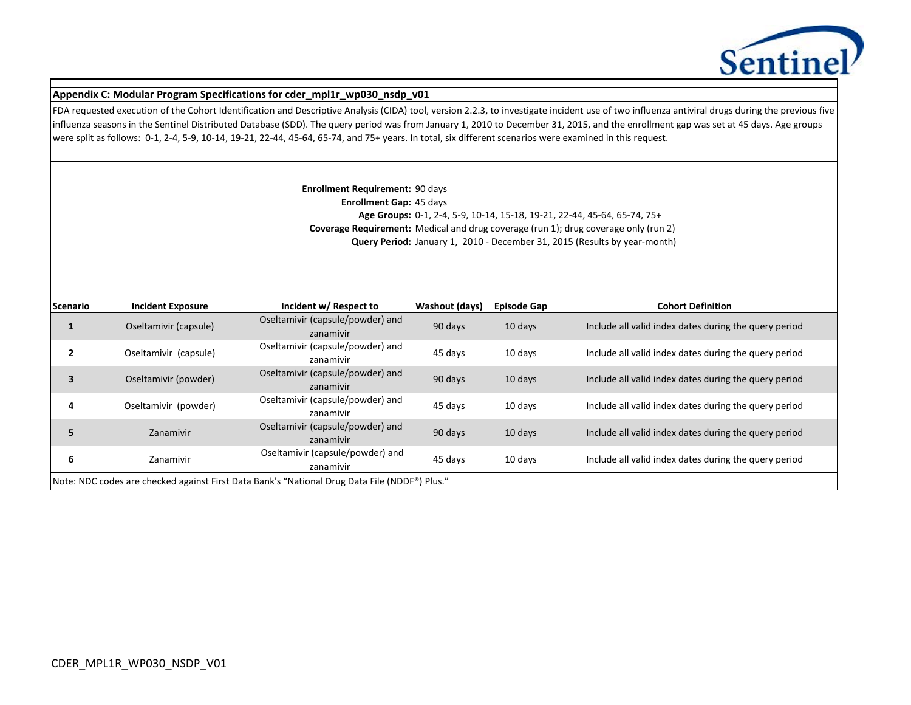**Appendix C: Modular Program Specifications for cder_mpl1r_wp030_nsdp_v01**

FDA requested execution of the Cohort Identification and Descriptive Analysis (CIDA) tool, version 2.2.3, to investigate incident use of two influenza antiviral drugs during the previous five influenza seasons in the Sentinel Distributed Database (SDD). The query period was from January 1, 2010 to December 31, 2015, and the enrollment gap was set at 45 days. Age groups were split as follows: 0-1, 2-4, 5-9, 10-14, 19-21, 22-44, 45-64, 65-74, and 75+ years. In total, six different scenarios were examined in this request.

**Enrollment Requirement:** 90 days
**Enrollment Gap:** 45 days
**Age Groups:** 0-1, 2-4, 5-9, 10-14, 15-18, 19-21, 22-44, 45-64, 65-74, 75+
**Coverage Requirement:** Medical and drug coverage (run 1); drug coverage only (run 2)
**Query Period:** January 1, 2010 - December 31, 2015 (Results by year-month)

| Scenario | Incident Exposure | Incident w/ Respect to | Washout (days) | Episode Gap | Cohort Definition |
|---|---|---|---|---|---|
| **1** | Oseltamivir (capsule) | Oseltamivir (capsule/powder) and zanamivir | 90 days | 10 days | Include all valid index dates during the query period |
| **2** | Oseltamivir (capsule) | Oseltamivir (capsule/powder) and zanamivir | 45 days | 10 days | Include all valid index dates during the query period |
| **3** | Oseltamivir (powder) | Oseltamivir (capsule/powder) and zanamivir | 90 days | 10 days | Include all valid index dates during the query period |
| **4** | Oseltamivir (powder) | Oseltamivir (capsule/powder) and zanamivir | 45 days | 10 days | Include all valid index dates during the query period |
| **5** | Zanamivir | Oseltamivir (capsule/powder) and zanamivir | 90 days | 10 days | Include all valid index dates during the query period |
| **6** | Zanamivir | Oseltamivir (capsule/powder) and zanamivir | 45 days | 10 days | Include all valid index dates during the query period |

Note: NDC codes are checked against First Data Bank's "National Drug Data File (NDDF®) Plus."